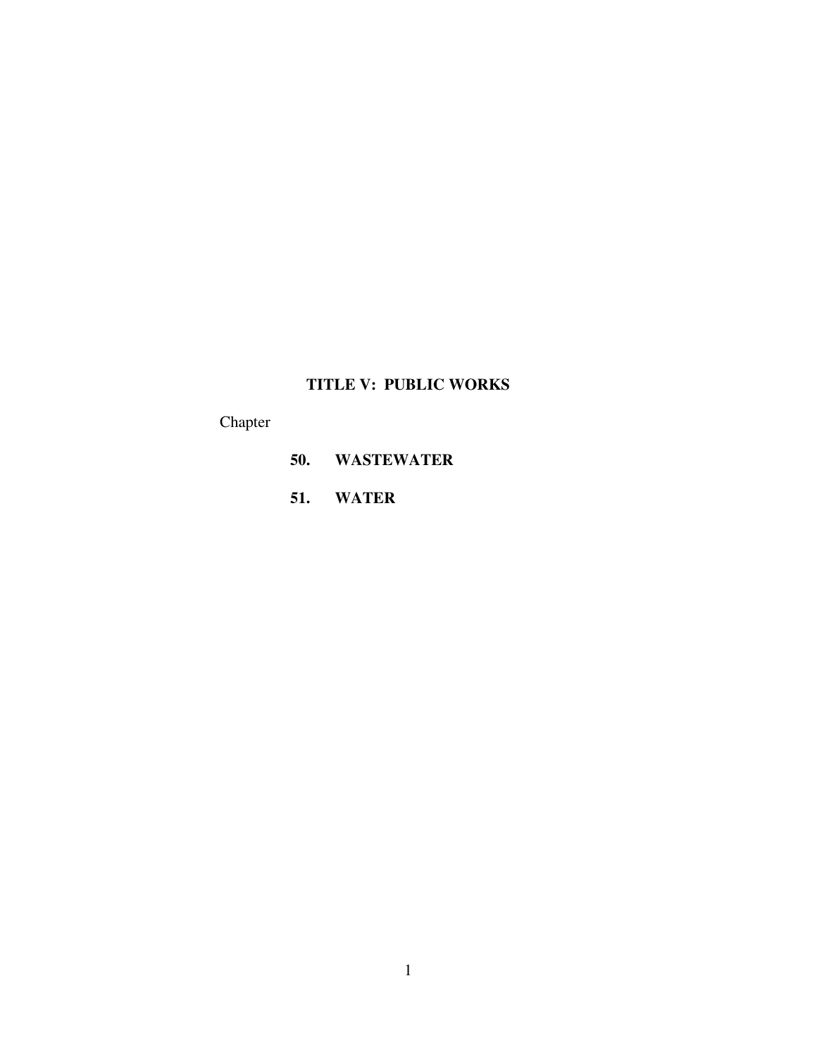# TITLE V: PUBLIC WORKS

Chapter

**50. WASTEWATER**

**51. WATER**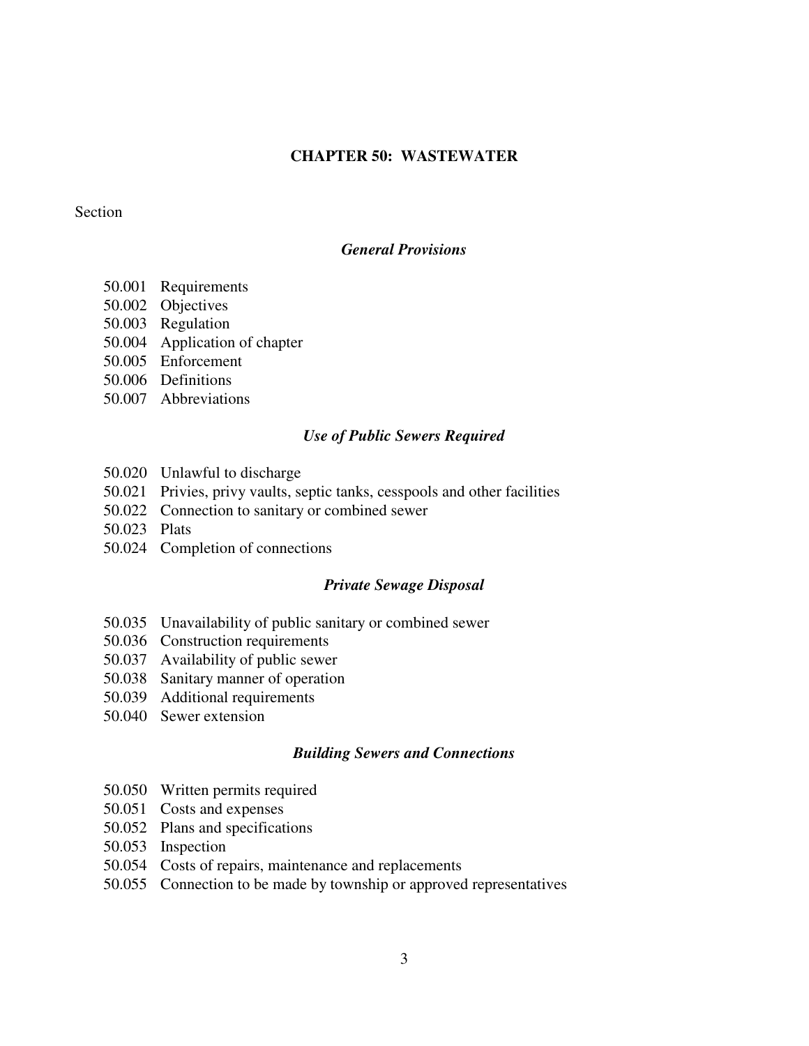# CHAPTER 50: WASTEWATER

Section

### *General Provisions*

50.001 Requirements
50.002 Objectives
50.003 Regulation
50.004 Application of chapter
50.005 Enforcement
50.006 Definitions
50.007 Abbreviations

### *Use of Public Sewers Required*

50.020 Unlawful to discharge
50.021 Privies, privy vaults, septic tanks, cesspools and other facilities
50.022 Connection to sanitary or combined sewer
50.023 Plats
50.024 Completion of connections

### *Private Sewage Disposal*

50.035 Unavailability of public sanitary or combined sewer
50.036 Construction requirements
50.037 Availability of public sewer
50.038 Sanitary manner of operation
50.039 Additional requirements
50.040 Sewer extension

### *Building Sewers and Connections*

50.050 Written permits required
50.051 Costs and expenses
50.052 Plans and specifications
50.053 Inspection
50.054 Costs of repairs, maintenance and replacements
50.055 Connection to be made by township or approved representatives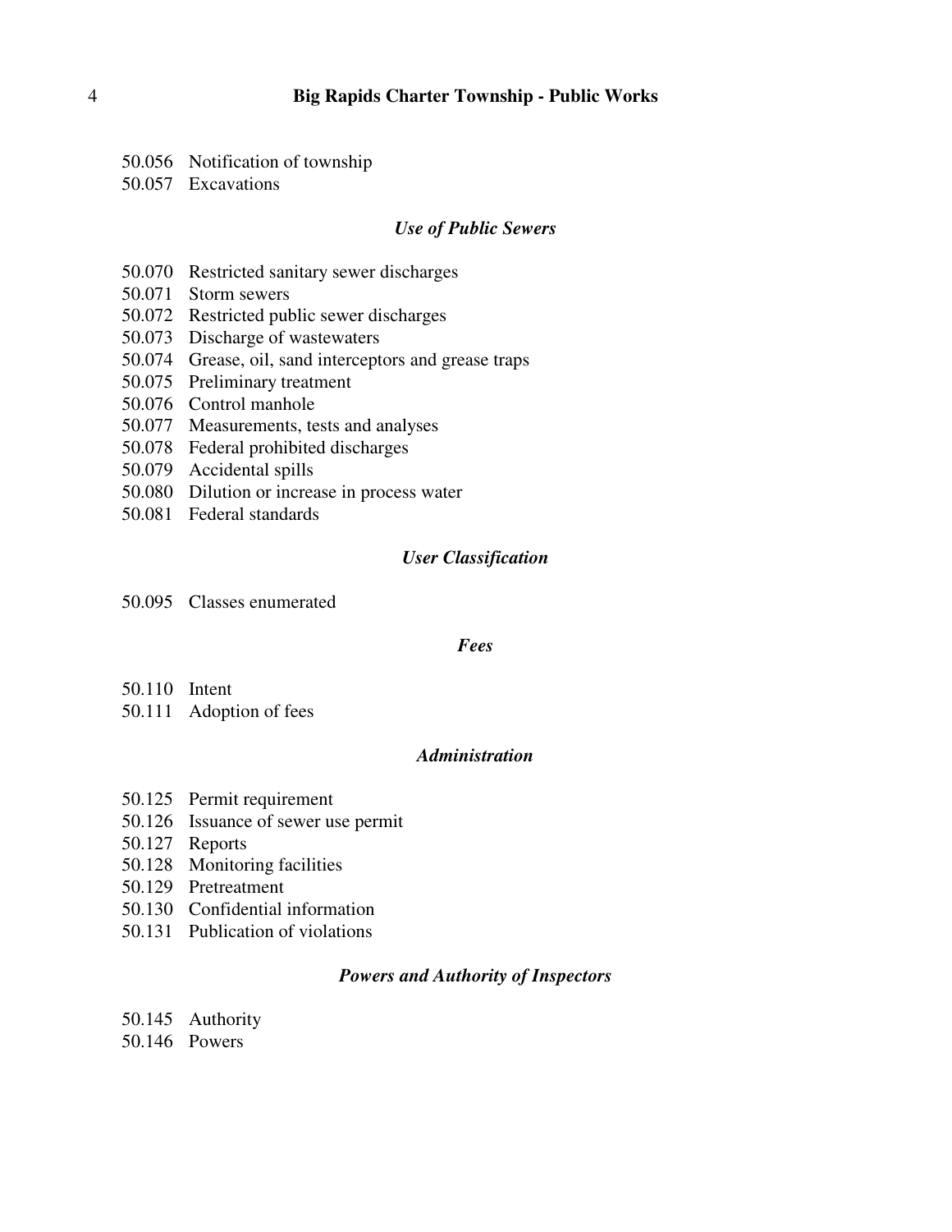50.056 Notification of township
50.057 Excavations

### *Use of Public Sewers*

50.070 Restricted sanitary sewer discharges
50.071 Storm sewers
50.072 Restricted public sewer discharges
50.073 Discharge of wastewaters
50.074 Grease, oil, sand interceptors and grease traps
50.075 Preliminary treatment
50.076 Control manhole
50.077 Measurements, tests and analyses
50.078 Federal prohibited discharges
50.079 Accidental spills
50.080 Dilution or increase in process water
50.081 Federal standards

### *User Classification*

50.095 Classes enumerated

### *Fees*

50.110 Intent
50.111 Adoption of fees

### *Administration*

50.125 Permit requirement
50.126 Issuance of sewer use permit
50.127 Reports
50.128 Monitoring facilities
50.129 Pretreatment
50.130 Confidential information
50.131 Publication of violations

### *Powers and Authority of Inspectors*

50.145 Authority
50.146 Powers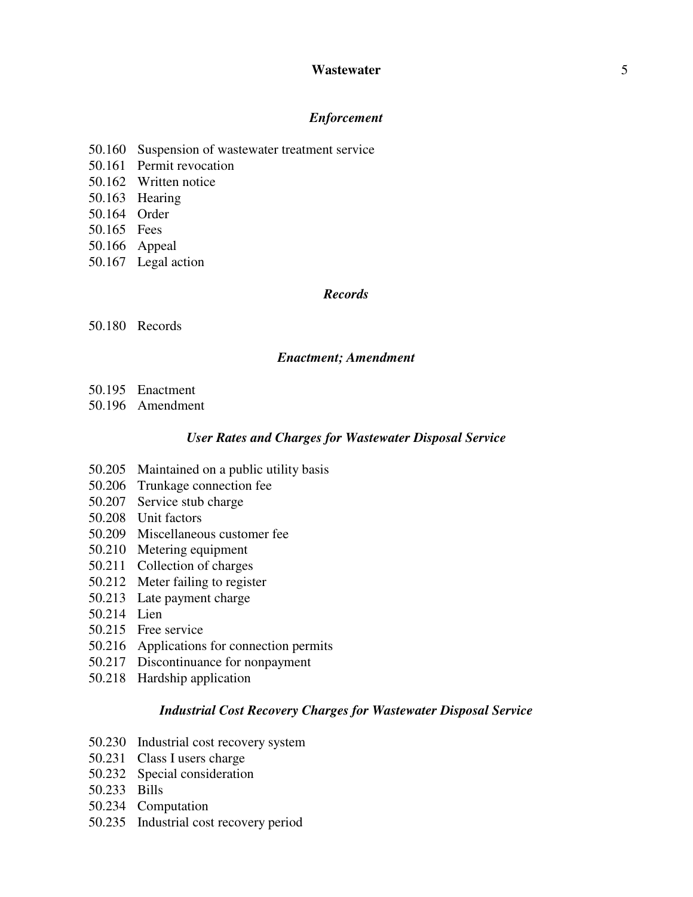### *Enforcement*

50.160 Suspension of wastewater treatment service
50.161 Permit revocation
50.162 Written notice
50.163 Hearing
50.164 Order
50.165 Fees
50.166 Appeal
50.167 Legal action

### *Records*

50.180 Records

### *Enactment; Amendment*

50.195 Enactment
50.196 Amendment

### *User Rates and Charges for Wastewater Disposal Service*

50.205 Maintained on a public utility basis
50.206 Trunkage connection fee
50.207 Service stub charge
50.208 Unit factors
50.209 Miscellaneous customer fee
50.210 Metering equipment
50.211 Collection of charges
50.212 Meter failing to register
50.213 Late payment charge
50.214 Lien
50.215 Free service
50.216 Applications for connection permits
50.217 Discontinuance for nonpayment
50.218 Hardship application

### *Industrial Cost Recovery Charges for Wastewater Disposal Service*

50.230 Industrial cost recovery system
50.231 Class I users charge
50.232 Special consideration
50.233 Bills
50.234 Computation
50.235 Industrial cost recovery period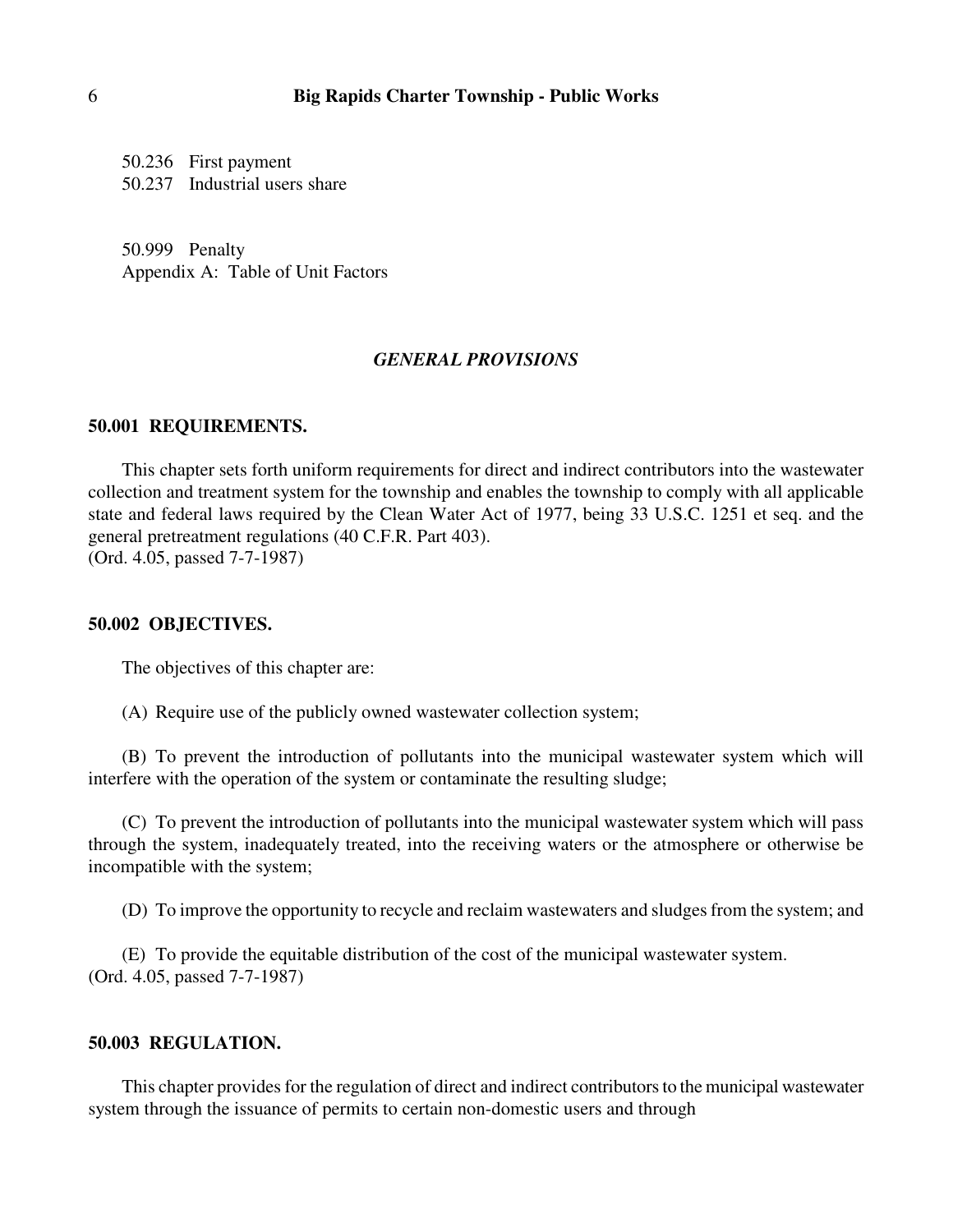50.236 First payment
50.237 Industrial users share

50.999 Penalty
Appendix A: Table of Unit Factors

## *GENERAL PROVISIONS*

### 50.001 REQUIREMENTS.

This chapter sets forth uniform requirements for direct and indirect contributors into the wastewater collection and treatment system for the township and enables the township to comply with all applicable state and federal laws required by the Clean Water Act of 1977, being 33 U.S.C. 1251 et seq. and the general pretreatment regulations (40 C.F.R. Part 403).
(Ord. 4.05, passed 7-7-1987)

### 50.002 OBJECTIVES.

The objectives of this chapter are:

(A) Require use of the publicly owned wastewater collection system;

(B) To prevent the introduction of pollutants into the municipal wastewater system which will interfere with the operation of the system or contaminate the resulting sludge;

(C) To prevent the introduction of pollutants into the municipal wastewater system which will pass through the system, inadequately treated, into the receiving waters or the atmosphere or otherwise be incompatible with the system;

(D) To improve the opportunity to recycle and reclaim wastewaters and sludges from the system; and

(E) To provide the equitable distribution of the cost of the municipal wastewater system.
(Ord. 4.05, passed 7-7-1987)

### 50.003 REGULATION.

This chapter provides for the regulation of direct and indirect contributors to the municipal wastewater system through the issuance of permits to certain non-domestic users and through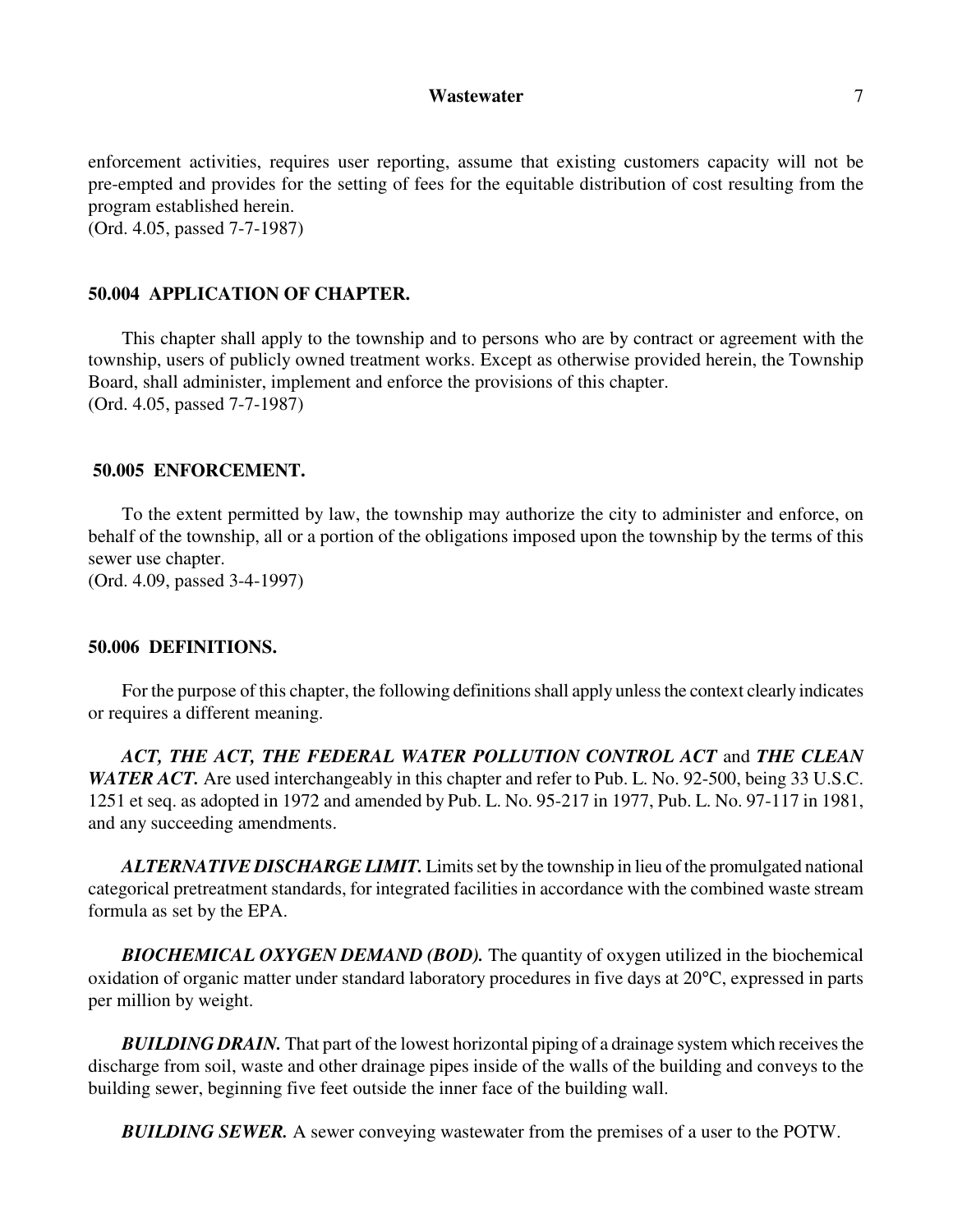enforcement activities, requires user reporting, assume that existing customers capacity will not be pre-empted and provides for the setting of fees for the equitable distribution of cost resulting from the program established herein.
(Ord. 4.05, passed 7-7-1987)

**50.004 APPLICATION OF CHAPTER.**

This chapter shall apply to the township and to persons who are by contract or agreement with the township, users of publicly owned treatment works. Except as otherwise provided herein, the Township Board, shall administer, implement and enforce the provisions of this chapter.
(Ord. 4.05, passed 7-7-1987)

**50.005 ENFORCEMENT.**

To the extent permitted by law, the township may authorize the city to administer and enforce, on behalf of the township, all or a portion of the obligations imposed upon the township by the terms of this sewer use chapter.
(Ord. 4.09, passed 3-4-1997)

**50.006 DEFINITIONS.**

For the purpose of this chapter, the following definitions shall apply unless the context clearly indicates or requires a different meaning.

***ACT, THE ACT, THE FEDERAL WATER POLLUTION CONTROL ACT*** and ***THE CLEAN WATER ACT.*** Are used interchangeably in this chapter and refer to Pub. L. No. 92-500, being 33 U.S.C. 1251 et seq. as adopted in 1972 and amended by Pub. L. No. 95-217 in 1977, Pub. L. No. 97-117 in 1981, and any succeeding amendments.

***ALTERNATIVE DISCHARGE LIMIT.*** Limits set by the township in lieu of the promulgated national categorical pretreatment standards, for integrated facilities in accordance with the combined waste stream formula as set by the EPA.

***BIOCHEMICAL OXYGEN DEMAND (BOD).*** The quantity of oxygen utilized in the biochemical oxidation of organic matter under standard laboratory procedures in five days at 20°C, expressed in parts per million by weight.

***BUILDING DRAIN.*** That part of the lowest horizontal piping of a drainage system which receives the discharge from soil, waste and other drainage pipes inside of the walls of the building and conveys to the building sewer, beginning five feet outside the inner face of the building wall.

***BUILDING SEWER.*** A sewer conveying wastewater from the premises of a user to the POTW.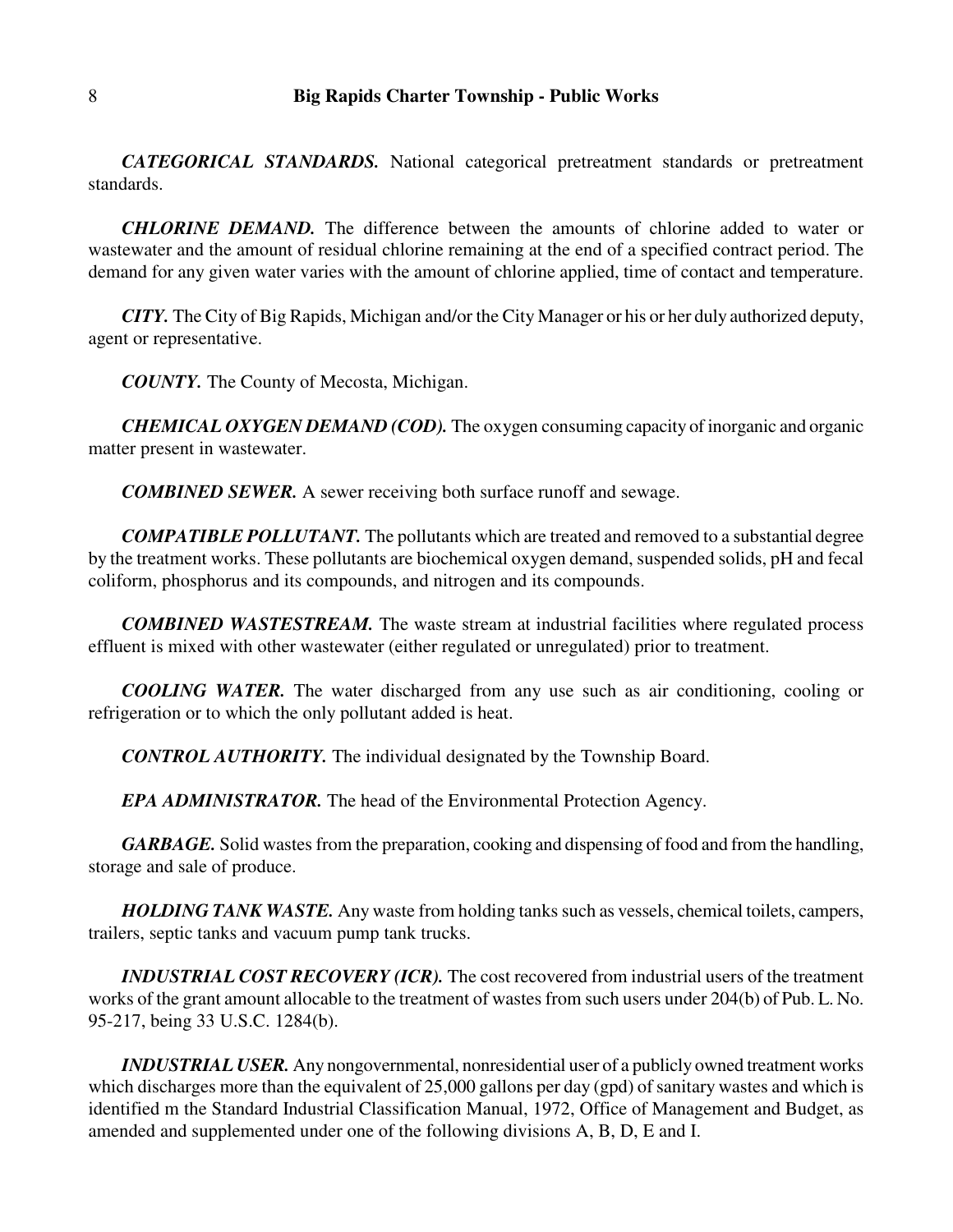***CATEGORICAL STANDARDS.*** National categorical pretreatment standards or pretreatment standards.

***CHLORINE DEMAND.*** The difference between the amounts of chlorine added to water or wastewater and the amount of residual chlorine remaining at the end of a specified contract period. The demand for any given water varies with the amount of chlorine applied, time of contact and temperature.

***CITY.*** The City of Big Rapids, Michigan and/or the City Manager or his or her duly authorized deputy, agent or representative.

***COUNTY.*** The County of Mecosta, Michigan.

***CHEMICAL OXYGEN DEMAND (COD).*** The oxygen consuming capacity of inorganic and organic matter present in wastewater.

***COMBINED SEWER.*** A sewer receiving both surface runoff and sewage.

***COMPATIBLE POLLUTANT.*** The pollutants which are treated and removed to a substantial degree by the treatment works. These pollutants are biochemical oxygen demand, suspended solids, pH and fecal coliform, phosphorus and its compounds, and nitrogen and its compounds.

***COMBINED WASTESTREAM.*** The waste stream at industrial facilities where regulated process effluent is mixed with other wastewater (either regulated or unregulated) prior to treatment.

***COOLING WATER.*** The water discharged from any use such as air conditioning, cooling or refrigeration or to which the only pollutant added is heat.

***CONTROL AUTHORITY.*** The individual designated by the Township Board.

***EPA ADMINISTRATOR.*** The head of the Environmental Protection Agency.

***GARBAGE.*** Solid wastes from the preparation, cooking and dispensing of food and from the handling, storage and sale of produce.

***HOLDING TANK WASTE.*** Any waste from holding tanks such as vessels, chemical toilets, campers, trailers, septic tanks and vacuum pump tank trucks.

***INDUSTRIAL COST RECOVERY (ICR).*** The cost recovered from industrial users of the treatment works of the grant amount allocable to the treatment of wastes from such users under 204(b) of Pub. L. No. 95-217, being 33 U.S.C. 1284(b).

***INDUSTRIAL USER.*** Any nongovernmental, nonresidential user of a publicly owned treatment works which discharges more than the equivalent of 25,000 gallons per day (gpd) of sanitary wastes and which is identified m the Standard Industrial Classification Manual, 1972, Office of Management and Budget, as amended and supplemented under one of the following divisions A, B, D, E and I.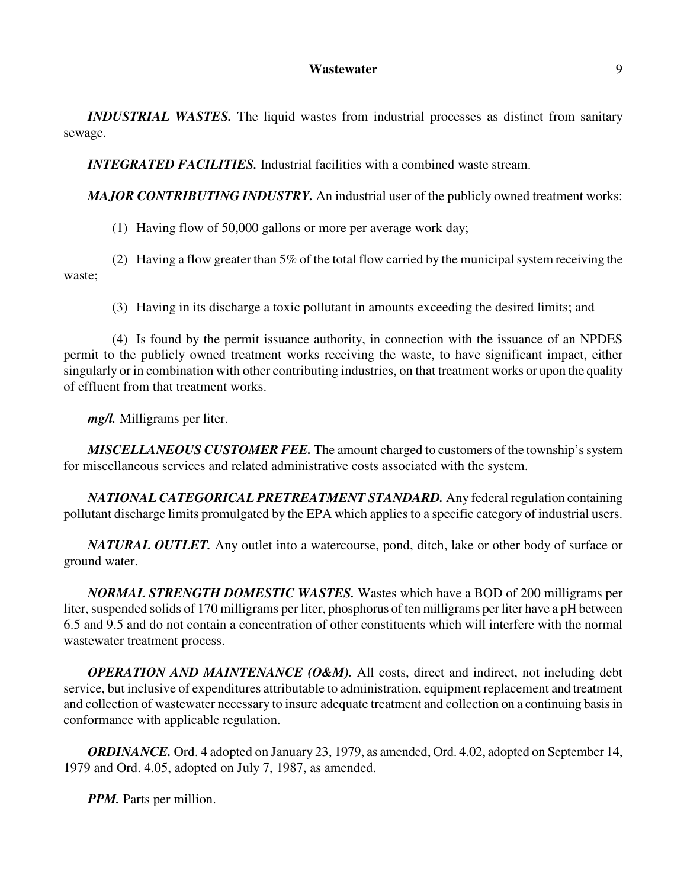***INDUSTRIAL WASTES.*** The liquid wastes from industrial processes as distinct from sanitary sewage.

***INTEGRATED FACILITIES.*** Industrial facilities with a combined waste stream.

***MAJOR CONTRIBUTING INDUSTRY.*** An industrial user of the publicly owned treatment works:

(1) Having flow of 50,000 gallons or more per average work day;

(2) Having a flow greater than 5% of the total flow carried by the municipal system receiving the waste;

(3) Having in its discharge a toxic pollutant in amounts exceeding the desired limits; and

(4) Is found by the permit issuance authority, in connection with the issuance of an NPDES permit to the publicly owned treatment works receiving the waste, to have significant impact, either singularly or in combination with other contributing industries, on that treatment works or upon the quality of effluent from that treatment works.

***mg/l.*** Milligrams per liter.

***MISCELLANEOUS CUSTOMER FEE.*** The amount charged to customers of the township's system for miscellaneous services and related administrative costs associated with the system.

***NATIONAL CATEGORICAL PRETREATMENT STANDARD.*** Any federal regulation containing pollutant discharge limits promulgated by the EPA which applies to a specific category of industrial users.

***NATURAL OUTLET.*** Any outlet into a watercourse, pond, ditch, lake or other body of surface or ground water.

***NORMAL STRENGTH DOMESTIC WASTES.*** Wastes which have a BOD of 200 milligrams per liter, suspended solids of 170 milligrams per liter, phosphorus of ten milligrams per liter have a pH between 6.5 and 9.5 and do not contain a concentration of other constituents which will interfere with the normal wastewater treatment process.

***OPERATION AND MAINTENANCE (O&M).*** All costs, direct and indirect, not including debt service, but inclusive of expenditures attributable to administration, equipment replacement and treatment and collection of wastewater necessary to insure adequate treatment and collection on a continuing basis in conformance with applicable regulation.

***ORDINANCE.*** Ord. 4 adopted on January 23, 1979, as amended, Ord. 4.02, adopted on September 14, 1979 and Ord. 4.05, adopted on July 7, 1987, as amended.

***PPM.*** Parts per million.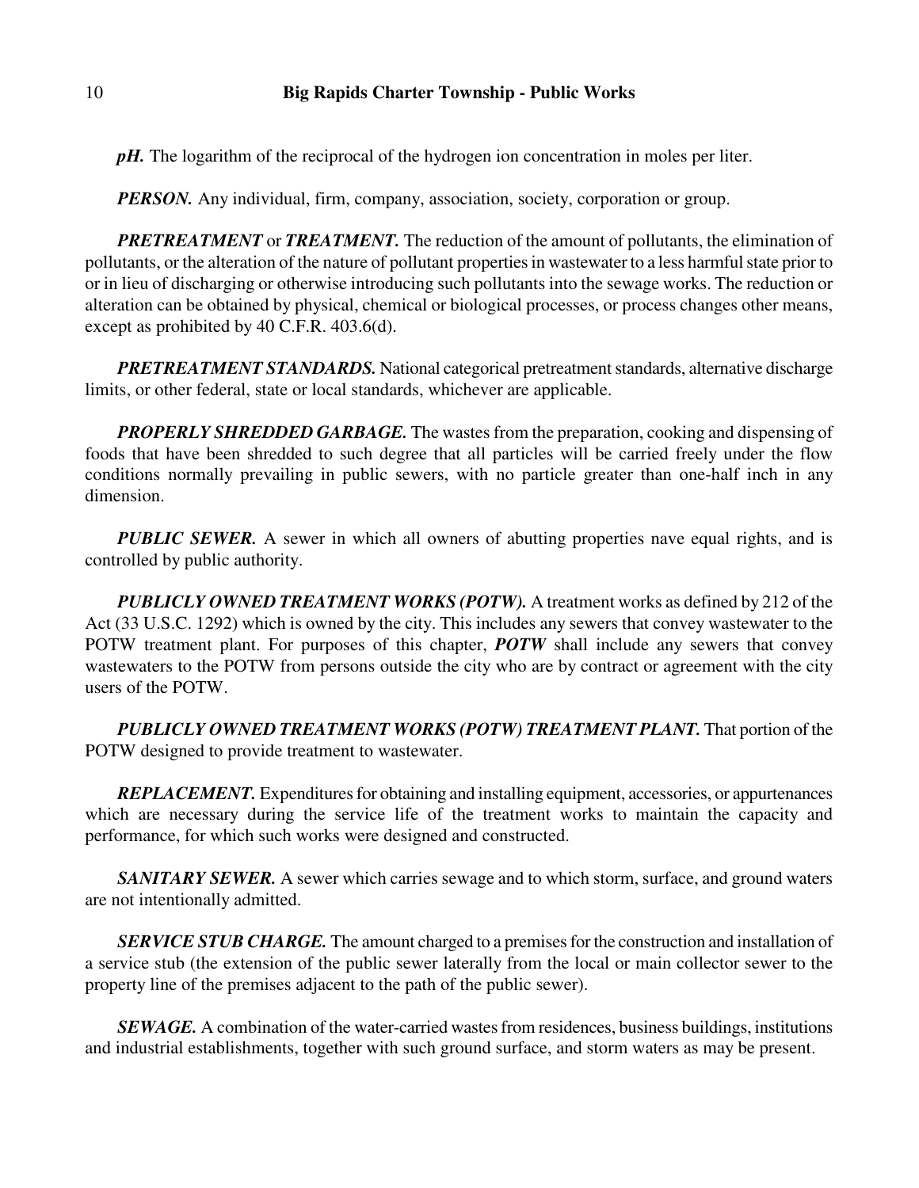***pH.*** The logarithm of the reciprocal of the hydrogen ion concentration in moles per liter.

***PERSON.*** Any individual, firm, company, association, society, corporation or group.

***PRETREATMENT*** or ***TREATMENT.*** The reduction of the amount of pollutants, the elimination of pollutants, or the alteration of the nature of pollutant properties in wastewater to a less harmful state prior to or in lieu of discharging or otherwise introducing such pollutants into the sewage works. The reduction or alteration can be obtained by physical, chemical or biological processes, or process changes other means, except as prohibited by 40 C.F.R. 403.6(d).

***PRETREATMENT STANDARDS.*** National categorical pretreatment standards, alternative discharge limits, or other federal, state or local standards, whichever are applicable.

***PROPERLY SHREDDED GARBAGE.*** The wastes from the preparation, cooking and dispensing of foods that have been shredded to such degree that all particles will be carried freely under the flow conditions normally prevailing in public sewers, with no particle greater than one-half inch in any dimension.

***PUBLIC SEWER.*** A sewer in which all owners of abutting properties nave equal rights, and is controlled by public authority.

***PUBLICLY OWNED TREATMENT WORKS (POTW).*** A treatment works as defined by 212 of the Act (33 U.S.C. 1292) which is owned by the city. This includes any sewers that convey wastewater to the POTW treatment plant. For purposes of this chapter, ***POTW*** shall include any sewers that convey wastewaters to the POTW from persons outside the city who are by contract or agreement with the city users of the POTW.

***PUBLICLY OWNED TREATMENT WORKS (POTW) TREATMENT PLANT.*** That portion of the POTW designed to provide treatment to wastewater.

***REPLACEMENT.*** Expenditures for obtaining and installing equipment, accessories, or appurtenances which are necessary during the service life of the treatment works to maintain the capacity and performance, for which such works were designed and constructed.

***SANITARY SEWER.*** A sewer which carries sewage and to which storm, surface, and ground waters are not intentionally admitted.

***SERVICE STUB CHARGE.*** The amount charged to a premises for the construction and installation of a service stub (the extension of the public sewer laterally from the local or main collector sewer to the property line of the premises adjacent to the path of the public sewer).

***SEWAGE.*** A combination of the water-carried wastes from residences, business buildings, institutions and industrial establishments, together with such ground surface, and storm waters as may be present.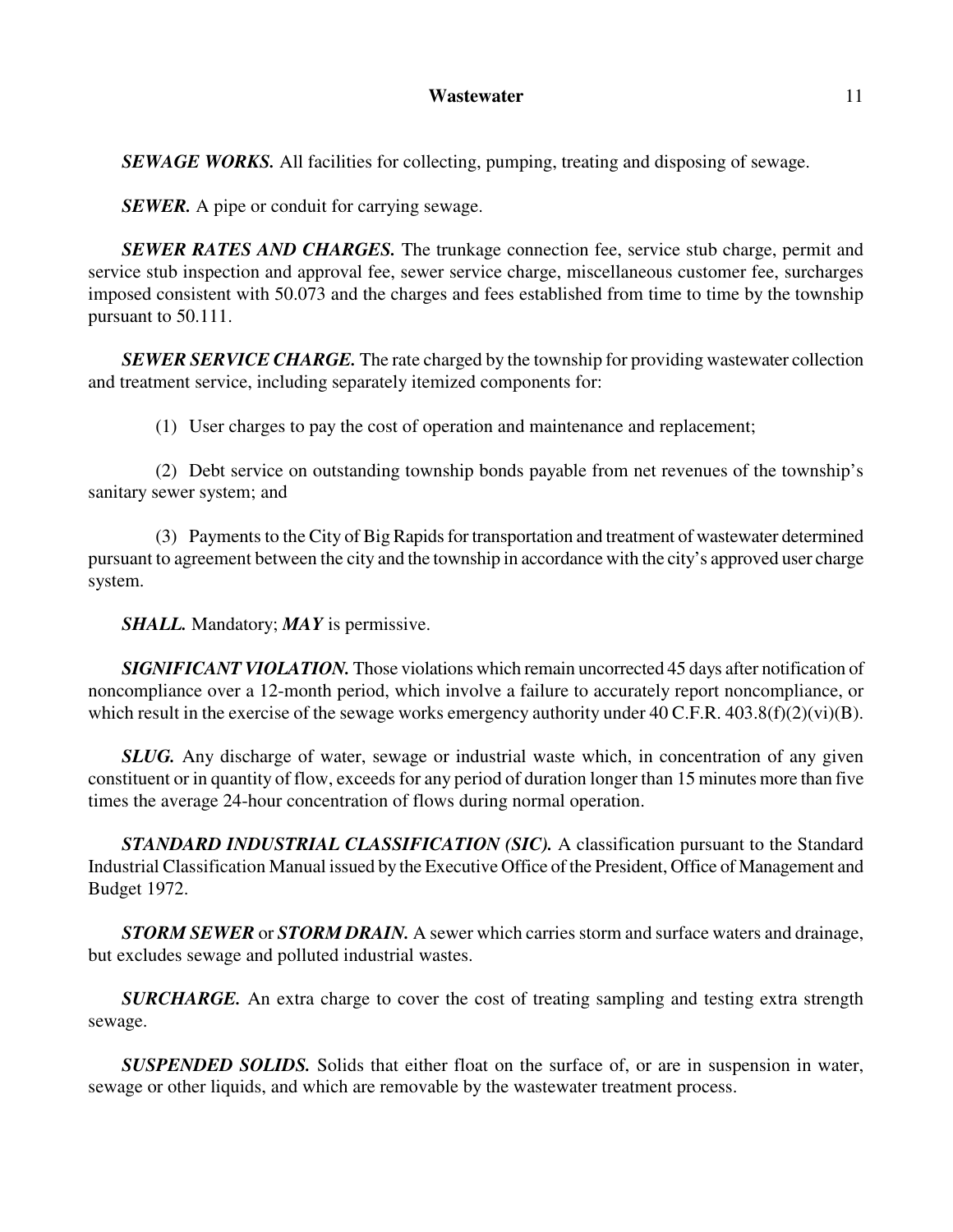***SEWAGE WORKS.*** All facilities for collecting, pumping, treating and disposing of sewage.

***SEWER.*** A pipe or conduit for carrying sewage.

***SEWER RATES AND CHARGES.*** The trunkage connection fee, service stub charge, permit and service stub inspection and approval fee, sewer service charge, miscellaneous customer fee, surcharges imposed consistent with 50.073 and the charges and fees established from time to time by the township pursuant to 50.111.

***SEWER SERVICE CHARGE.*** The rate charged by the township for providing wastewater collection and treatment service, including separately itemized components for:

(1) User charges to pay the cost of operation and maintenance and replacement;

(2) Debt service on outstanding township bonds payable from net revenues of the township's sanitary sewer system; and

(3) Payments to the City of Big Rapids for transportation and treatment of wastewater determined pursuant to agreement between the city and the township in accordance with the city's approved user charge system.

***SHALL.*** Mandatory; ***MAY*** is permissive.

***SIGNIFICANT VIOLATION.*** Those violations which remain uncorrected 45 days after notification of noncompliance over a 12-month period, which involve a failure to accurately report noncompliance, or which result in the exercise of the sewage works emergency authority under 40 C.F.R. 403.8(f)(2)(vi)(B).

***SLUG.*** Any discharge of water, sewage or industrial waste which, in concentration of any given constituent or in quantity of flow, exceeds for any period of duration longer than 15 minutes more than five times the average 24-hour concentration of flows during normal operation.

***STANDARD INDUSTRIAL CLASSIFICATION (SIC).*** A classification pursuant to the Standard Industrial Classification Manual issued by the Executive Office of the President, Office of Management and Budget 1972.

***STORM SEWER*** or ***STORM DRAIN.*** A sewer which carries storm and surface waters and drainage, but excludes sewage and polluted industrial wastes.

***SURCHARGE.*** An extra charge to cover the cost of treating sampling and testing extra strength sewage.

***SUSPENDED SOLIDS.*** Solids that either float on the surface of, or are in suspension in water, sewage or other liquids, and which are removable by the wastewater treatment process.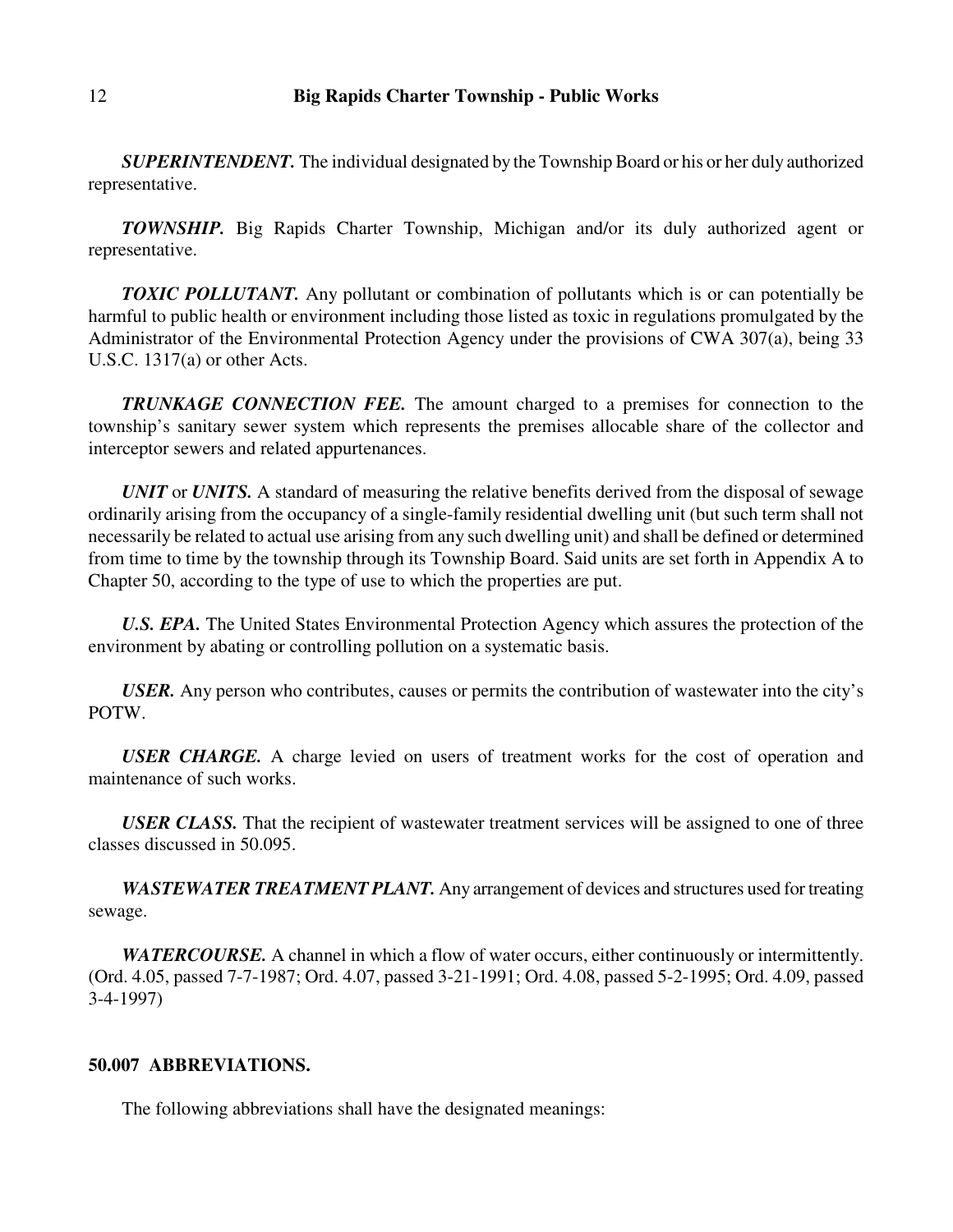***SUPERINTENDENT.*** The individual designated by the Township Board or his or her duly authorized representative.

***TOWNSHIP.*** Big Rapids Charter Township, Michigan and/or its duly authorized agent or representative.

***TOXIC POLLUTANT.*** Any pollutant or combination of pollutants which is or can potentially be harmful to public health or environment including those listed as toxic in regulations promulgated by the Administrator of the Environmental Protection Agency under the provisions of CWA 307(a), being 33 U.S.C. 1317(a) or other Acts.

***TRUNKAGE CONNECTION FEE.*** The amount charged to a premises for connection to the township's sanitary sewer system which represents the premises allocable share of the collector and interceptor sewers and related appurtenances.

***UNIT*** or ***UNITS.*** A standard of measuring the relative benefits derived from the disposal of sewage ordinarily arising from the occupancy of a single-family residential dwelling unit (but such term shall not necessarily be related to actual use arising from any such dwelling unit) and shall be defined or determined from time to time by the township through its Township Board. Said units are set forth in Appendix A to Chapter 50, according to the type of use to which the properties are put.

***U.S. EPA.*** The United States Environmental Protection Agency which assures the protection of the environment by abating or controlling pollution on a systematic basis.

***USER.*** Any person who contributes, causes or permits the contribution of wastewater into the city's POTW.

***USER CHARGE.*** A charge levied on users of treatment works for the cost of operation and maintenance of such works.

***USER CLASS.*** That the recipient of wastewater treatment services will be assigned to one of three classes discussed in 50.095.

***WASTEWATER TREATMENT PLANT.*** Any arrangement of devices and structures used for treating sewage.

***WATERCOURSE.*** A channel in which a flow of water occurs, either continuously or intermittently.
(Ord. 4.05, passed 7-7-1987; Ord. 4.07, passed 3-21-1991; Ord. 4.08, passed 5-2-1995; Ord. 4.09, passed 3-4-1997)

**50.007 ABBREVIATIONS.**

The following abbreviations shall have the designated meanings: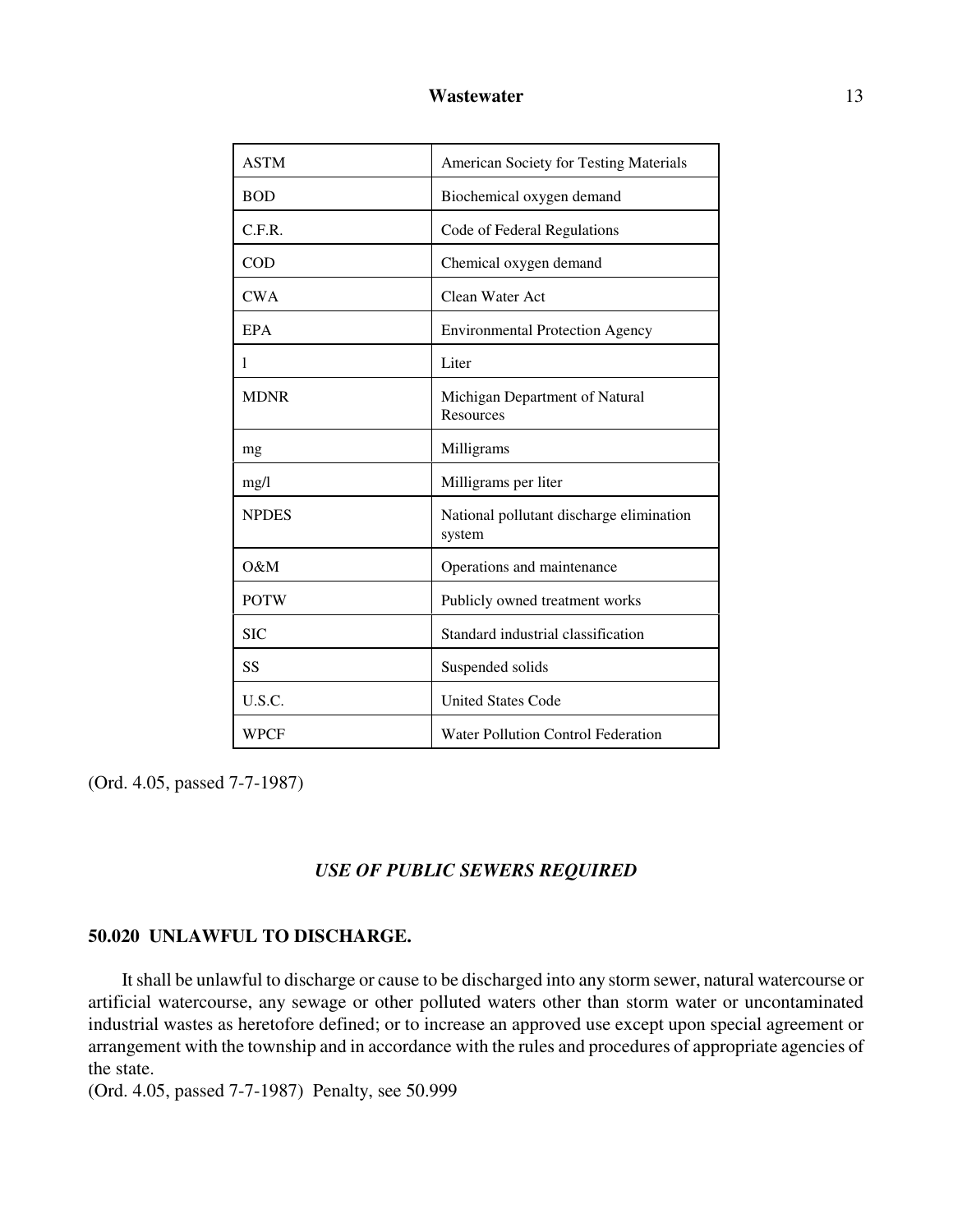| | |
|---|---|
| ASTM | American Society for Testing Materials |
| BOD | Biochemical oxygen demand |
| C.F.R. | Code of Federal Regulations |
| COD | Chemical oxygen demand |
| CWA | Clean Water Act |
| EPA | Environmental Protection Agency |
| l | Liter |
| MDNR | Michigan Department of Natural Resources |
| mg | Milligrams |
| mg/l | Milligrams per liter |
| NPDES | National pollutant discharge elimination system |
| O&M | Operations and maintenance |
| POTW | Publicly owned treatment works |
| SIC | Standard industrial classification |
| SS | Suspended solids |
| U.S.C. | United States Code |
| WPCF | Water Pollution Control Federation |

(Ord. 4.05, passed 7-7-1987)

## *USE OF PUBLIC SEWERS REQUIRED*

### 50.020 UNLAWFUL TO DISCHARGE.

It shall be unlawful to discharge or cause to be discharged into any storm sewer, natural watercourse or artificial watercourse, any sewage or other polluted waters other than storm water or uncontaminated industrial wastes as heretofore defined; or to increase an approved use except upon special agreement or arrangement with the township and in accordance with the rules and procedures of appropriate agencies of the state.
(Ord. 4.05, passed 7-7-1987) Penalty, see 50.999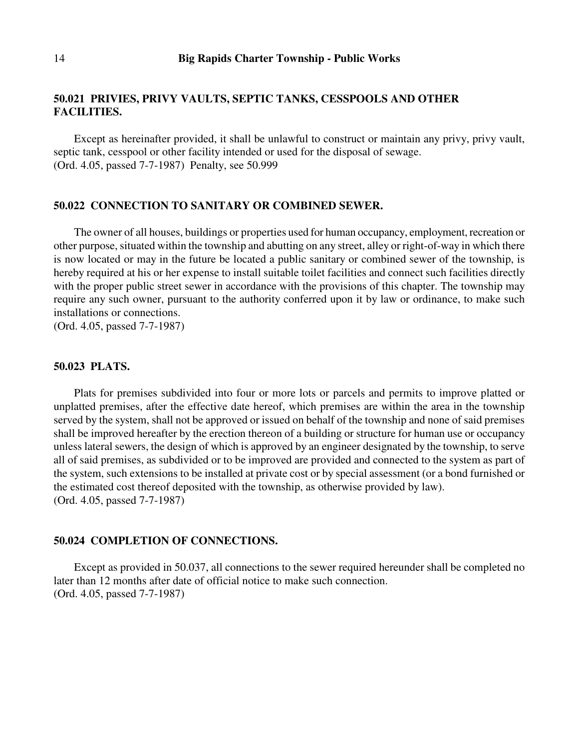### 50.021 PRIVIES, PRIVY VAULTS, SEPTIC TANKS, CESSPOOLS AND OTHER FACILITIES.

Except as hereinafter provided, it shall be unlawful to construct or maintain any privy, privy vault, septic tank, cesspool or other facility intended or used for the disposal of sewage.
(Ord. 4.05, passed 7-7-1987) Penalty, see 50.999

### 50.022 CONNECTION TO SANITARY OR COMBINED SEWER.

The owner of all houses, buildings or properties used for human occupancy, employment, recreation or other purpose, situated within the township and abutting on any street, alley or right-of-way in which there is now located or may in the future be located a public sanitary or combined sewer of the township, is hereby required at his or her expense to install suitable toilet facilities and connect such facilities directly with the proper public street sewer in accordance with the provisions of this chapter. The township may require any such owner, pursuant to the authority conferred upon it by law or ordinance, to make such installations or connections.
(Ord. 4.05, passed 7-7-1987)

### 50.023 PLATS.

Plats for premises subdivided into four or more lots or parcels and permits to improve platted or unplatted premises, after the effective date hereof, which premises are within the area in the township served by the system, shall not be approved or issued on behalf of the township and none of said premises shall be improved hereafter by the erection thereon of a building or structure for human use or occupancy unless lateral sewers, the design of which is approved by an engineer designated by the township, to serve all of said premises, as subdivided or to be improved are provided and connected to the system as part of the system, such extensions to be installed at private cost or by special assessment (or a bond furnished or the estimated cost thereof deposited with the township, as otherwise provided by law).
(Ord. 4.05, passed 7-7-1987)

### 50.024 COMPLETION OF CONNECTIONS.

Except as provided in 50.037, all connections to the sewer required hereunder shall be completed no later than 12 months after date of official notice to make such connection.
(Ord. 4.05, passed 7-7-1987)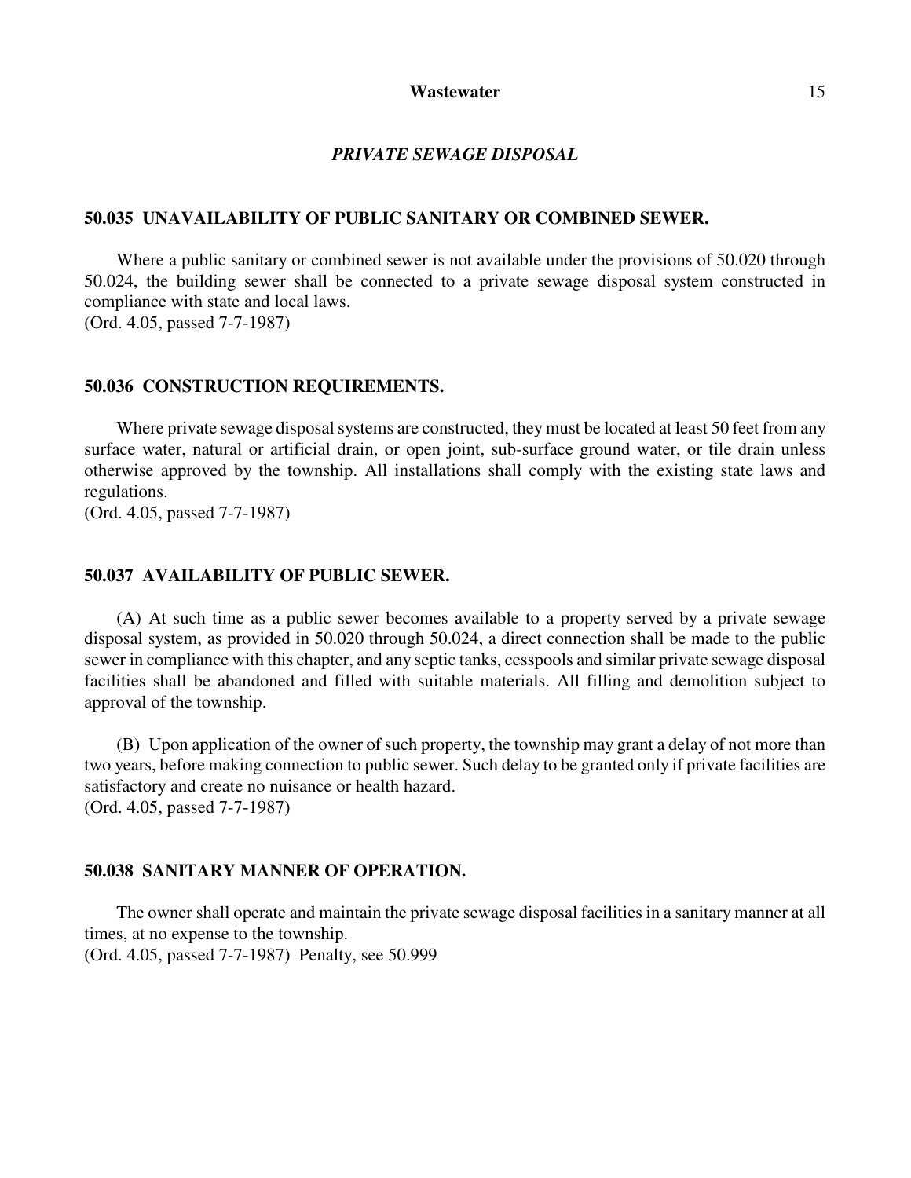*PRIVATE SEWAGE DISPOSAL*

### 50.035 UNAVAILABILITY OF PUBLIC SANITARY OR COMBINED SEWER.

Where a public sanitary or combined sewer is not available under the provisions of 50.020 through 50.024, the building sewer shall be connected to a private sewage disposal system constructed in compliance with state and local laws.
(Ord. 4.05, passed 7-7-1987)

### 50.036 CONSTRUCTION REQUIREMENTS.

Where private sewage disposal systems are constructed, they must be located at least 50 feet from any surface water, natural or artificial drain, or open joint, sub-surface ground water, or tile drain unless otherwise approved by the township. All installations shall comply with the existing state laws and regulations.
(Ord. 4.05, passed 7-7-1987)

### 50.037 AVAILABILITY OF PUBLIC SEWER.

(A) At such time as a public sewer becomes available to a property served by a private sewage disposal system, as provided in 50.020 through 50.024, a direct connection shall be made to the public sewer in compliance with this chapter, and any septic tanks, cesspools and similar private sewage disposal facilities shall be abandoned and filled with suitable materials. All filling and demolition subject to approval of the township.

(B) Upon application of the owner of such property, the township may grant a delay of not more than two years, before making connection to public sewer. Such delay to be granted only if private facilities are satisfactory and create no nuisance or health hazard.
(Ord. 4.05, passed 7-7-1987)

### 50.038 SANITARY MANNER OF OPERATION.

The owner shall operate and maintain the private sewage disposal facilities in a sanitary manner at all times, at no expense to the township.
(Ord. 4.05, passed 7-7-1987) Penalty, see 50.999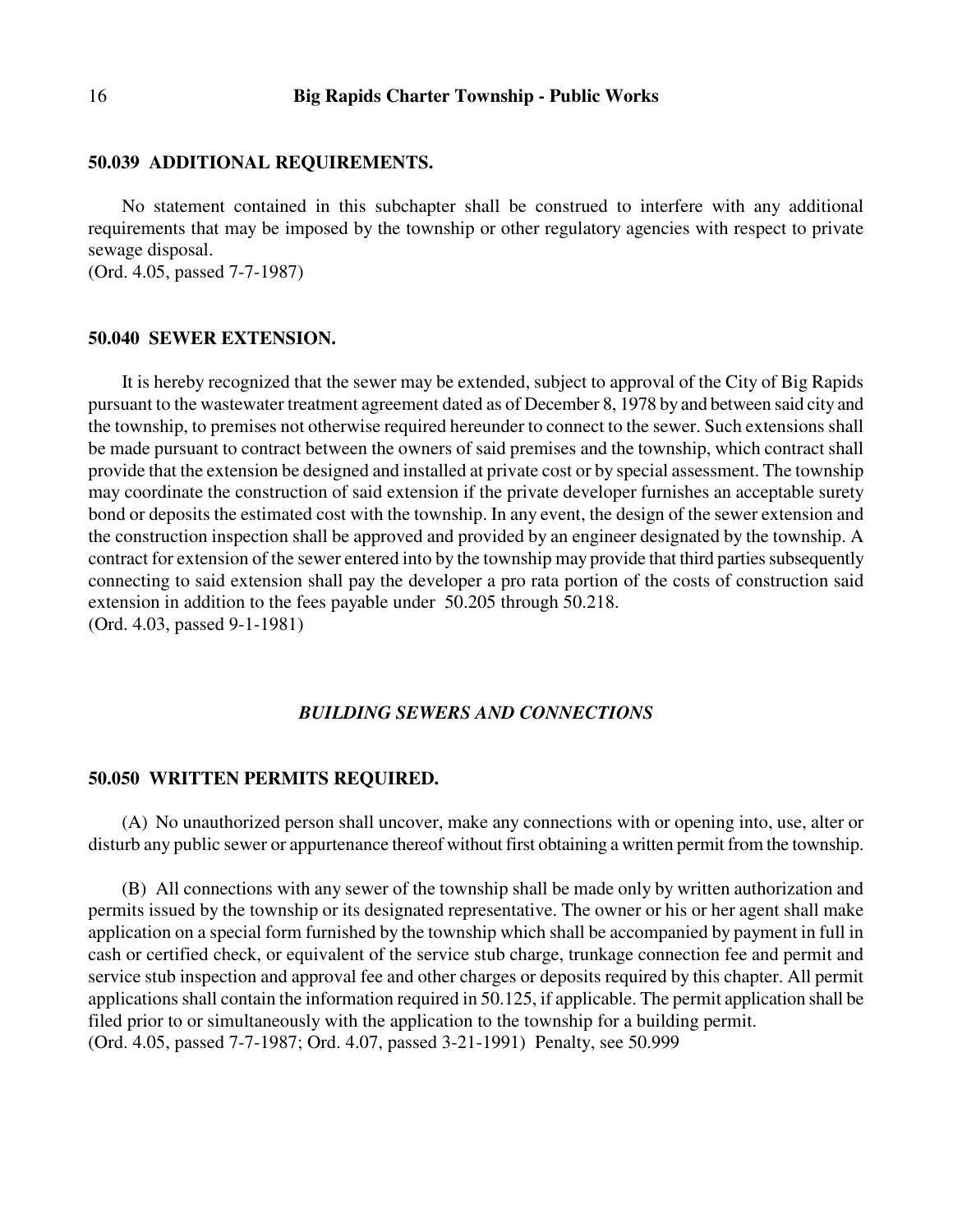### 50.039 ADDITIONAL REQUIREMENTS.

No statement contained in this subchapter shall be construed to interfere with any additional requirements that may be imposed by the township or other regulatory agencies with respect to private sewage disposal.
(Ord. 4.05, passed 7-7-1987)

### 50.040 SEWER EXTENSION.

It is hereby recognized that the sewer may be extended, subject to approval of the City of Big Rapids pursuant to the wastewater treatment agreement dated as of December 8, 1978 by and between said city and the township, to premises not otherwise required hereunder to connect to the sewer. Such extensions shall be made pursuant to contract between the owners of said premises and the township, which contract shall provide that the extension be designed and installed at private cost or by special assessment. The township may coordinate the construction of said extension if the private developer furnishes an acceptable surety bond or deposits the estimated cost with the township. In any event, the design of the sewer extension and the construction inspection shall be approved and provided by an engineer designated by the township. A contract for extension of the sewer entered into by the township may provide that third parties subsequently connecting to said extension shall pay the developer a pro rata portion of the costs of construction said extension in addition to the fees payable under 50.205 through 50.218.
(Ord. 4.03, passed 9-1-1981)

## *BUILDING SEWERS AND CONNECTIONS*

### 50.050 WRITTEN PERMITS REQUIRED.

(A) No unauthorized person shall uncover, make any connections with or opening into, use, alter or disturb any public sewer or appurtenance thereof without first obtaining a written permit from the township.

(B) All connections with any sewer of the township shall be made only by written authorization and permits issued by the township or its designated representative. The owner or his or her agent shall make application on a special form furnished by the township which shall be accompanied by payment in full in cash or certified check, or equivalent of the service stub charge, trunkage connection fee and permit and service stub inspection and approval fee and other charges or deposits required by this chapter. All permit applications shall contain the information required in 50.125, if applicable. The permit application shall be filed prior to or simultaneously with the application to the township for a building permit.
(Ord. 4.05, passed 7-7-1987; Ord. 4.07, passed 3-21-1991) Penalty, see 50.999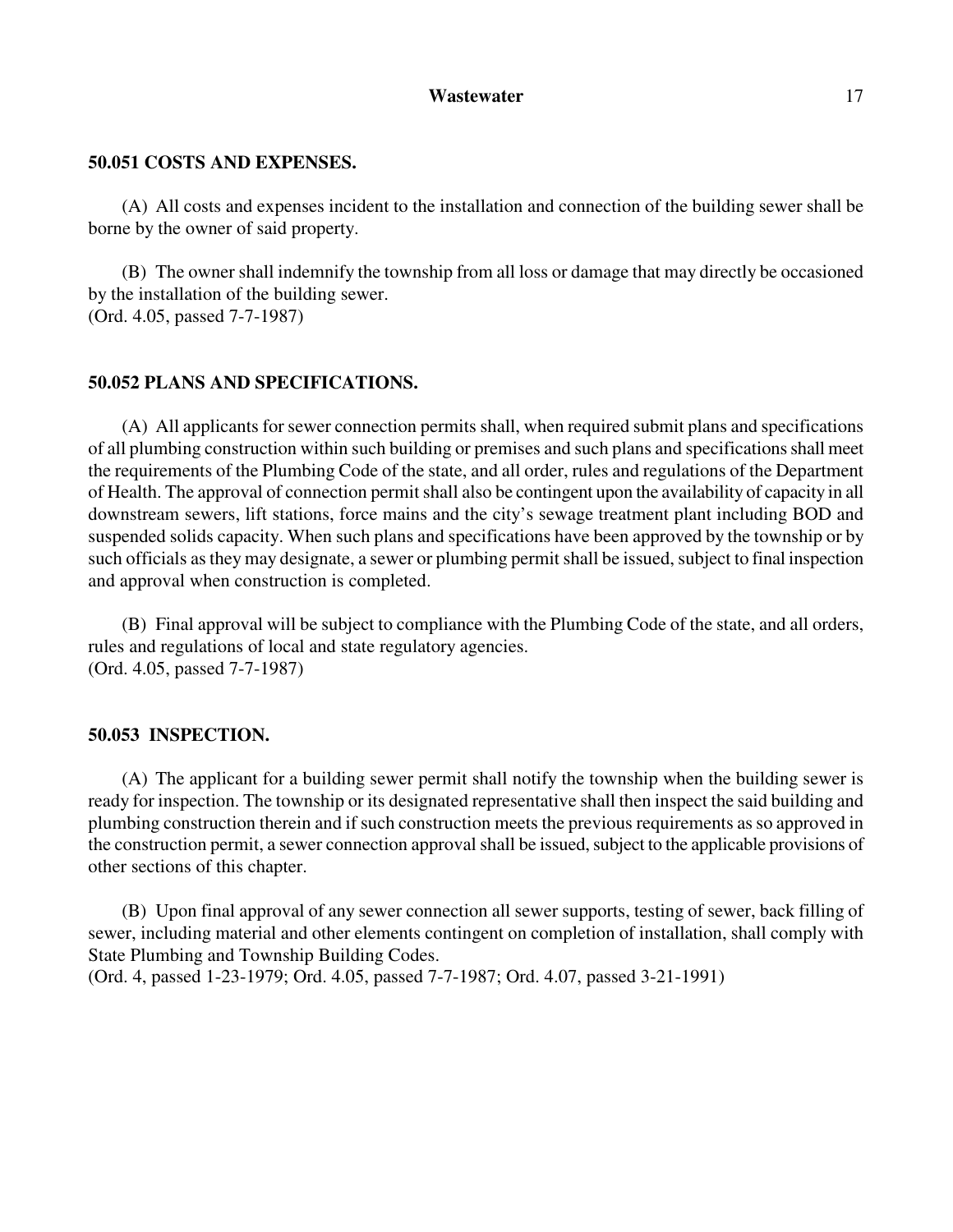### 50.051 COSTS AND EXPENSES.

(A) All costs and expenses incident to the installation and connection of the building sewer shall be borne by the owner of said property.

(B) The owner shall indemnify the township from all loss or damage that may directly be occasioned by the installation of the building sewer.
(Ord. 4.05, passed 7-7-1987)

### 50.052 PLANS AND SPECIFICATIONS.

(A) All applicants for sewer connection permits shall, when required submit plans and specifications of all plumbing construction within such building or premises and such plans and specifications shall meet the requirements of the Plumbing Code of the state, and all order, rules and regulations of the Department of Health. The approval of connection permit shall also be contingent upon the availability of capacity in all downstream sewers, lift stations, force mains and the city's sewage treatment plant including BOD and suspended solids capacity. When such plans and specifications have been approved by the township or by such officials as they may designate, a sewer or plumbing permit shall be issued, subject to final inspection and approval when construction is completed.

(B) Final approval will be subject to compliance with the Plumbing Code of the state, and all orders, rules and regulations of local and state regulatory agencies.
(Ord. 4.05, passed 7-7-1987)

### 50.053 INSPECTION.

(A) The applicant for a building sewer permit shall notify the township when the building sewer is ready for inspection. The township or its designated representative shall then inspect the said building and plumbing construction therein and if such construction meets the previous requirements as so approved in the construction permit, a sewer connection approval shall be issued, subject to the applicable provisions of other sections of this chapter.

(B) Upon final approval of any sewer connection all sewer supports, testing of sewer, back filling of sewer, including material and other elements contingent on completion of installation, shall comply with State Plumbing and Township Building Codes.
(Ord. 4, passed 1-23-1979; Ord. 4.05, passed 7-7-1987; Ord. 4.07, passed 3-21-1991)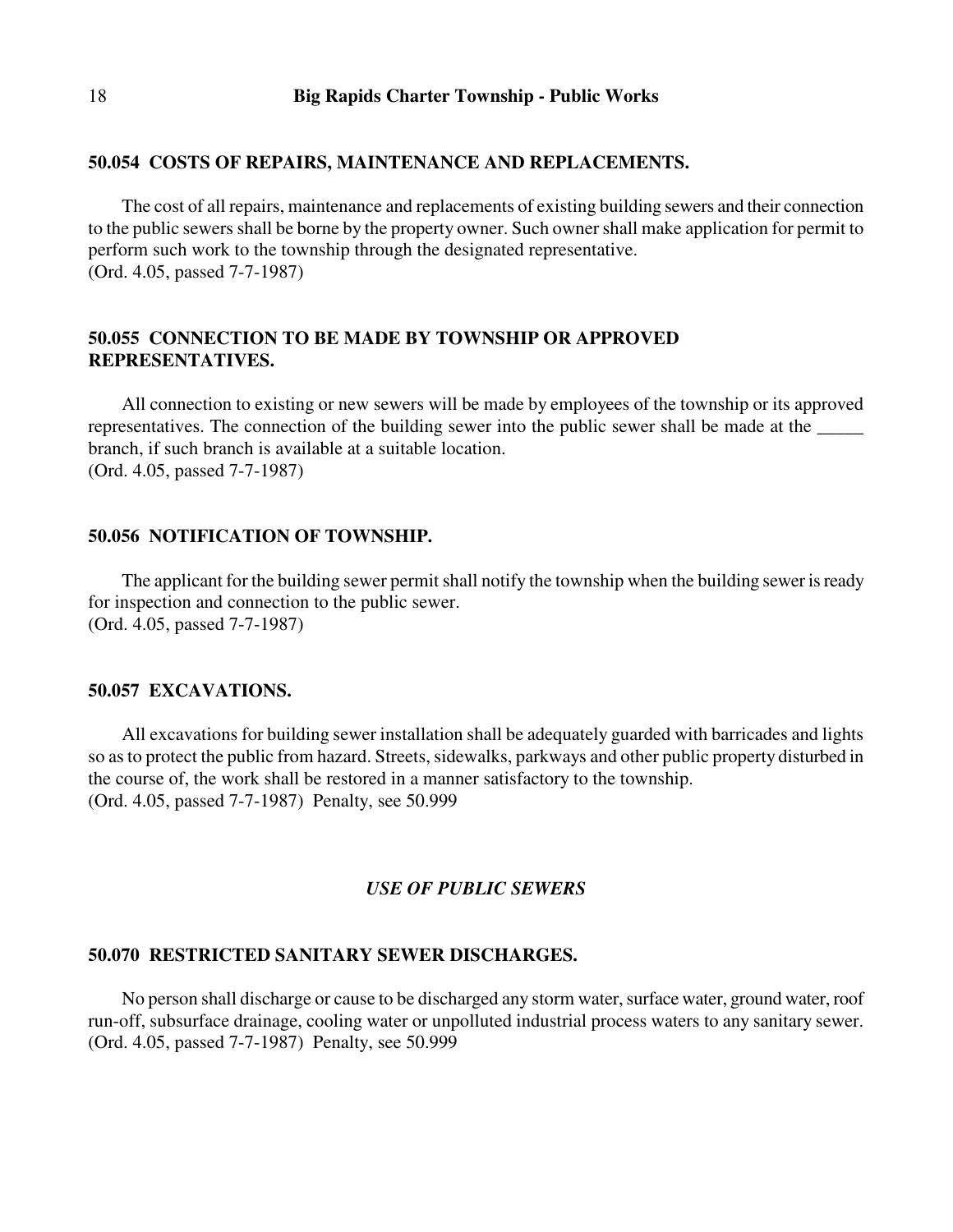### 50.054 COSTS OF REPAIRS, MAINTENANCE AND REPLACEMENTS.

The cost of all repairs, maintenance and replacements of existing building sewers and their connection to the public sewers shall be borne by the property owner. Such owner shall make application for permit to perform such work to the township through the designated representative.
(Ord. 4.05, passed 7-7-1987)

### 50.055 CONNECTION TO BE MADE BY TOWNSHIP OR APPROVED REPRESENTATIVES.

All connection to existing or new sewers will be made by employees of the township or its approved representatives. The connection of the building sewer into the public sewer shall be made at the _____ branch, if such branch is available at a suitable location.
(Ord. 4.05, passed 7-7-1987)

### 50.056 NOTIFICATION OF TOWNSHIP.

The applicant for the building sewer permit shall notify the township when the building sewer is ready for inspection and connection to the public sewer.
(Ord. 4.05, passed 7-7-1987)

### 50.057 EXCAVATIONS.

All excavations for building sewer installation shall be adequately guarded with barricades and lights so as to protect the public from hazard. Streets, sidewalks, parkways and other public property disturbed in the course of, the work shall be restored in a manner satisfactory to the township.
(Ord. 4.05, passed 7-7-1987) Penalty, see 50.999

## *USE OF PUBLIC SEWERS*

### 50.070 RESTRICTED SANITARY SEWER DISCHARGES.

No person shall discharge or cause to be discharged any storm water, surface water, ground water, roof run-off, subsurface drainage, cooling water or unpolluted industrial process waters to any sanitary sewer.
(Ord. 4.05, passed 7-7-1987) Penalty, see 50.999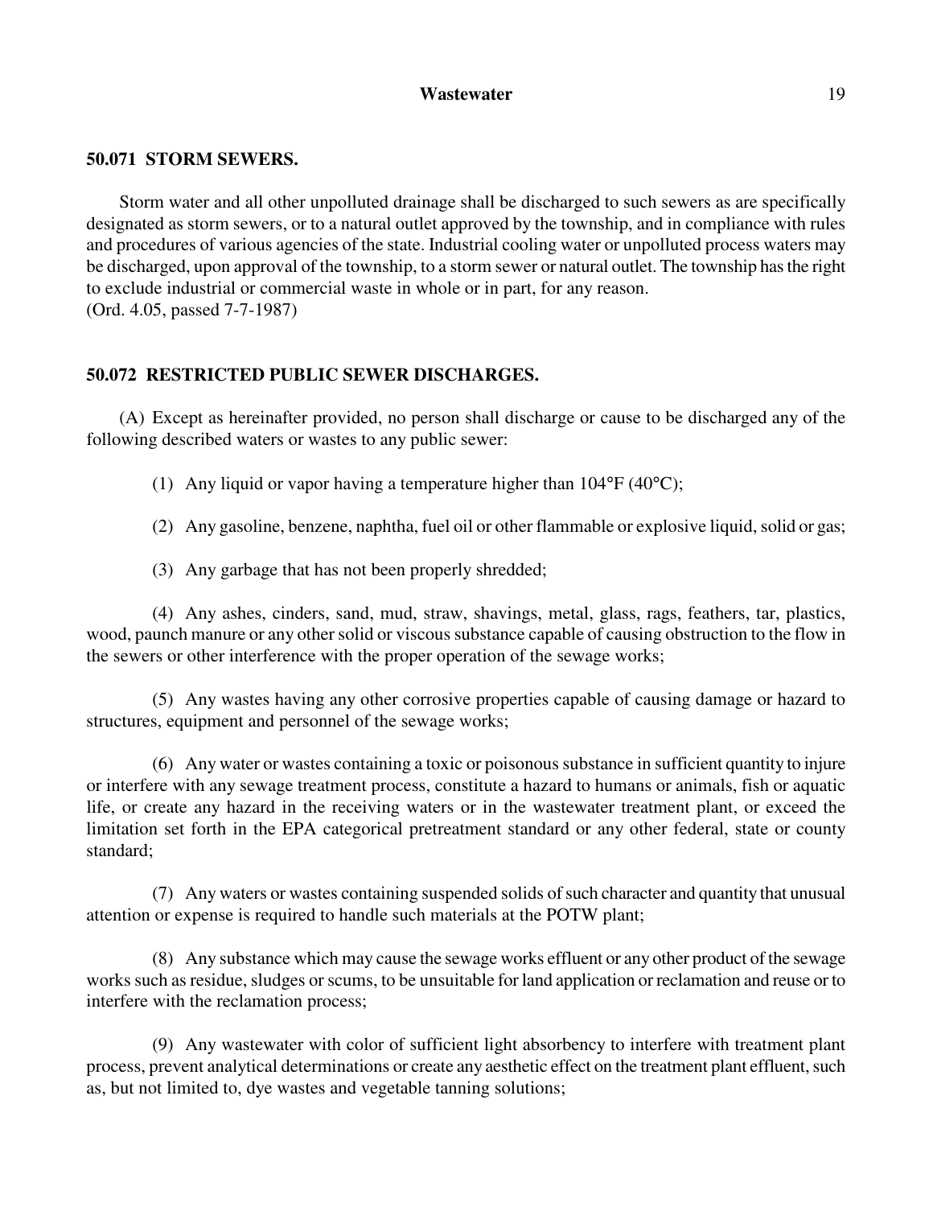### 50.071 STORM SEWERS.

Storm water and all other unpolluted drainage shall be discharged to such sewers as are specifically designated as storm sewers, or to a natural outlet approved by the township, and in compliance with rules and procedures of various agencies of the state. Industrial cooling water or unpolluted process waters may be discharged, upon approval of the township, to a storm sewer or natural outlet. The township has the right to exclude industrial or commercial waste in whole or in part, for any reason.
(Ord. 4.05, passed 7-7-1987)

### 50.072 RESTRICTED PUBLIC SEWER DISCHARGES.

(A) Except as hereinafter provided, no person shall discharge or cause to be discharged any of the following described waters or wastes to any public sewer:

(1) Any liquid or vapor having a temperature higher than 104°F (40°C);

(2) Any gasoline, benzene, naphtha, fuel oil or other flammable or explosive liquid, solid or gas;

(3) Any garbage that has not been properly shredded;

(4) Any ashes, cinders, sand, mud, straw, shavings, metal, glass, rags, feathers, tar, plastics, wood, paunch manure or any other solid or viscous substance capable of causing obstruction to the flow in the sewers or other interference with the proper operation of the sewage works;

(5) Any wastes having any other corrosive properties capable of causing damage or hazard to structures, equipment and personnel of the sewage works;

(6) Any water or wastes containing a toxic or poisonous substance in sufficient quantity to injure or interfere with any sewage treatment process, constitute a hazard to humans or animals, fish or aquatic life, or create any hazard in the receiving waters or in the wastewater treatment plant, or exceed the limitation set forth in the EPA categorical pretreatment standard or any other federal, state or county standard;

(7) Any waters or wastes containing suspended solids of such character and quantity that unusual attention or expense is required to handle such materials at the POTW plant;

(8) Any substance which may cause the sewage works effluent or any other product of the sewage works such as residue, sludges or scums, to be unsuitable for land application or reclamation and reuse or to interfere with the reclamation process;

(9) Any wastewater with color of sufficient light absorbency to interfere with treatment plant process, prevent analytical determinations or create any aesthetic effect on the treatment plant effluent, such as, but not limited to, dye wastes and vegetable tanning solutions;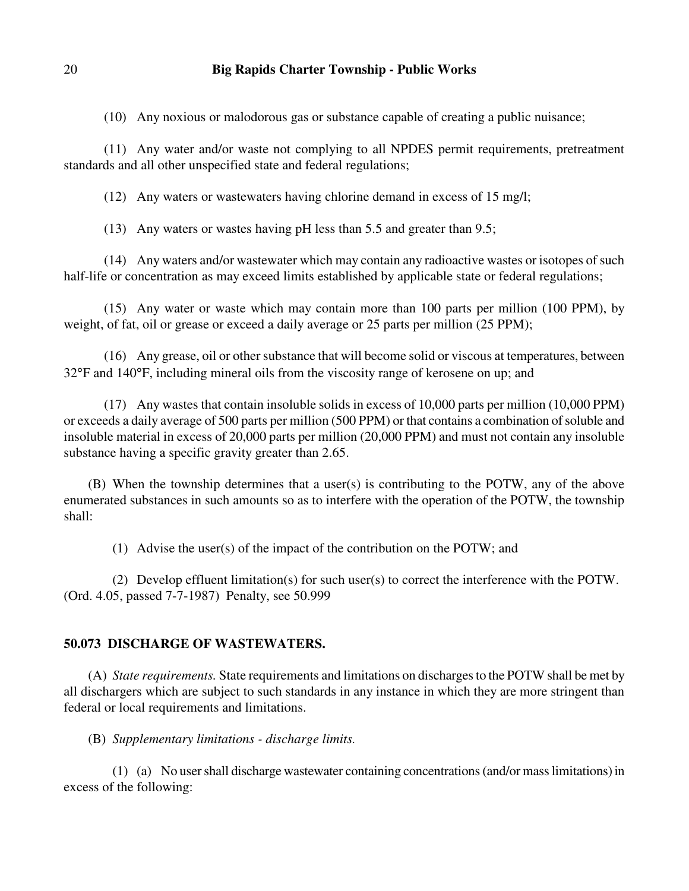(10) Any noxious or malodorous gas or substance capable of creating a public nuisance;

(11) Any water and/or waste not complying to all NPDES permit requirements, pretreatment standards and all other unspecified state and federal regulations;

(12) Any waters or wastewaters having chlorine demand in excess of 15 mg/l;

(13) Any waters or wastes having pH less than 5.5 and greater than 9.5;

(14) Any waters and/or wastewater which may contain any radioactive wastes or isotopes of such half-life or concentration as may exceed limits established by applicable state or federal regulations;

(15) Any water or waste which may contain more than 100 parts per million (100 PPM), by weight, of fat, oil or grease or exceed a daily average or 25 parts per million (25 PPM);

(16) Any grease, oil or other substance that will become solid or viscous at temperatures, between 32°F and 140°F, including mineral oils from the viscosity range of kerosene on up; and

(17) Any wastes that contain insoluble solids in excess of 10,000 parts per million (10,000 PPM) or exceeds a daily average of 500 parts per million (500 PPM) or that contains a combination of soluble and insoluble material in excess of 20,000 parts per million (20,000 PPM) and must not contain any insoluble substance having a specific gravity greater than 2.65.

(B) When the township determines that a user(s) is contributing to the POTW, any of the above enumerated substances in such amounts so as to interfere with the operation of the POTW, the township shall:

(1) Advise the user(s) of the impact of the contribution on the POTW; and

(2) Develop effluent limitation(s) for such user(s) to correct the interference with the POTW.
(Ord. 4.05, passed 7-7-1987) Penalty, see 50.999

**50.073 DISCHARGE OF WASTEWATERS.**

(A) *State requirements.* State requirements and limitations on discharges to the POTW shall be met by all dischargers which are subject to such standards in any instance in which they are more stringent than federal or local requirements and limitations.

(B) *Supplementary limitations - discharge limits.*

(1) (a) No user shall discharge wastewater containing concentrations (and/or mass limitations) in excess of the following: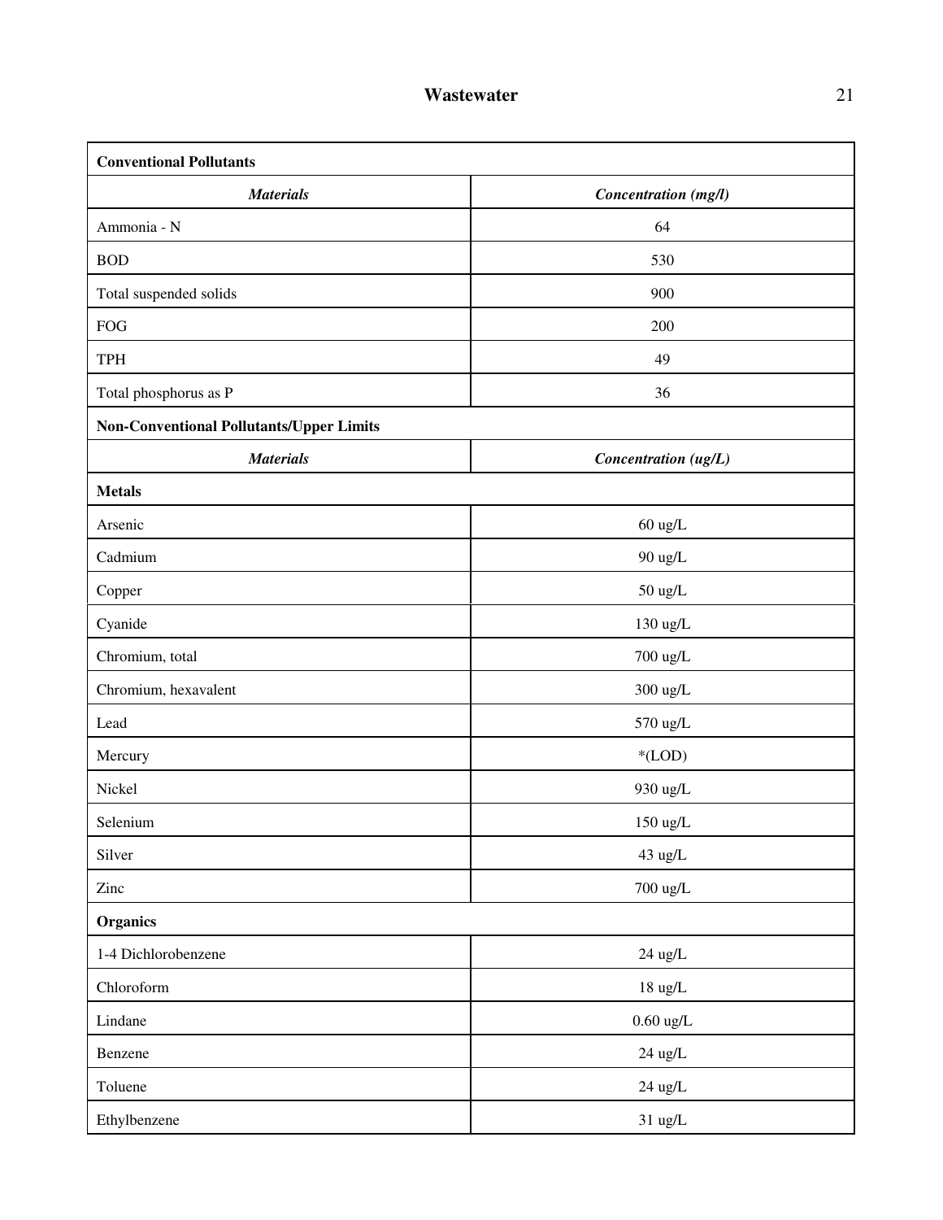| **Conventional Pollutants** | |
| --- | --- |
| ***Materials*** | ***Concentration (mg/l)*** |
| Ammonia - N | 64 |
| BOD | 530 |
| Total suspended solids | 900 |
| FOG | 200 |
| TPH | 49 |
| Total phosphorus as P | 36 |
| **Non-Conventional Pollutants/Upper Limits** | |
| ***Materials*** | ***Concentration (ug/L)*** |
| **Metals** | |
| Arsenic | 60 ug/L |
| Cadmium | 90 ug/L |
| Copper | 50 ug/L |
| Cyanide | 130 ug/L |
| Chromium, total | 700 ug/L |
| Chromium, hexavalent | 300 ug/L |
| Lead | 570 ug/L |
| Mercury | *(LOD) |
| Nickel | 930 ug/L |
| Selenium | 150 ug/L |
| Silver | 43 ug/L |
| Zinc | 700 ug/L |
| **Organics** | |
| 1-4 Dichlorobenzene | 24 ug/L |
| Chloroform | 18 ug/L |
| Lindane | 0.60 ug/L |
| Benzene | 24 ug/L |
| Toluene | 24 ug/L |
| Ethylbenzene | 31 ug/L |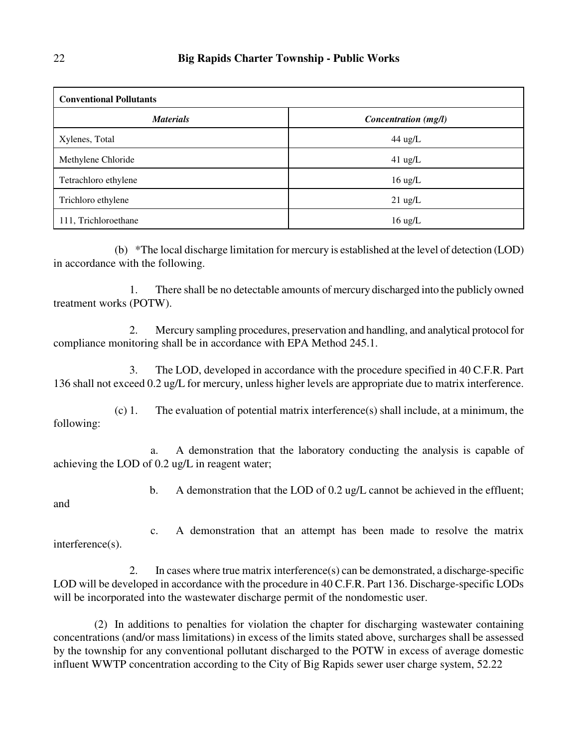| Conventional Pollutants | |
|---|---|
| ***Materials*** | ***Concentration (mg/l)*** |
| Xylenes, Total | 44 ug/L |
| Methylene Chloride | 41 ug/L |
| Tetrachloro ethylene | 16 ug/L |
| Trichloro ethylene | 21 ug/L |
| 111, Trichloroethane | 16 ug/L |

(b) *The local discharge limitation for mercury is established at the level of detection (LOD) in accordance with the following.

1. There shall be no detectable amounts of mercury discharged into the publicly owned treatment works (POTW).

2. Mercury sampling procedures, preservation and handling, and analytical protocol for compliance monitoring shall be in accordance with EPA Method 245.1.

3. The LOD, developed in accordance with the procedure specified in 40 C.F.R. Part 136 shall not exceed 0.2 ug/L for mercury, unless higher levels are appropriate due to matrix interference.

(c) 1. The evaluation of potential matrix interference(s) shall include, at a minimum, the following:

a. A demonstration that the laboratory conducting the analysis is capable of achieving the LOD of 0.2 ug/L in reagent water;

b. A demonstration that the LOD of 0.2 ug/L cannot be achieved in the effluent; and

c. A demonstration that an attempt has been made to resolve the matrix interference(s).

2. In cases where true matrix interference(s) can be demonstrated, a discharge-specific LOD will be developed in accordance with the procedure in 40 C.F.R. Part 136. Discharge-specific LODs will be incorporated into the wastewater discharge permit of the nondomestic user.

(2) In additions to penalties for violation the chapter for discharging wastewater containing concentrations (and/or mass limitations) in excess of the limits stated above, surcharges shall be assessed by the township for any conventional pollutant discharged to the POTW in excess of average domestic influent WWTP concentration according to the City of Big Rapids sewer user charge system, 52.22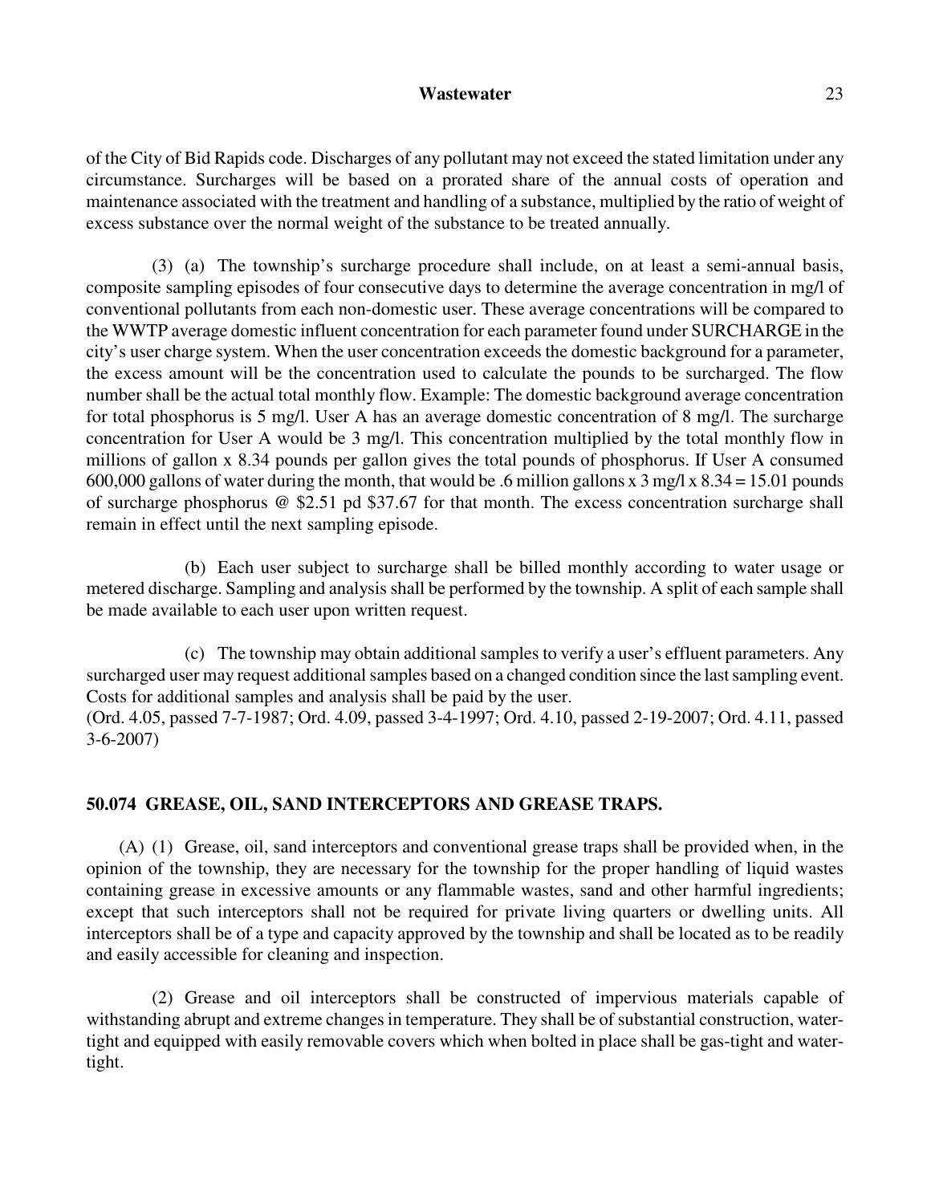of the City of Bid Rapids code. Discharges of any pollutant may not exceed the stated limitation under any circumstance. Surcharges will be based on a prorated share of the annual costs of operation and maintenance associated with the treatment and handling of a substance, multiplied by the ratio of weight of excess substance over the normal weight of the substance to be treated annually.

(3) (a) The township's surcharge procedure shall include, on at least a semi-annual basis, composite sampling episodes of four consecutive days to determine the average concentration in mg/l of conventional pollutants from each non-domestic user. These average concentrations will be compared to the WWTP average domestic influent concentration for each parameter found under SURCHARGE in the city's user charge system. When the user concentration exceeds the domestic background for a parameter, the excess amount will be the concentration used to calculate the pounds to be surcharged. The flow number shall be the actual total monthly flow. Example: The domestic background average concentration for total phosphorus is 5 mg/l. User A has an average domestic concentration of 8 mg/l. The surcharge concentration for User A would be 3 mg/l. This concentration multiplied by the total monthly flow in millions of gallon x 8.34 pounds per gallon gives the total pounds of phosphorus. If User A consumed 600,000 gallons of water during the month, that would be .6 million gallons x 3 mg/l x 8.34 = 15.01 pounds of surcharge phosphorus @ $2.51 pd $37.67 for that month. The excess concentration surcharge shall remain in effect until the next sampling episode.

(b) Each user subject to surcharge shall be billed monthly according to water usage or metered discharge. Sampling and analysis shall be performed by the township. A split of each sample shall be made available to each user upon written request.

(c) The township may obtain additional samples to verify a user's effluent parameters. Any surcharged user may request additional samples based on a changed condition since the last sampling event. Costs for additional samples and analysis shall be paid by the user.

(Ord. 4.05, passed 7-7-1987; Ord. 4.09, passed 3-4-1997; Ord. 4.10, passed 2-19-2007; Ord. 4.11, passed 3-6-2007)

## 50.074 GREASE, OIL, SAND INTERCEPTORS AND GREASE TRAPS.

(A) (1) Grease, oil, sand interceptors and conventional grease traps shall be provided when, in the opinion of the township, they are necessary for the township for the proper handling of liquid wastes containing grease in excessive amounts or any flammable wastes, sand and other harmful ingredients; except that such interceptors shall not be required for private living quarters or dwelling units. All interceptors shall be of a type and capacity approved by the township and shall be located as to be readily and easily accessible for cleaning and inspection.

(2) Grease and oil interceptors shall be constructed of impervious materials capable of withstanding abrupt and extreme changes in temperature. They shall be of substantial construction, water-tight and equipped with easily removable covers which when bolted in place shall be gas-tight and water-tight.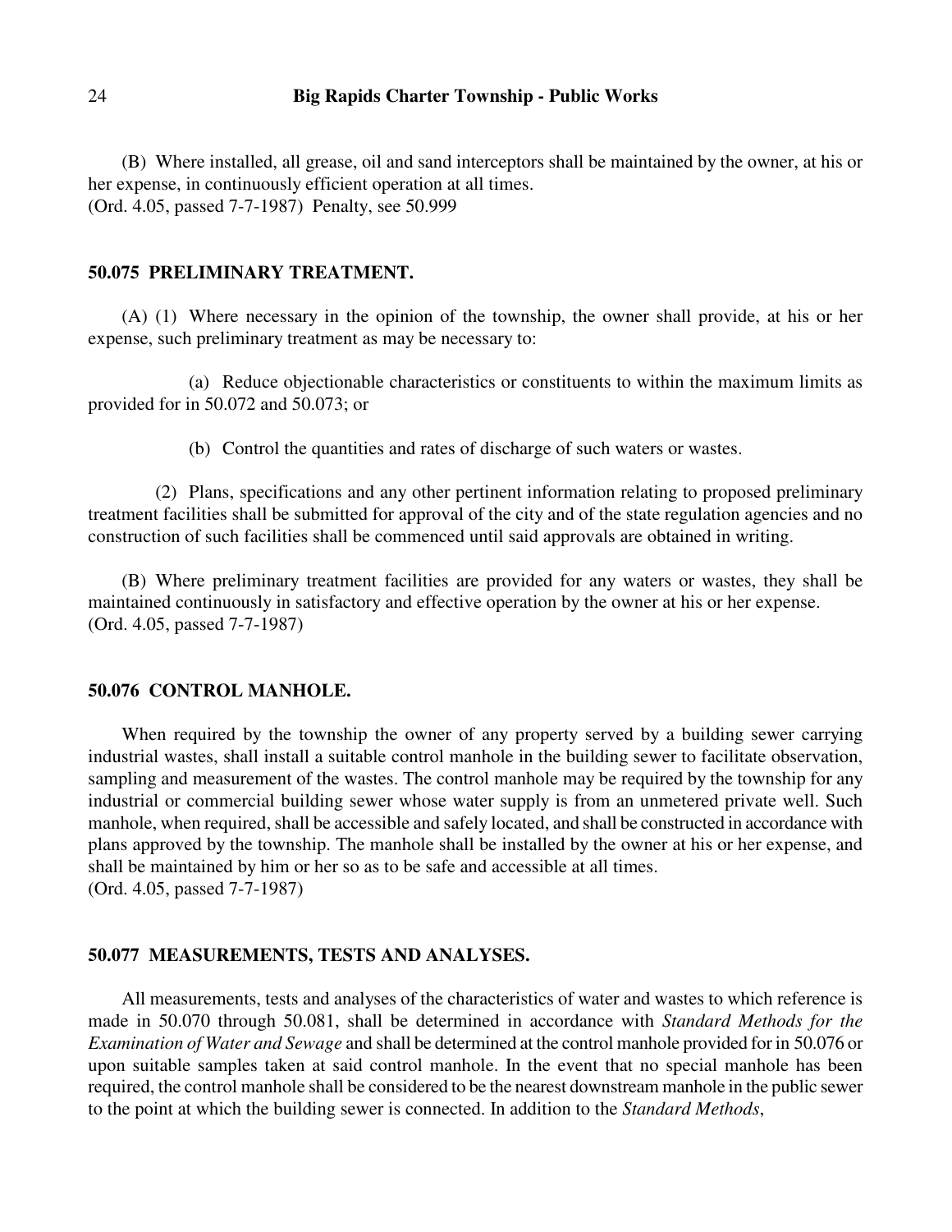(B) Where installed, all grease, oil and sand interceptors shall be maintained by the owner, at his or her expense, in continuously efficient operation at all times.
(Ord. 4.05, passed 7-7-1987) Penalty, see 50.999

### 50.075 PRELIMINARY TREATMENT.

(A) (1) Where necessary in the opinion of the township, the owner shall provide, at his or her expense, such preliminary treatment as may be necessary to:

(a) Reduce objectionable characteristics or constituents to within the maximum limits as provided for in 50.072 and 50.073; or

(b) Control the quantities and rates of discharge of such waters or wastes.

(2) Plans, specifications and any other pertinent information relating to proposed preliminary treatment facilities shall be submitted for approval of the city and of the state regulation agencies and no construction of such facilities shall be commenced until said approvals are obtained in writing.

(B) Where preliminary treatment facilities are provided for any waters or wastes, they shall be maintained continuously in satisfactory and effective operation by the owner at his or her expense.
(Ord. 4.05, passed 7-7-1987)

### 50.076 CONTROL MANHOLE.

When required by the township the owner of any property served by a building sewer carrying industrial wastes, shall install a suitable control manhole in the building sewer to facilitate observation, sampling and measurement of the wastes. The control manhole may be required by the township for any industrial or commercial building sewer whose water supply is from an unmetered private well. Such manhole, when required, shall be accessible and safely located, and shall be constructed in accordance with plans approved by the township. The manhole shall be installed by the owner at his or her expense, and shall be maintained by him or her so as to be safe and accessible at all times.
(Ord. 4.05, passed 7-7-1987)

### 50.077 MEASUREMENTS, TESTS AND ANALYSES.

All measurements, tests and analyses of the characteristics of water and wastes to which reference is made in 50.070 through 50.081, shall be determined in accordance with *Standard Methods for the Examination of Water and Sewage* and shall be determined at the control manhole provided for in 50.076 or upon suitable samples taken at said control manhole. In the event that no special manhole has been required, the control manhole shall be considered to be the nearest downstream manhole in the public sewer to the point at which the building sewer is connected. In addition to the *Standard Methods*,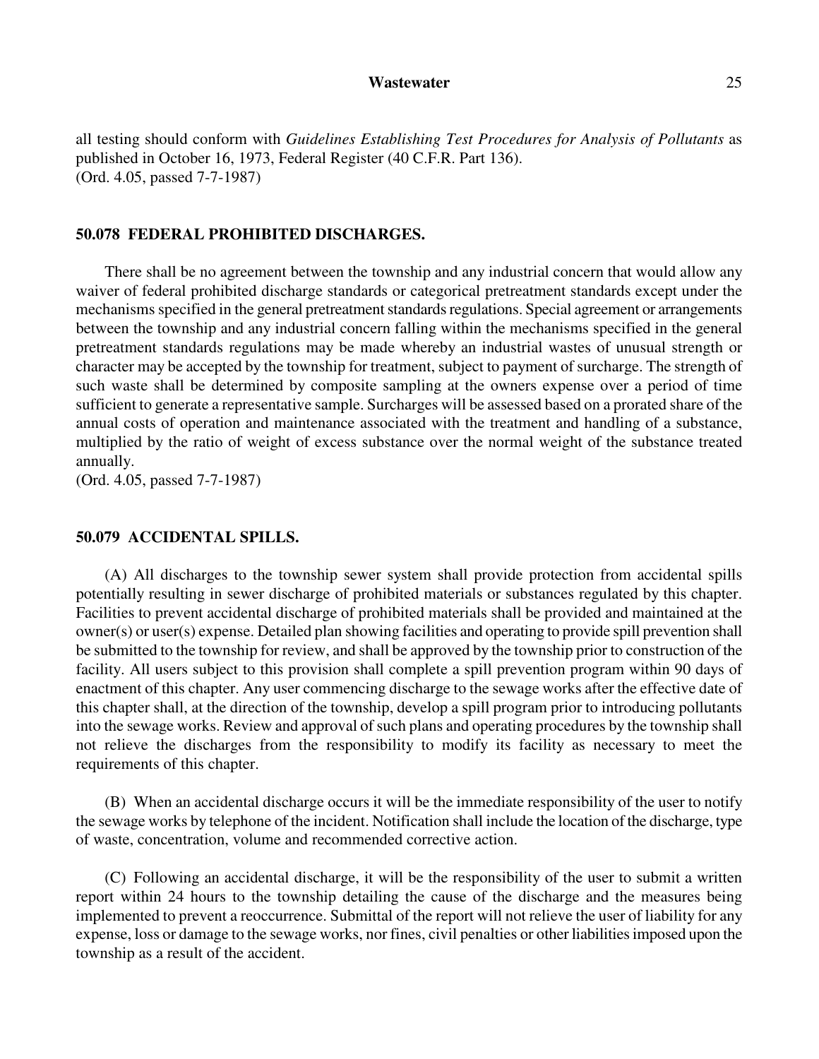all testing should conform with *Guidelines Establishing Test Procedures for Analysis of Pollutants* as published in October 16, 1973, Federal Register (40 C.F.R. Part 136).
(Ord. 4.05, passed 7-7-1987)

### 50.078 FEDERAL PROHIBITED DISCHARGES.

There shall be no agreement between the township and any industrial concern that would allow any waiver of federal prohibited discharge standards or categorical pretreatment standards except under the mechanisms specified in the general pretreatment standards regulations. Special agreement or arrangements between the township and any industrial concern falling within the mechanisms specified in the general pretreatment standards regulations may be made whereby an industrial wastes of unusual strength or character may be accepted by the township for treatment, subject to payment of surcharge. The strength of such waste shall be determined by composite sampling at the owners expense over a period of time sufficient to generate a representative sample. Surcharges will be assessed based on a prorated share of the annual costs of operation and maintenance associated with the treatment and handling of a substance, multiplied by the ratio of weight of excess substance over the normal weight of the substance treated annually.
(Ord. 4.05, passed 7-7-1987)

### 50.079 ACCIDENTAL SPILLS.

(A) All discharges to the township sewer system shall provide protection from accidental spills potentially resulting in sewer discharge of prohibited materials or substances regulated by this chapter. Facilities to prevent accidental discharge of prohibited materials shall be provided and maintained at the owner(s) or user(s) expense. Detailed plan showing facilities and operating to provide spill prevention shall be submitted to the township for review, and shall be approved by the township prior to construction of the facility. All users subject to this provision shall complete a spill prevention program within 90 days of enactment of this chapter. Any user commencing discharge to the sewage works after the effective date of this chapter shall, at the direction of the township, develop a spill program prior to introducing pollutants into the sewage works. Review and approval of such plans and operating procedures by the township shall not relieve the discharges from the responsibility to modify its facility as necessary to meet the requirements of this chapter.

(B) When an accidental discharge occurs it will be the immediate responsibility of the user to notify the sewage works by telephone of the incident. Notification shall include the location of the discharge, type of waste, concentration, volume and recommended corrective action.

(C) Following an accidental discharge, it will be the responsibility of the user to submit a written report within 24 hours to the township detailing the cause of the discharge and the measures being implemented to prevent a reoccurrence. Submittal of the report will not relieve the user of liability for any expense, loss or damage to the sewage works, nor fines, civil penalties or other liabilities imposed upon the township as a result of the accident.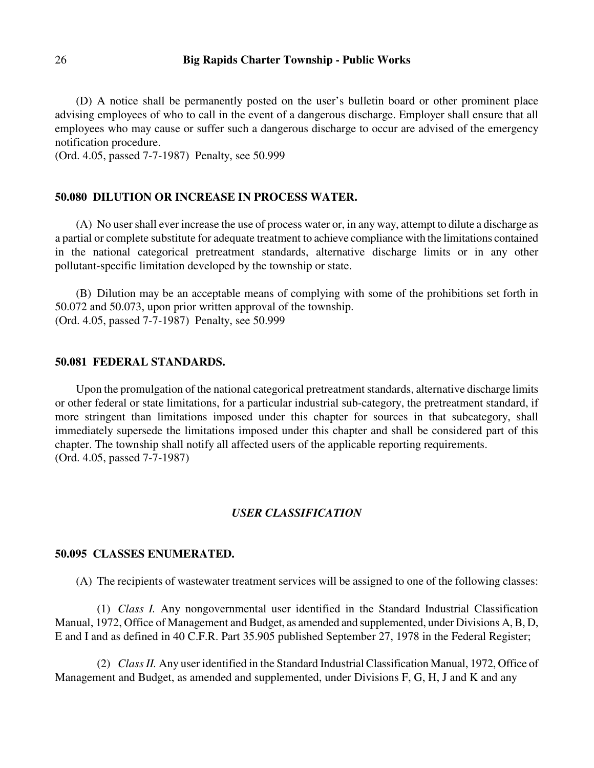(D) A notice shall be permanently posted on the user's bulletin board or other prominent place advising employees of who to call in the event of a dangerous discharge. Employer shall ensure that all employees who may cause or suffer such a dangerous discharge to occur are advised of the emergency notification procedure.
(Ord. 4.05, passed 7-7-1987) Penalty, see 50.999

### 50.080 DILUTION OR INCREASE IN PROCESS WATER.

(A) No user shall ever increase the use of process water or, in any way, attempt to dilute a discharge as a partial or complete substitute for adequate treatment to achieve compliance with the limitations contained in the national categorical pretreatment standards, alternative discharge limits or in any other pollutant-specific limitation developed by the township or state.

(B) Dilution may be an acceptable means of complying with some of the prohibitions set forth in 50.072 and 50.073, upon prior written approval of the township.
(Ord. 4.05, passed 7-7-1987) Penalty, see 50.999

### 50.081 FEDERAL STANDARDS.

Upon the promulgation of the national categorical pretreatment standards, alternative discharge limits or other federal or state limitations, for a particular industrial sub-category, the pretreatment standard, if more stringent than limitations imposed under this chapter for sources in that subcategory, shall immediately supersede the limitations imposed under this chapter and shall be considered part of this chapter. The township shall notify all affected users of the applicable reporting requirements.
(Ord. 4.05, passed 7-7-1987)

## *USER CLASSIFICATION*

### 50.095 CLASSES ENUMERATED.

(A) The recipients of wastewater treatment services will be assigned to one of the following classes:

(1) *Class I.* Any nongovernmental user identified in the Standard Industrial Classification Manual, 1972, Office of Management and Budget, as amended and supplemented, under Divisions A, B, D, E and I and as defined in 40 C.F.R. Part 35.905 published September 27, 1978 in the Federal Register;

(2) *Class II.* Any user identified in the Standard Industrial Classification Manual, 1972, Office of Management and Budget, as amended and supplemented, under Divisions F, G, H, J and K and any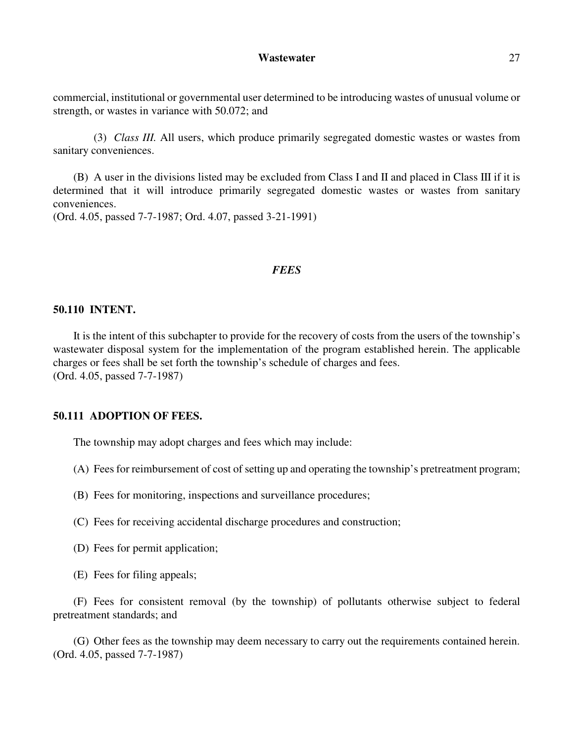commercial, institutional or governmental user determined to be introducing wastes of unusual volume or strength, or wastes in variance with 50.072; and

(3) *Class III.* All users, which produce primarily segregated domestic wastes or wastes from sanitary conveniences.

(B) A user in the divisions listed may be excluded from Class I and II and placed in Class III if it is determined that it will introduce primarily segregated domestic wastes or wastes from sanitary conveniences.
(Ord. 4.05, passed 7-7-1987; Ord. 4.07, passed 3-21-1991)

## *FEES*

### 50.110 INTENT.

It is the intent of this subchapter to provide for the recovery of costs from the users of the township's wastewater disposal system for the implementation of the program established herein. The applicable charges or fees shall be set forth the township's schedule of charges and fees.
(Ord. 4.05, passed 7-7-1987)

### 50.111 ADOPTION OF FEES.

The township may adopt charges and fees which may include:

(A) Fees for reimbursement of cost of setting up and operating the township's pretreatment program;

(B) Fees for monitoring, inspections and surveillance procedures;

(C) Fees for receiving accidental discharge procedures and construction;

(D) Fees for permit application;

(E) Fees for filing appeals;

(F) Fees for consistent removal (by the township) of pollutants otherwise subject to federal pretreatment standards; and

(G) Other fees as the township may deem necessary to carry out the requirements contained herein.
(Ord. 4.05, passed 7-7-1987)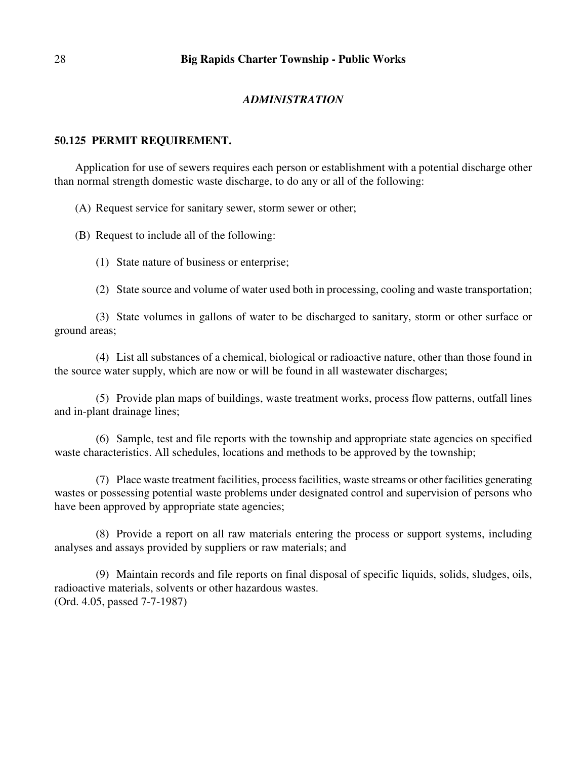## *ADMINISTRATION*

### 50.125 PERMIT REQUIREMENT.

Application for use of sewers requires each person or establishment with a potential discharge other than normal strength domestic waste discharge, to do any or all of the following:

(A) Request service for sanitary sewer, storm sewer or other;

(B) Request to include all of the following:

(1) State nature of business or enterprise;

(2) State source and volume of water used both in processing, cooling and waste transportation;

(3) State volumes in gallons of water to be discharged to sanitary, storm or other surface or ground areas;

(4) List all substances of a chemical, biological or radioactive nature, other than those found in the source water supply, which are now or will be found in all wastewater discharges;

(5) Provide plan maps of buildings, waste treatment works, process flow patterns, outfall lines and in-plant drainage lines;

(6) Sample, test and file reports with the township and appropriate state agencies on specified waste characteristics. All schedules, locations and methods to be approved by the township;

(7) Place waste treatment facilities, process facilities, waste streams or other facilities generating wastes or possessing potential waste problems under designated control and supervision of persons who have been approved by appropriate state agencies;

(8) Provide a report on all raw materials entering the process or support systems, including analyses and assays provided by suppliers or raw materials; and

(9) Maintain records and file reports on final disposal of specific liquids, solids, sludges, oils, radioactive materials, solvents or other hazardous wastes.
(Ord. 4.05, passed 7-7-1987)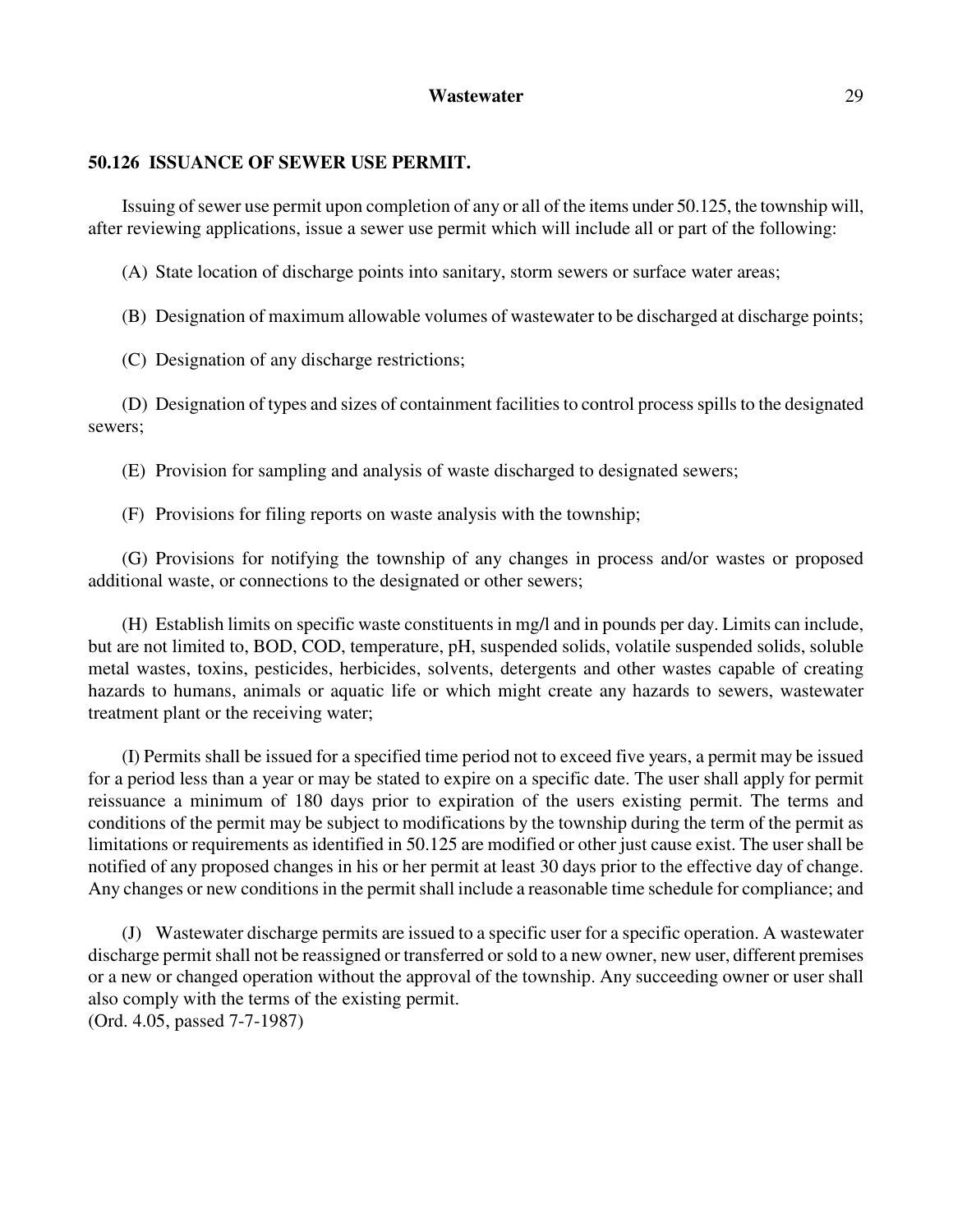## 50.126 ISSUANCE OF SEWER USE PERMIT.

Issuing of sewer use permit upon completion of any or all of the items under 50.125, the township will, after reviewing applications, issue a sewer use permit which will include all or part of the following:

(A) State location of discharge points into sanitary, storm sewers or surface water areas;

(B) Designation of maximum allowable volumes of wastewater to be discharged at discharge points;

(C) Designation of any discharge restrictions;

(D) Designation of types and sizes of containment facilities to control process spills to the designated sewers;

(E) Provision for sampling and analysis of waste discharged to designated sewers;

(F) Provisions for filing reports on waste analysis with the township;

(G) Provisions for notifying the township of any changes in process and/or wastes or proposed additional waste, or connections to the designated or other sewers;

(H) Establish limits on specific waste constituents in mg/l and in pounds per day. Limits can include, but are not limited to, BOD, COD, temperature, pH, suspended solids, volatile suspended solids, soluble metal wastes, toxins, pesticides, herbicides, solvents, detergents and other wastes capable of creating hazards to humans, animals or aquatic life or which might create any hazards to sewers, wastewater treatment plant or the receiving water;

(I) Permits shall be issued for a specified time period not to exceed five years, a permit may be issued for a period less than a year or may be stated to expire on a specific date. The user shall apply for permit reissuance a minimum of 180 days prior to expiration of the users existing permit. The terms and conditions of the permit may be subject to modifications by the township during the term of the permit as limitations or requirements as identified in 50.125 are modified or other just cause exist. The user shall be notified of any proposed changes in his or her permit at least 30 days prior to the effective day of change. Any changes or new conditions in the permit shall include a reasonable time schedule for compliance; and

(J) Wastewater discharge permits are issued to a specific user for a specific operation. A wastewater discharge permit shall not be reassigned or transferred or sold to a new owner, new user, different premises or a new or changed operation without the approval of the township. Any succeeding owner or user shall also comply with the terms of the existing permit.
(Ord. 4.05, passed 7-7-1987)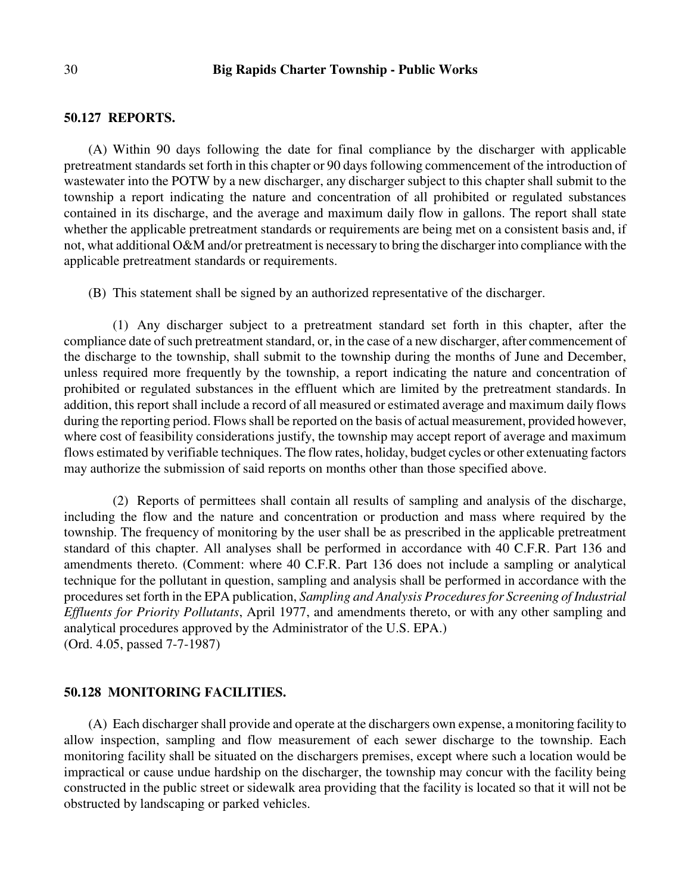### 50.127 REPORTS.

(A) Within 90 days following the date for final compliance by the discharger with applicable pretreatment standards set forth in this chapter or 90 days following commencement of the introduction of wastewater into the POTW by a new discharger, any discharger subject to this chapter shall submit to the township a report indicating the nature and concentration of all prohibited or regulated substances contained in its discharge, and the average and maximum daily flow in gallons. The report shall state whether the applicable pretreatment standards or requirements are being met on a consistent basis and, if not, what additional O&M and/or pretreatment is necessary to bring the discharger into compliance with the applicable pretreatment standards or requirements.

(B) This statement shall be signed by an authorized representative of the discharger.

(1) Any discharger subject to a pretreatment standard set forth in this chapter, after the compliance date of such pretreatment standard, or, in the case of a new discharger, after commencement of the discharge to the township, shall submit to the township during the months of June and December, unless required more frequently by the township, a report indicating the nature and concentration of prohibited or regulated substances in the effluent which are limited by the pretreatment standards. In addition, this report shall include a record of all measured or estimated average and maximum daily flows during the reporting period. Flows shall be reported on the basis of actual measurement, provided however, where cost of feasibility considerations justify, the township may accept report of average and maximum flows estimated by verifiable techniques. The flow rates, holiday, budget cycles or other extenuating factors may authorize the submission of said reports on months other than those specified above.

(2) Reports of permittees shall contain all results of sampling and analysis of the discharge, including the flow and the nature and concentration or production and mass where required by the township. The frequency of monitoring by the user shall be as prescribed in the applicable pretreatment standard of this chapter. All analyses shall be performed in accordance with 40 C.F.R. Part 136 and amendments thereto. (Comment: where 40 C.F.R. Part 136 does not include a sampling or analytical technique for the pollutant in question, sampling and analysis shall be performed in accordance with the procedures set forth in the EPA publication, *Sampling and Analysis Procedures for Screening of Industrial Effluents for Priority Pollutants*, April 1977, and amendments thereto, or with any other sampling and analytical procedures approved by the Administrator of the U.S. EPA.)
(Ord. 4.05, passed 7-7-1987)

### 50.128 MONITORING FACILITIES.

(A) Each discharger shall provide and operate at the dischargers own expense, a monitoring facility to allow inspection, sampling and flow measurement of each sewer discharge to the township. Each monitoring facility shall be situated on the dischargers premises, except where such a location would be impractical or cause undue hardship on the discharger, the township may concur with the facility being constructed in the public street or sidewalk area providing that the facility is located so that it will not be obstructed by landscaping or parked vehicles.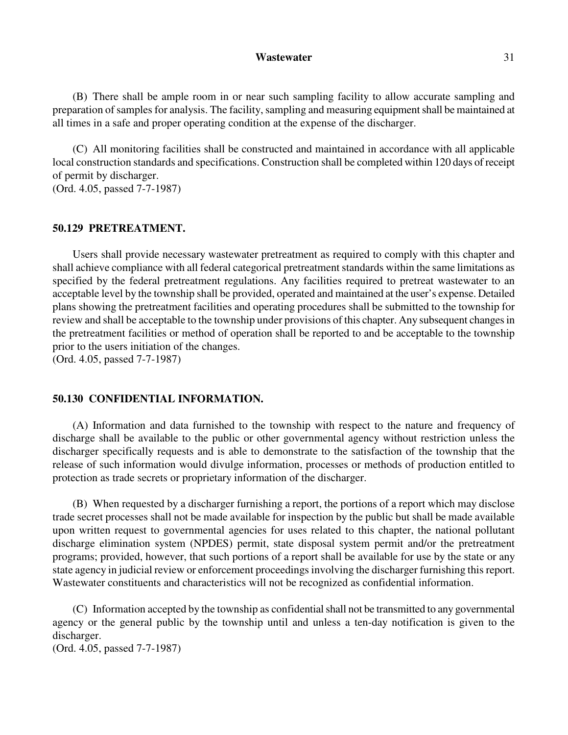(B) There shall be ample room in or near such sampling facility to allow accurate sampling and preparation of samples for analysis. The facility, sampling and measuring equipment shall be maintained at all times in a safe and proper operating condition at the expense of the discharger.

(C) All monitoring facilities shall be constructed and maintained in accordance with all applicable local construction standards and specifications. Construction shall be completed within 120 days of receipt of permit by discharger.
(Ord. 4.05, passed 7-7-1987)

### 50.129 PRETREATMENT.

Users shall provide necessary wastewater pretreatment as required to comply with this chapter and shall achieve compliance with all federal categorical pretreatment standards within the same limitations as specified by the federal pretreatment regulations. Any facilities required to pretreat wastewater to an acceptable level by the township shall be provided, operated and maintained at the user's expense. Detailed plans showing the pretreatment facilities and operating procedures shall be submitted to the township for review and shall be acceptable to the township under provisions of this chapter. Any subsequent changes in the pretreatment facilities or method of operation shall be reported to and be acceptable to the township prior to the users initiation of the changes.
(Ord. 4.05, passed 7-7-1987)

### 50.130 CONFIDENTIAL INFORMATION.

(A) Information and data furnished to the township with respect to the nature and frequency of discharge shall be available to the public or other governmental agency without restriction unless the discharger specifically requests and is able to demonstrate to the satisfaction of the township that the release of such information would divulge information, processes or methods of production entitled to protection as trade secrets or proprietary information of the discharger.

(B) When requested by a discharger furnishing a report, the portions of a report which may disclose trade secret processes shall not be made available for inspection by the public but shall be made available upon written request to governmental agencies for uses related to this chapter, the national pollutant discharge elimination system (NPDES) permit, state disposal system permit and/or the pretreatment programs; provided, however, that such portions of a report shall be available for use by the state or any state agency in judicial review or enforcement proceedings involving the discharger furnishing this report. Wastewater constituents and characteristics will not be recognized as confidential information.

(C) Information accepted by the township as confidential shall not be transmitted to any governmental agency or the general public by the township until and unless a ten-day notification is given to the discharger.
(Ord. 4.05, passed 7-7-1987)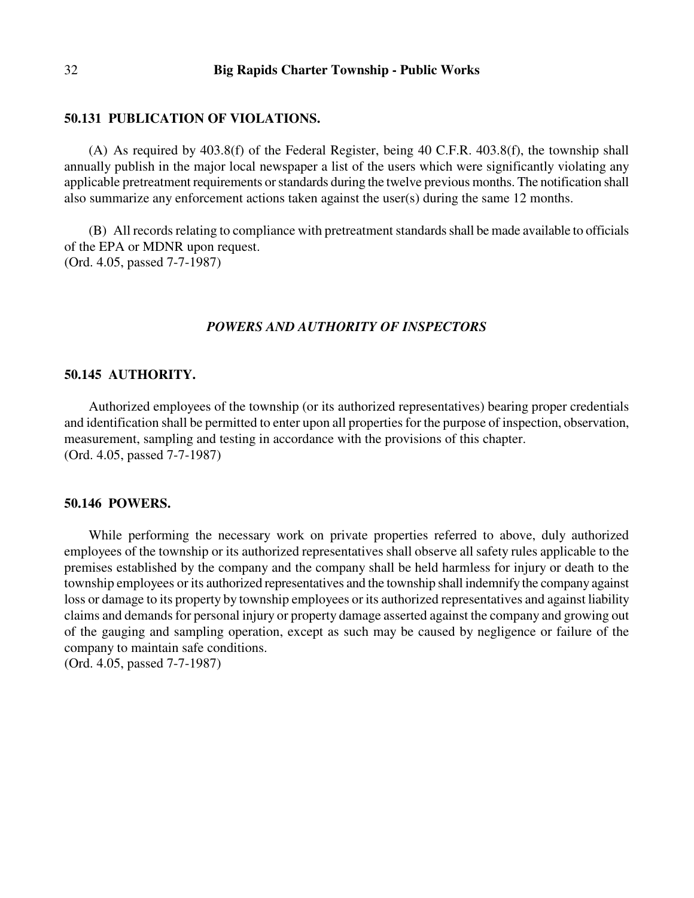### 50.131 PUBLICATION OF VIOLATIONS.

(A) As required by 403.8(f) of the Federal Register, being 40 C.F.R. 403.8(f), the township shall annually publish in the major local newspaper a list of the users which were significantly violating any applicable pretreatment requirements or standards during the twelve previous months. The notification shall also summarize any enforcement actions taken against the user(s) during the same 12 months.

(B) All records relating to compliance with pretreatment standards shall be made available to officials of the EPA or MDNR upon request.
(Ord. 4.05, passed 7-7-1987)

## *POWERS AND AUTHORITY OF INSPECTORS*

### 50.145 AUTHORITY.

Authorized employees of the township (or its authorized representatives) bearing proper credentials and identification shall be permitted to enter upon all properties for the purpose of inspection, observation, measurement, sampling and testing in accordance with the provisions of this chapter.
(Ord. 4.05, passed 7-7-1987)

### 50.146 POWERS.

While performing the necessary work on private properties referred to above, duly authorized employees of the township or its authorized representatives shall observe all safety rules applicable to the premises established by the company and the company shall be held harmless for injury or death to the township employees or its authorized representatives and the township shall indemnify the company against loss or damage to its property by township employees or its authorized representatives and against liability claims and demands for personal injury or property damage asserted against the company and growing out of the gauging and sampling operation, except as such may be caused by negligence or failure of the company to maintain safe conditions.
(Ord. 4.05, passed 7-7-1987)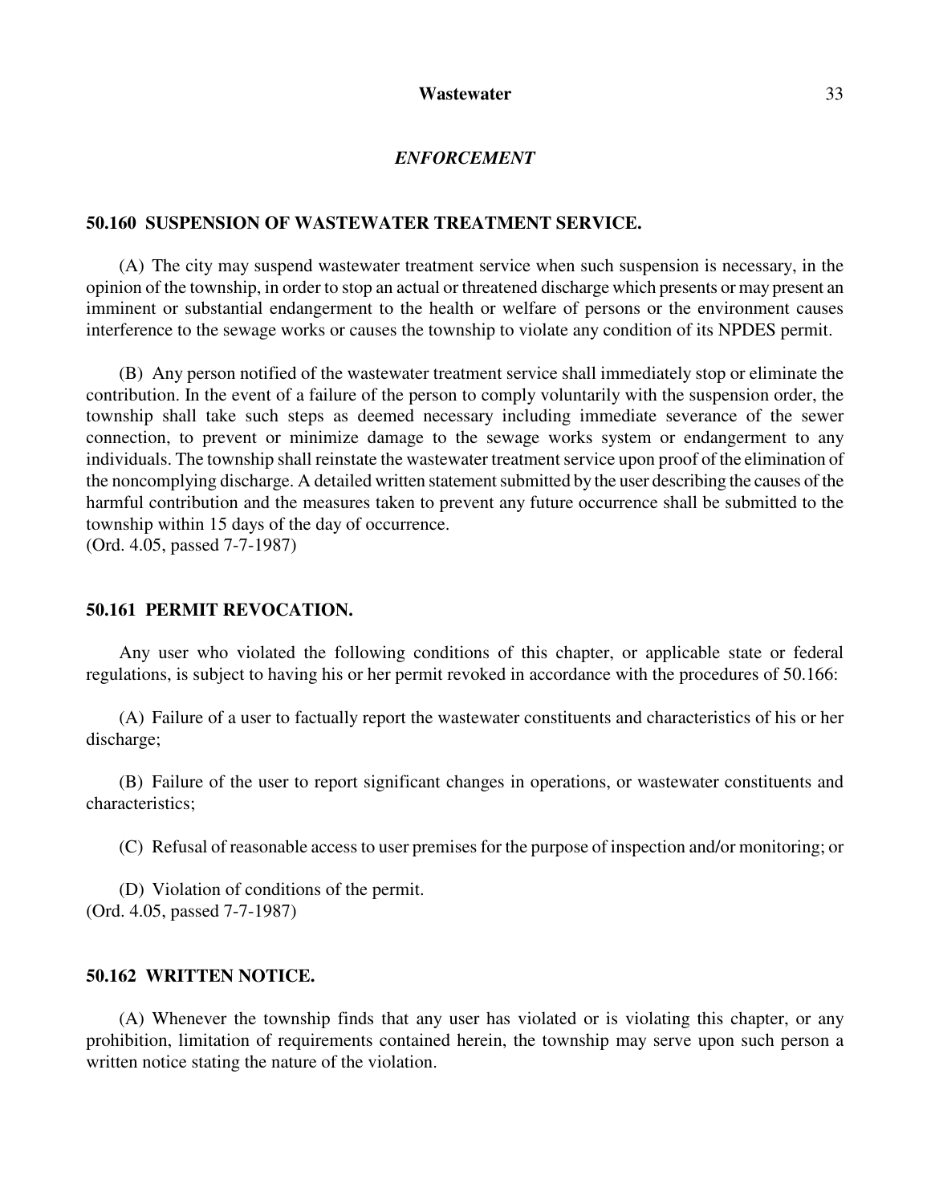## *ENFORCEMENT*

### 50.160 SUSPENSION OF WASTEWATER TREATMENT SERVICE.

(A) The city may suspend wastewater treatment service when such suspension is necessary, in the opinion of the township, in order to stop an actual or threatened discharge which presents or may present an imminent or substantial endangerment to the health or welfare of persons or the environment causes interference to the sewage works or causes the township to violate any condition of its NPDES permit.

(B) Any person notified of the wastewater treatment service shall immediately stop or eliminate the contribution. In the event of a failure of the person to comply voluntarily with the suspension order, the township shall take such steps as deemed necessary including immediate severance of the sewer connection, to prevent or minimize damage to the sewage works system or endangerment to any individuals. The township shall reinstate the wastewater treatment service upon proof of the elimination of the noncomplying discharge. A detailed written statement submitted by the user describing the causes of the harmful contribution and the measures taken to prevent any future occurrence shall be submitted to the township within 15 days of the day of occurrence.
(Ord. 4.05, passed 7-7-1987)

### 50.161 PERMIT REVOCATION.

Any user who violated the following conditions of this chapter, or applicable state or federal regulations, is subject to having his or her permit revoked in accordance with the procedures of 50.166:

(A) Failure of a user to factually report the wastewater constituents and characteristics of his or her discharge;

(B) Failure of the user to report significant changes in operations, or wastewater constituents and characteristics;

(C) Refusal of reasonable access to user premises for the purpose of inspection and/or monitoring; or

(D) Violation of conditions of the permit.
(Ord. 4.05, passed 7-7-1987)

### 50.162 WRITTEN NOTICE.

(A) Whenever the township finds that any user has violated or is violating this chapter, or any prohibition, limitation of requirements contained herein, the township may serve upon such person a written notice stating the nature of the violation.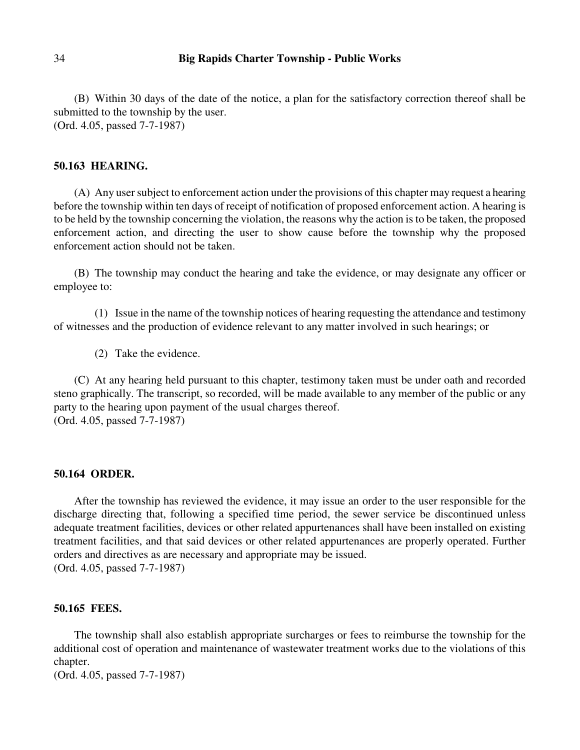(B) Within 30 days of the date of the notice, a plan for the satisfactory correction thereof shall be submitted to the township by the user.
(Ord. 4.05, passed 7-7-1987)

### 50.163 HEARING.

(A) Any user subject to enforcement action under the provisions of this chapter may request a hearing before the township within ten days of receipt of notification of proposed enforcement action. A hearing is to be held by the township concerning the violation, the reasons why the action is to be taken, the proposed enforcement action, and directing the user to show cause before the township why the proposed enforcement action should not be taken.

(B) The township may conduct the hearing and take the evidence, or may designate any officer or employee to:

(1) Issue in the name of the township notices of hearing requesting the attendance and testimony of witnesses and the production of evidence relevant to any matter involved in such hearings; or

(2) Take the evidence.

(C) At any hearing held pursuant to this chapter, testimony taken must be under oath and recorded steno graphically. The transcript, so recorded, will be made available to any member of the public or any party to the hearing upon payment of the usual charges thereof.
(Ord. 4.05, passed 7-7-1987)

### 50.164 ORDER.

After the township has reviewed the evidence, it may issue an order to the user responsible for the discharge directing that, following a specified time period, the sewer service be discontinued unless adequate treatment facilities, devices or other related appurtenances shall have been installed on existing treatment facilities, and that said devices or other related appurtenances are properly operated. Further orders and directives as are necessary and appropriate may be issued.
(Ord. 4.05, passed 7-7-1987)

### 50.165 FEES.

The township shall also establish appropriate surcharges or fees to reimburse the township for the additional cost of operation and maintenance of wastewater treatment works due to the violations of this chapter.
(Ord. 4.05, passed 7-7-1987)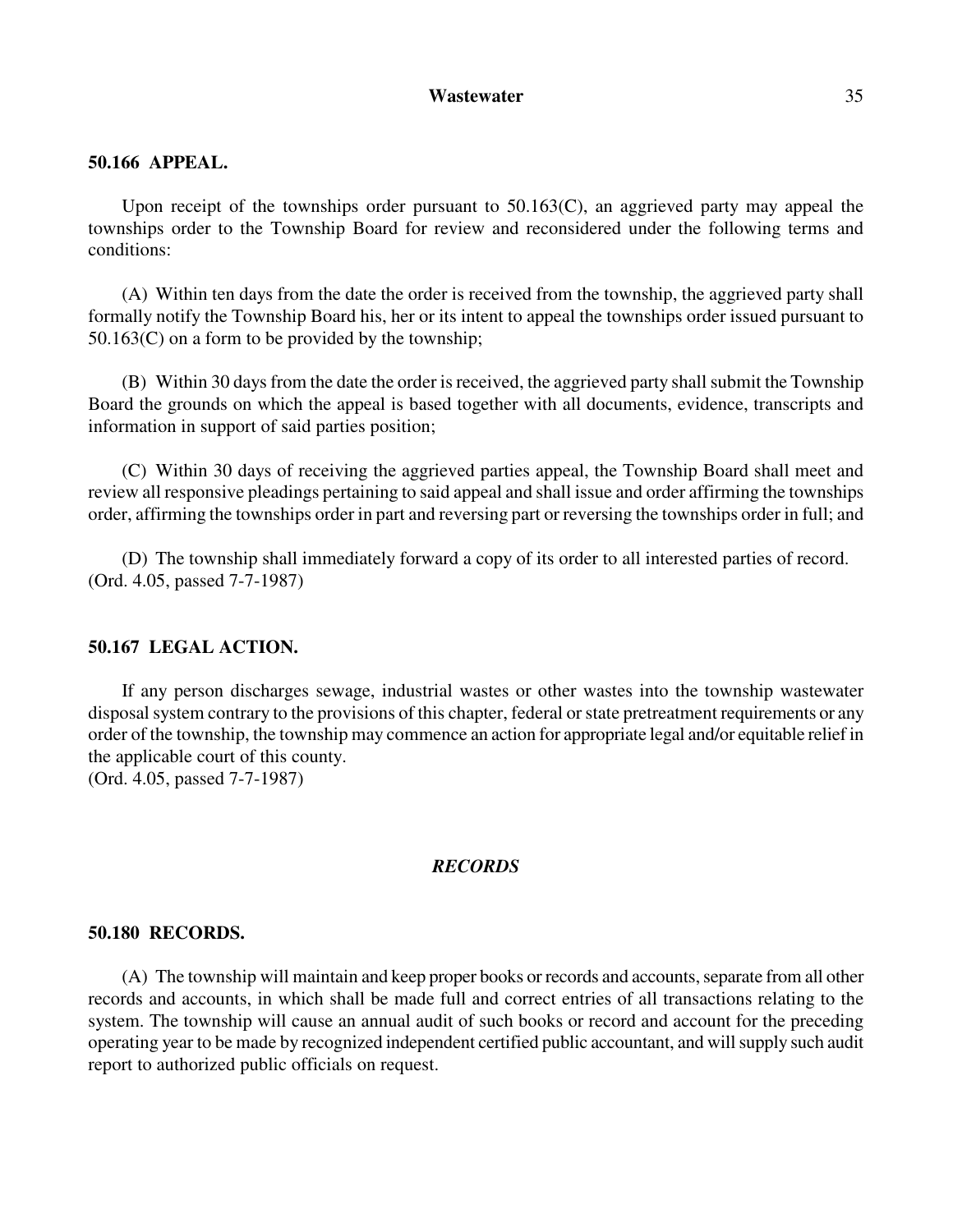### 50.166 APPEAL.

Upon receipt of the townships order pursuant to 50.163(C), an aggrieved party may appeal the townships order to the Township Board for review and reconsidered under the following terms and conditions:

(A) Within ten days from the date the order is received from the township, the aggrieved party shall formally notify the Township Board his, her or its intent to appeal the townships order issued pursuant to 50.163(C) on a form to be provided by the township;

(B) Within 30 days from the date the order is received, the aggrieved party shall submit the Township Board the grounds on which the appeal is based together with all documents, evidence, transcripts and information in support of said parties position;

(C) Within 30 days of receiving the aggrieved parties appeal, the Township Board shall meet and review all responsive pleadings pertaining to said appeal and shall issue and order affirming the townships order, affirming the townships order in part and reversing part or reversing the townships order in full; and

(D) The township shall immediately forward a copy of its order to all interested parties of record.
(Ord. 4.05, passed 7-7-1987)

### 50.167 LEGAL ACTION.

If any person discharges sewage, industrial wastes or other wastes into the township wastewater disposal system contrary to the provisions of this chapter, federal or state pretreatment requirements or any order of the township, the township may commence an action for appropriate legal and/or equitable relief in the applicable court of this county.
(Ord. 4.05, passed 7-7-1987)

## *RECORDS*

### 50.180 RECORDS.

(A) The township will maintain and keep proper books or records and accounts, separate from all other records and accounts, in which shall be made full and correct entries of all transactions relating to the system. The township will cause an annual audit of such books or record and account for the preceding operating year to be made by recognized independent certified public accountant, and will supply such audit report to authorized public officials on request.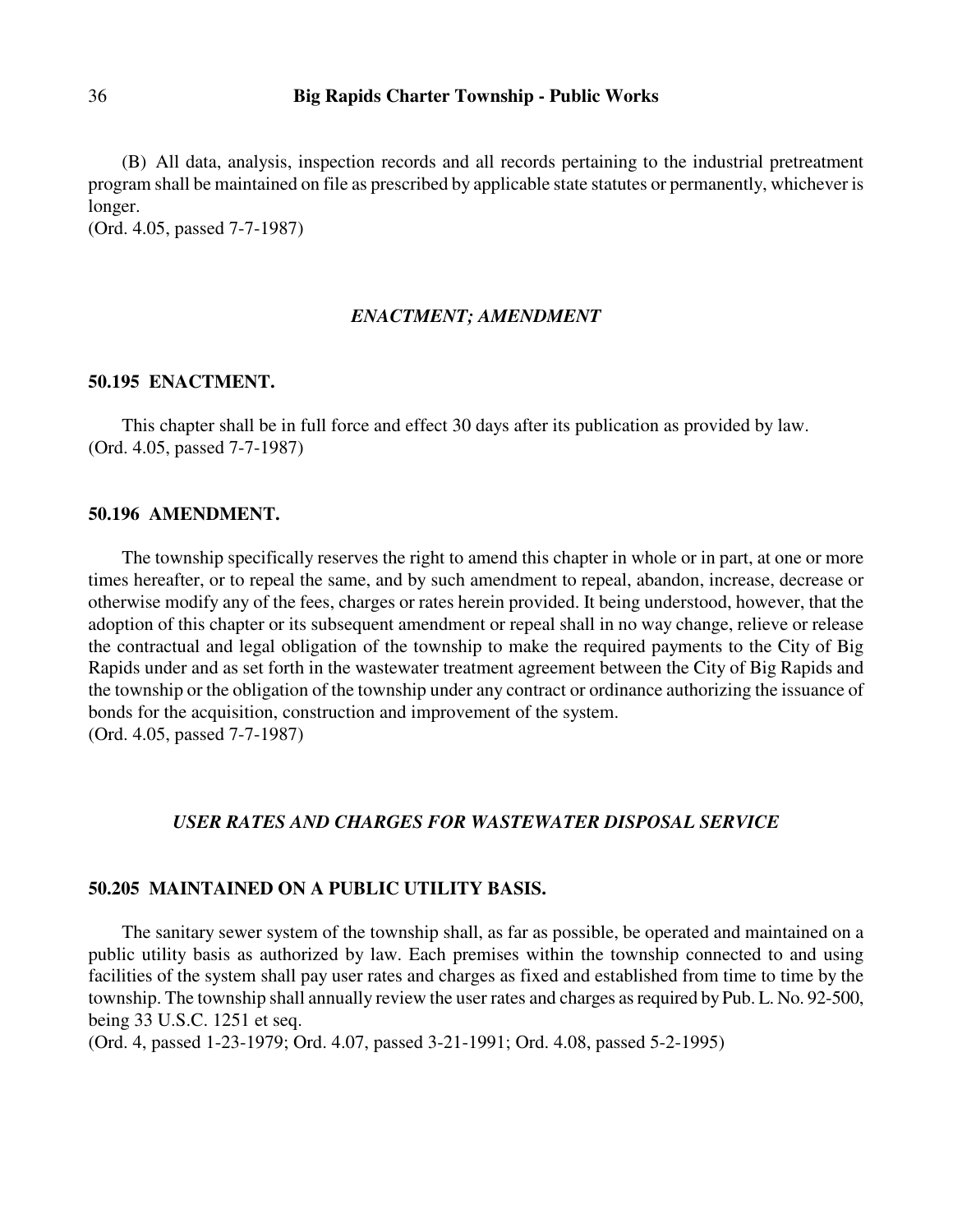(B) All data, analysis, inspection records and all records pertaining to the industrial pretreatment program shall be maintained on file as prescribed by applicable state statutes or permanently, whichever is longer.
(Ord. 4.05, passed 7-7-1987)

### *ENACTMENT; AMENDMENT*

**50.195 ENACTMENT.**

This chapter shall be in full force and effect 30 days after its publication as provided by law.
(Ord. 4.05, passed 7-7-1987)

**50.196 AMENDMENT.**

The township specifically reserves the right to amend this chapter in whole or in part, at one or more times hereafter, or to repeal the same, and by such amendment to repeal, abandon, increase, decrease or otherwise modify any of the fees, charges or rates herein provided. It being understood, however, that the adoption of this chapter or its subsequent amendment or repeal shall in no way change, relieve or release the contractual and legal obligation of the township to make the required payments to the City of Big Rapids under and as set forth in the wastewater treatment agreement between the City of Big Rapids and the township or the obligation of the township under any contract or ordinance authorizing the issuance of bonds for the acquisition, construction and improvement of the system.
(Ord. 4.05, passed 7-7-1987)

### *USER RATES AND CHARGES FOR WASTEWATER DISPOSAL SERVICE*

**50.205 MAINTAINED ON A PUBLIC UTILITY BASIS.**

The sanitary sewer system of the township shall, as far as possible, be operated and maintained on a public utility basis as authorized by law. Each premises within the township connected to and using facilities of the system shall pay user rates and charges as fixed and established from time to time by the township. The township shall annually review the user rates and charges as required by Pub. L. No. 92-500, being 33 U.S.C. 1251 et seq.
(Ord. 4, passed 1-23-1979; Ord. 4.07, passed 3-21-1991; Ord. 4.08, passed 5-2-1995)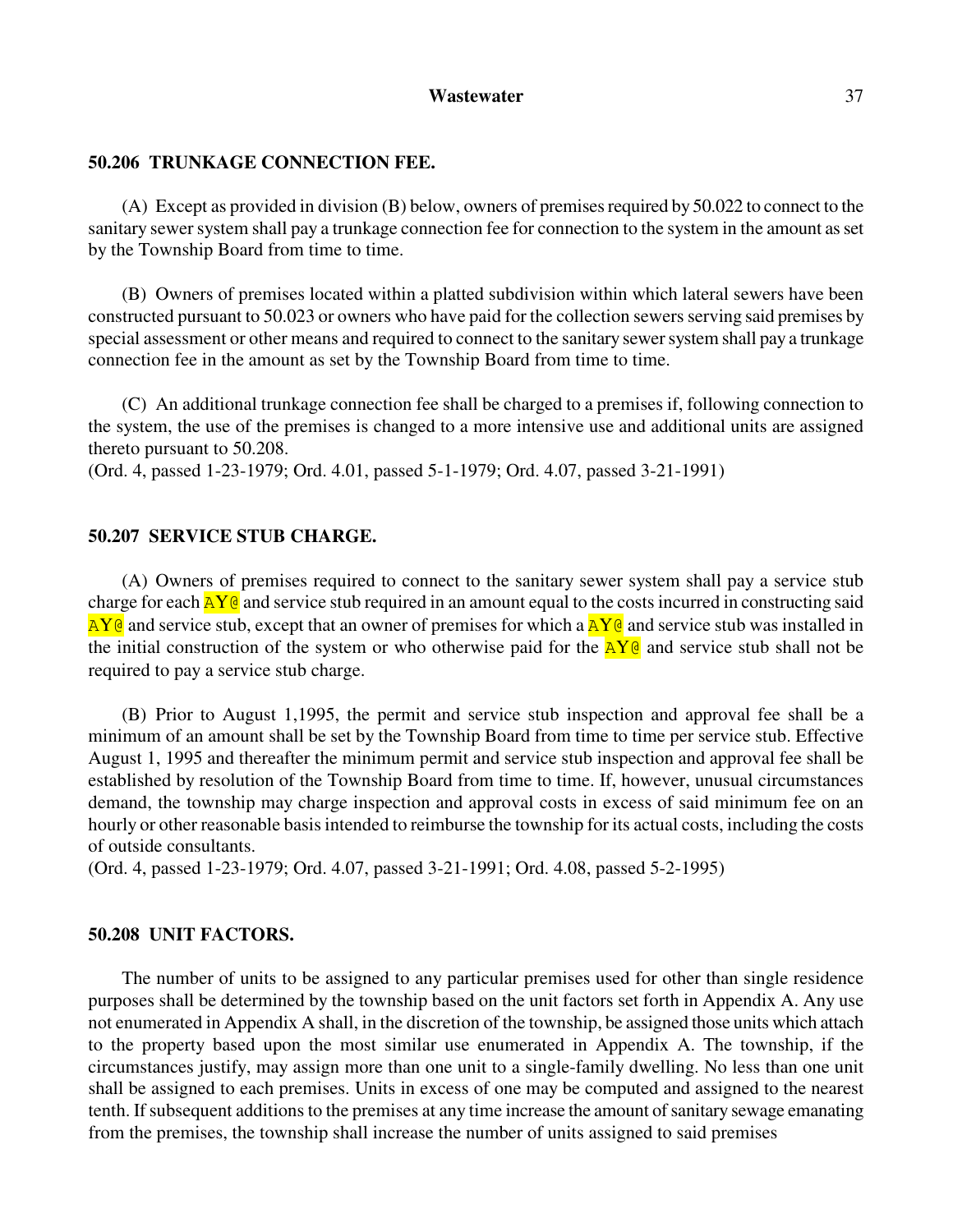## 50.206 TRUNKAGE CONNECTION FEE.

(A) Except as provided in division (B) below, owners of premises required by 50.022 to connect to the sanitary sewer system shall pay a trunkage connection fee for connection to the system in the amount as set by the Township Board from time to time.

(B) Owners of premises located within a platted subdivision within which lateral sewers have been constructed pursuant to 50.023 or owners who have paid for the collection sewers serving said premises by special assessment or other means and required to connect to the sanitary sewer system shall pay a trunkage connection fee in the amount as set by the Township Board from time to time.

(C) An additional trunkage connection fee shall be charged to a premises if, following connection to the system, the use of the premises is changed to a more intensive use and additional units are assigned thereto pursuant to 50.208.

(Ord. 4, passed 1-23-1979; Ord. 4.01, passed 5-1-1979; Ord. 4.07, passed 3-21-1991)

## 50.207 SERVICE STUB CHARGE.

(A) Owners of premises required to connect to the sanitary sewer system shall pay a service stub charge for each AY@ and service stub required in an amount equal to the costs incurred in constructing said AY@ and service stub, except that an owner of premises for which a AY@ and service stub was installed in the initial construction of the system or who otherwise paid for the AY@ and service stub shall not be required to pay a service stub charge.

(B) Prior to August 1,1995, the permit and service stub inspection and approval fee shall be a minimum of an amount shall be set by the Township Board from time to time per service stub. Effective August 1, 1995 and thereafter the minimum permit and service stub inspection and approval fee shall be established by resolution of the Township Board from time to time. If, however, unusual circumstances demand, the township may charge inspection and approval costs in excess of said minimum fee on an hourly or other reasonable basis intended to reimburse the township for its actual costs, including the costs of outside consultants.

(Ord. 4, passed 1-23-1979; Ord. 4.07, passed 3-21-1991; Ord. 4.08, passed 5-2-1995)

## 50.208 UNIT FACTORS.

The number of units to be assigned to any particular premises used for other than single residence purposes shall be determined by the township based on the unit factors set forth in Appendix A. Any use not enumerated in Appendix A shall, in the discretion of the township, be assigned those units which attach to the property based upon the most similar use enumerated in Appendix A. The township, if the circumstances justify, may assign more than one unit to a single-family dwelling. No less than one unit shall be assigned to each premises. Units in excess of one may be computed and assigned to the nearest tenth. If subsequent additions to the premises at any time increase the amount of sanitary sewage emanating from the premises, the township shall increase the number of units assigned to said premises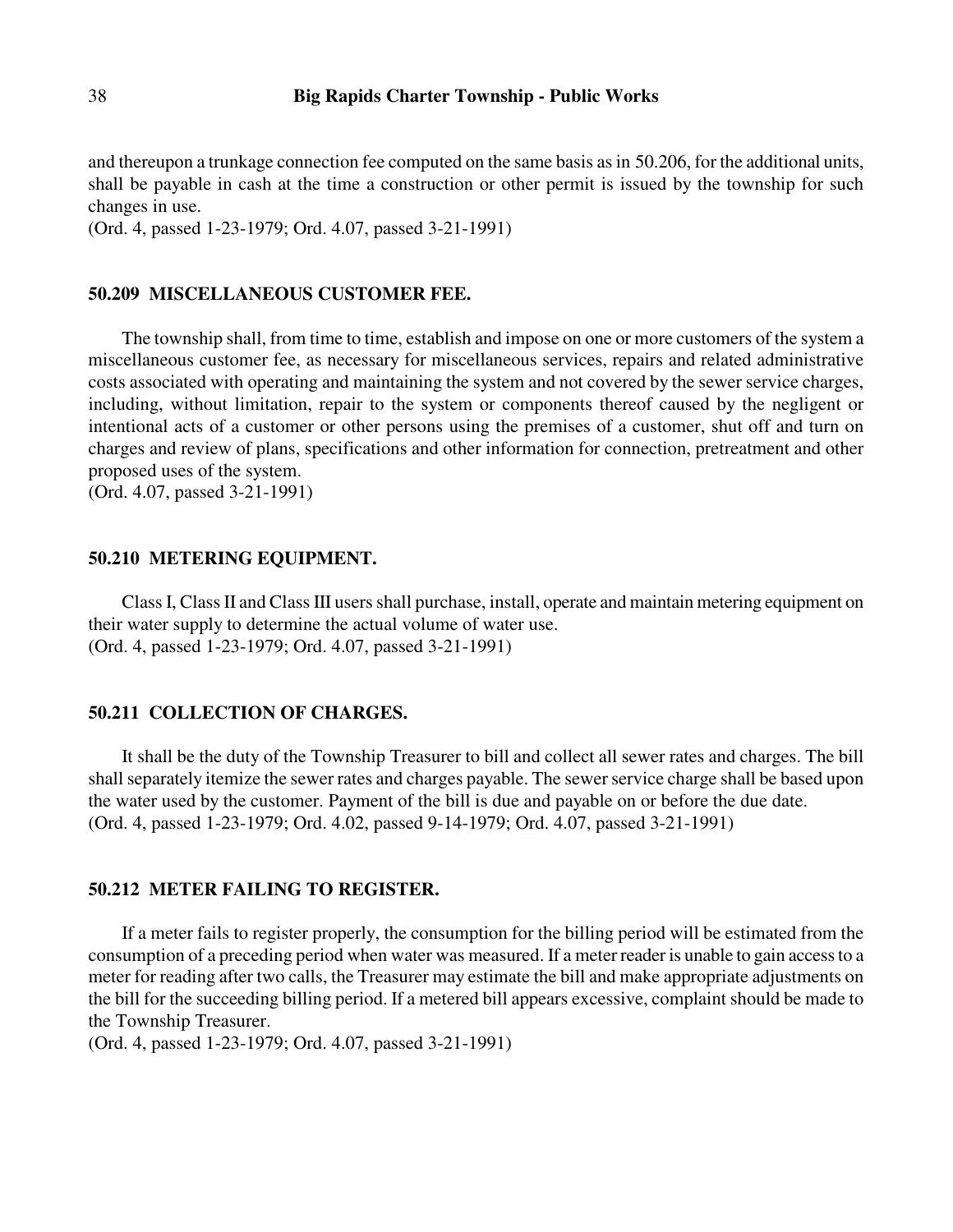and thereupon a trunkage connection fee computed on the same basis as in 50.206, for the additional units, shall be payable in cash at the time a construction or other permit is issued by the township for such changes in use.
(Ord. 4, passed 1-23-1979; Ord. 4.07, passed 3-21-1991)

### 50.209 MISCELLANEOUS CUSTOMER FEE.

The township shall, from time to time, establish and impose on one or more customers of the system a miscellaneous customer fee, as necessary for miscellaneous services, repairs and related administrative costs associated with operating and maintaining the system and not covered by the sewer service charges, including, without limitation, repair to the system or components thereof caused by the negligent or intentional acts of a customer or other persons using the premises of a customer, shut off and turn on charges and review of plans, specifications and other information for connection, pretreatment and other proposed uses of the system.
(Ord. 4.07, passed 3-21-1991)

### 50.210 METERING EQUIPMENT.

Class I, Class II and Class III users shall purchase, install, operate and maintain metering equipment on their water supply to determine the actual volume of water use.
(Ord. 4, passed 1-23-1979; Ord. 4.07, passed 3-21-1991)

### 50.211 COLLECTION OF CHARGES.

It shall be the duty of the Township Treasurer to bill and collect all sewer rates and charges. The bill shall separately itemize the sewer rates and charges payable. The sewer service charge shall be based upon the water used by the customer. Payment of the bill is due and payable on or before the due date.
(Ord. 4, passed 1-23-1979; Ord. 4.02, passed 9-14-1979; Ord. 4.07, passed 3-21-1991)

### 50.212 METER FAILING TO REGISTER.

If a meter fails to register properly, the consumption for the billing period will be estimated from the consumption of a preceding period when water was measured. If a meter reader is unable to gain access to a meter for reading after two calls, the Treasurer may estimate the bill and make appropriate adjustments on the bill for the succeeding billing period. If a metered bill appears excessive, complaint should be made to the Township Treasurer.
(Ord. 4, passed 1-23-1979; Ord. 4.07, passed 3-21-1991)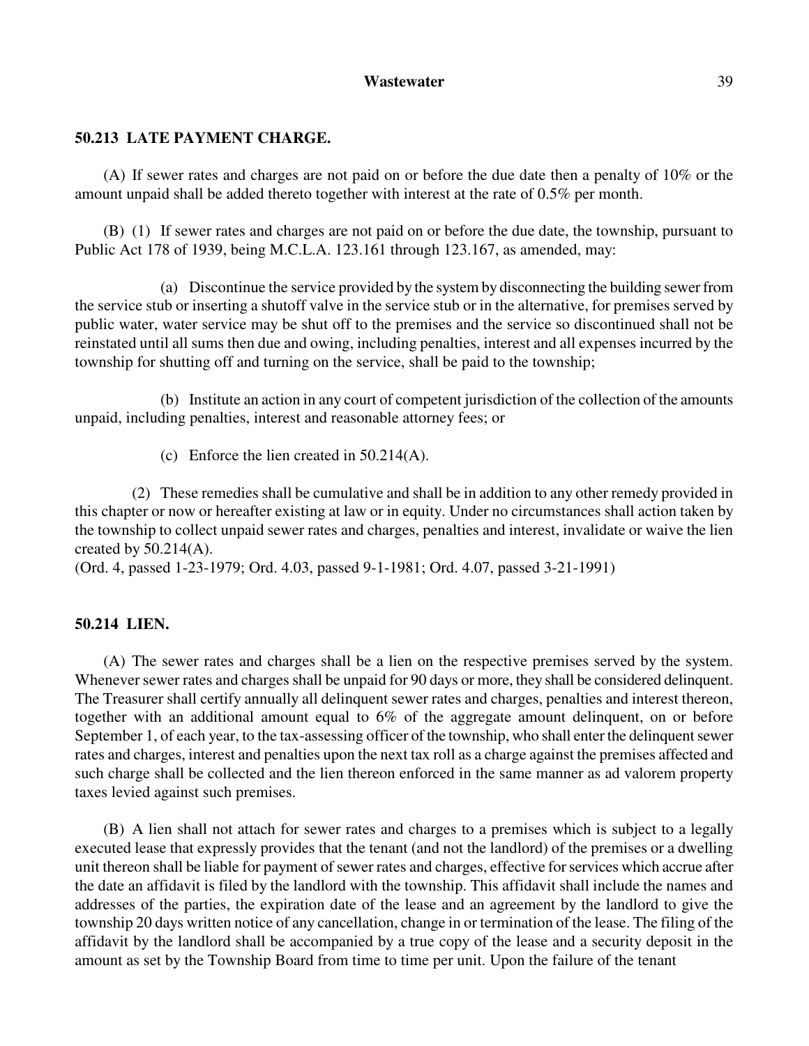## 50.213 LATE PAYMENT CHARGE.

(A) If sewer rates and charges are not paid on or before the due date then a penalty of 10% or the amount unpaid shall be added thereto together with interest at the rate of 0.5% per month.

(B) (1) If sewer rates and charges are not paid on or before the due date, the township, pursuant to Public Act 178 of 1939, being M.C.L.A. 123.161 through 123.167, as amended, may:

(a) Discontinue the service provided by the system by disconnecting the building sewer from the service stub or inserting a shutoff valve in the service stub or in the alternative, for premises served by public water, water service may be shut off to the premises and the service so discontinued shall not be reinstated until all sums then due and owing, including penalties, interest and all expenses incurred by the township for shutting off and turning on the service, shall be paid to the township;

(b) Institute an action in any court of competent jurisdiction of the collection of the amounts unpaid, including penalties, interest and reasonable attorney fees; or

(c) Enforce the lien created in 50.214(A).

(2) These remedies shall be cumulative and shall be in addition to any other remedy provided in this chapter or now or hereafter existing at law or in equity. Under no circumstances shall action taken by the township to collect unpaid sewer rates and charges, penalties and interest, invalidate or waive the lien created by 50.214(A).

(Ord. 4, passed 1-23-1979; Ord. 4.03, passed 9-1-1981; Ord. 4.07, passed 3-21-1991)

## 50.214 LIEN.

(A) The sewer rates and charges shall be a lien on the respective premises served by the system. Whenever sewer rates and charges shall be unpaid for 90 days or more, they shall be considered delinquent. The Treasurer shall certify annually all delinquent sewer rates and charges, penalties and interest thereon, together with an additional amount equal to 6% of the aggregate amount delinquent, on or before September 1, of each year, to the tax-assessing officer of the township, who shall enter the delinquent sewer rates and charges, interest and penalties upon the next tax roll as a charge against the premises affected and such charge shall be collected and the lien thereon enforced in the same manner as ad valorem property taxes levied against such premises.

(B) A lien shall not attach for sewer rates and charges to a premises which is subject to a legally executed lease that expressly provides that the tenant (and not the landlord) of the premises or a dwelling unit thereon shall be liable for payment of sewer rates and charges, effective for services which accrue after the date an affidavit is filed by the landlord with the township. This affidavit shall include the names and addresses of the parties, the expiration date of the lease and an agreement by the landlord to give the township 20 days written notice of any cancellation, change in or termination of the lease. The filing of the affidavit by the landlord shall be accompanied by a true copy of the lease and a security deposit in the amount as set by the Township Board from time to time per unit. Upon the failure of the tenant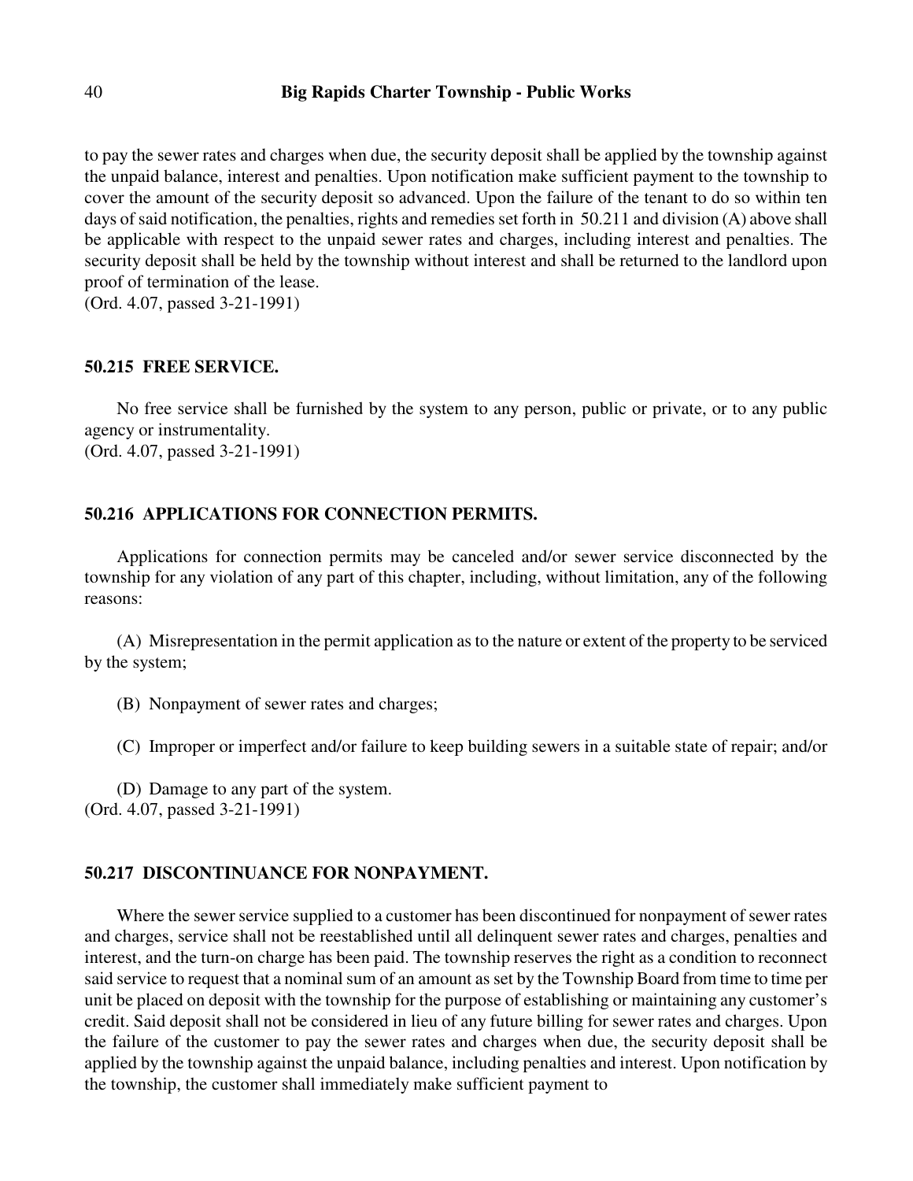to pay the sewer rates and charges when due, the security deposit shall be applied by the township against the unpaid balance, interest and penalties. Upon notification make sufficient payment to the township to cover the amount of the security deposit so advanced. Upon the failure of the tenant to do so within ten days of said notification, the penalties, rights and remedies set forth in 50.211 and division (A) above shall be applicable with respect to the unpaid sewer rates and charges, including interest and penalties. The security deposit shall be held by the township without interest and shall be returned to the landlord upon proof of termination of the lease.
(Ord. 4.07, passed 3-21-1991)

### 50.215 FREE SERVICE.

No free service shall be furnished by the system to any person, public or private, or to any public agency or instrumentality.
(Ord. 4.07, passed 3-21-1991)

### 50.216 APPLICATIONS FOR CONNECTION PERMITS.

Applications for connection permits may be canceled and/or sewer service disconnected by the township for any violation of any part of this chapter, including, without limitation, any of the following reasons:

(A) Misrepresentation in the permit application as to the nature or extent of the property to be serviced by the system;

(B) Nonpayment of sewer rates and charges;

(C) Improper or imperfect and/or failure to keep building sewers in a suitable state of repair; and/or

(D) Damage to any part of the system.
(Ord. 4.07, passed 3-21-1991)

### 50.217 DISCONTINUANCE FOR NONPAYMENT.

Where the sewer service supplied to a customer has been discontinued for nonpayment of sewer rates and charges, service shall not be reestablished until all delinquent sewer rates and charges, penalties and interest, and the turn-on charge has been paid. The township reserves the right as a condition to reconnect said service to request that a nominal sum of an amount as set by the Township Board from time to time per unit be placed on deposit with the township for the purpose of establishing or maintaining any customer's credit. Said deposit shall not be considered in lieu of any future billing for sewer rates and charges. Upon the failure of the customer to pay the sewer rates and charges when due, the security deposit shall be applied by the township against the unpaid balance, including penalties and interest. Upon notification by the township, the customer shall immediately make sufficient payment to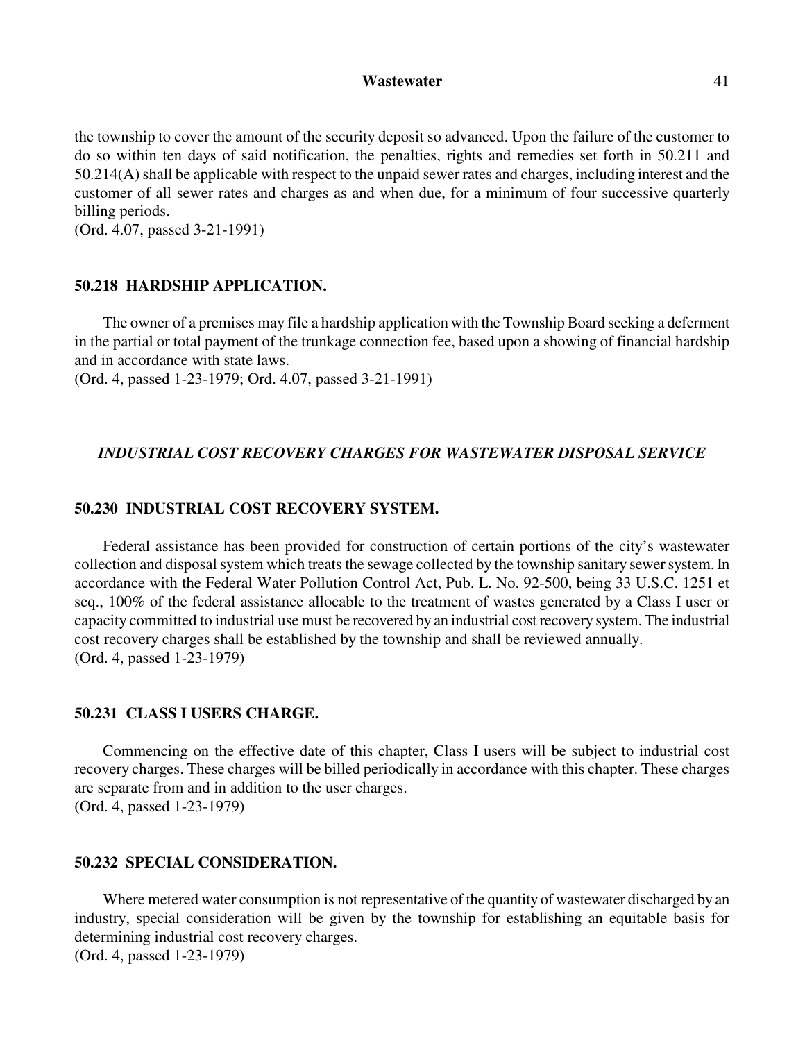the township to cover the amount of the security deposit so advanced. Upon the failure of the customer to do so within ten days of said notification, the penalties, rights and remedies set forth in 50.211 and 50.214(A) shall be applicable with respect to the unpaid sewer rates and charges, including interest and the customer of all sewer rates and charges as and when due, for a minimum of four successive quarterly billing periods.
(Ord. 4.07, passed 3-21-1991)

### 50.218 HARDSHIP APPLICATION.

The owner of a premises may file a hardship application with the Township Board seeking a deferment in the partial or total payment of the trunkage connection fee, based upon a showing of financial hardship and in accordance with state laws.
(Ord. 4, passed 1-23-1979; Ord. 4.07, passed 3-21-1991)

## *INDUSTRIAL COST RECOVERY CHARGES FOR WASTEWATER DISPOSAL SERVICE*

### 50.230 INDUSTRIAL COST RECOVERY SYSTEM.

Federal assistance has been provided for construction of certain portions of the city's wastewater collection and disposal system which treats the sewage collected by the township sanitary sewer system. In accordance with the Federal Water Pollution Control Act, Pub. L. No. 92-500, being 33 U.S.C. 1251 et seq., 100% of the federal assistance allocable to the treatment of wastes generated by a Class I user or capacity committed to industrial use must be recovered by an industrial cost recovery system. The industrial cost recovery charges shall be established by the township and shall be reviewed annually.
(Ord. 4, passed 1-23-1979)

### 50.231 CLASS I USERS CHARGE.

Commencing on the effective date of this chapter, Class I users will be subject to industrial cost recovery charges. These charges will be billed periodically in accordance with this chapter. These charges are separate from and in addition to the user charges.
(Ord. 4, passed 1-23-1979)

### 50.232 SPECIAL CONSIDERATION.

Where metered water consumption is not representative of the quantity of wastewater discharged by an industry, special consideration will be given by the township for establishing an equitable basis for determining industrial cost recovery charges.
(Ord. 4, passed 1-23-1979)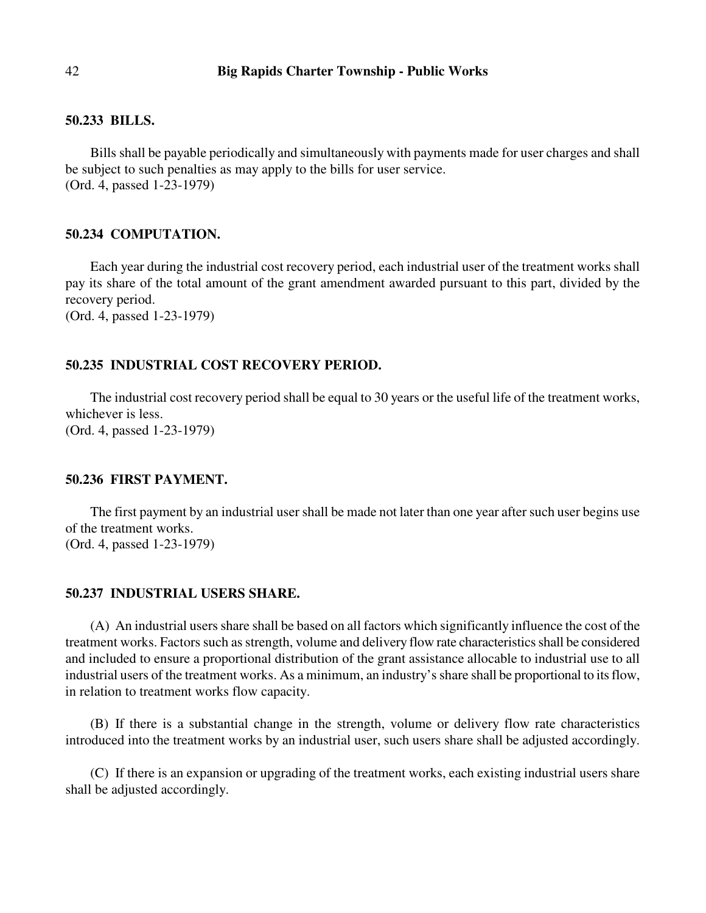### 50.233 BILLS.

Bills shall be payable periodically and simultaneously with payments made for user charges and shall be subject to such penalties as may apply to the bills for user service.
(Ord. 4, passed 1-23-1979)

### 50.234 COMPUTATION.

Each year during the industrial cost recovery period, each industrial user of the treatment works shall pay its share of the total amount of the grant amendment awarded pursuant to this part, divided by the recovery period.
(Ord. 4, passed 1-23-1979)

### 50.235 INDUSTRIAL COST RECOVERY PERIOD.

The industrial cost recovery period shall be equal to 30 years or the useful life of the treatment works, whichever is less.
(Ord. 4, passed 1-23-1979)

### 50.236 FIRST PAYMENT.

The first payment by an industrial user shall be made not later than one year after such user begins use of the treatment works.
(Ord. 4, passed 1-23-1979)

### 50.237 INDUSTRIAL USERS SHARE.

(A) An industrial users share shall be based on all factors which significantly influence the cost of the treatment works. Factors such as strength, volume and delivery flow rate characteristics shall be considered and included to ensure a proportional distribution of the grant assistance allocable to industrial use to all industrial users of the treatment works. As a minimum, an industry's share shall be proportional to its flow, in relation to treatment works flow capacity.

(B) If there is a substantial change in the strength, volume or delivery flow rate characteristics introduced into the treatment works by an industrial user, such users share shall be adjusted accordingly.

(C) If there is an expansion or upgrading of the treatment works, each existing industrial users share shall be adjusted accordingly.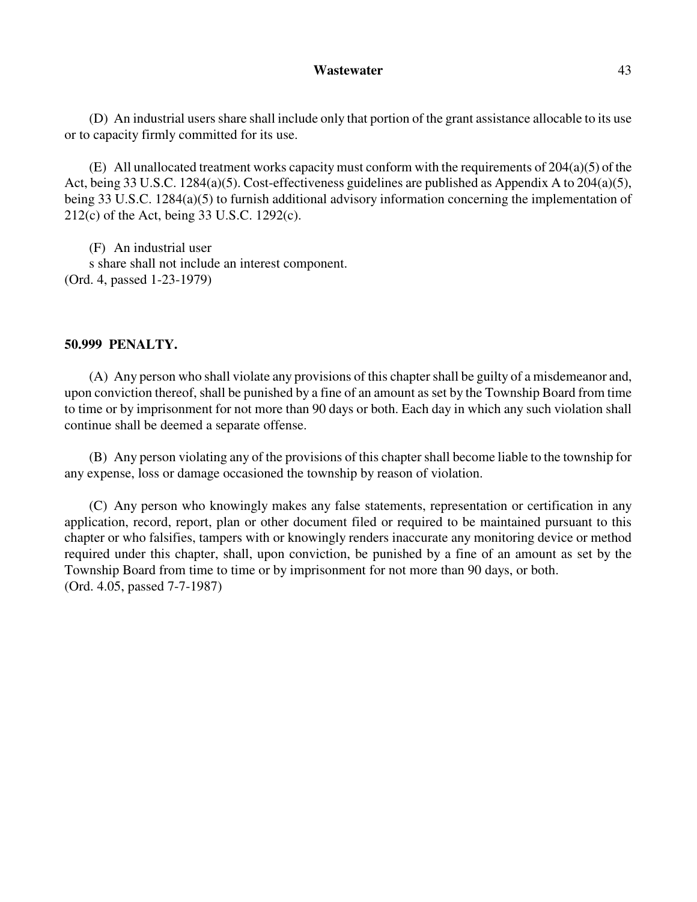(D) An industrial users share shall include only that portion of the grant assistance allocable to its use or to capacity firmly committed for its use.

(E) All unallocated treatment works capacity must conform with the requirements of 204(a)(5) of the Act, being 33 U.S.C. 1284(a)(5). Cost-effectiveness guidelines are published as Appendix A to 204(a)(5), being 33 U.S.C. 1284(a)(5) to furnish additional advisory information concerning the implementation of 212(c) of the Act, being 33 U.S.C. 1292(c).

(F) An industrial user
s share shall not include an interest component.
(Ord. 4, passed 1-23-1979)

## 50.999 PENALTY.

(A) Any person who shall violate any provisions of this chapter shall be guilty of a misdemeanor and, upon conviction thereof, shall be punished by a fine of an amount as set by the Township Board from time to time or by imprisonment for not more than 90 days or both. Each day in which any such violation shall continue shall be deemed a separate offense.

(B) Any person violating any of the provisions of this chapter shall become liable to the township for any expense, loss or damage occasioned the township by reason of violation.

(C) Any person who knowingly makes any false statements, representation or certification in any application, record, report, plan or other document filed or required to be maintained pursuant to this chapter or who falsifies, tampers with or knowingly renders inaccurate any monitoring device or method required under this chapter, shall, upon conviction, be punished by a fine of an amount as set by the Township Board from time to time or by imprisonment for not more than 90 days, or both.
(Ord. 4.05, passed 7-7-1987)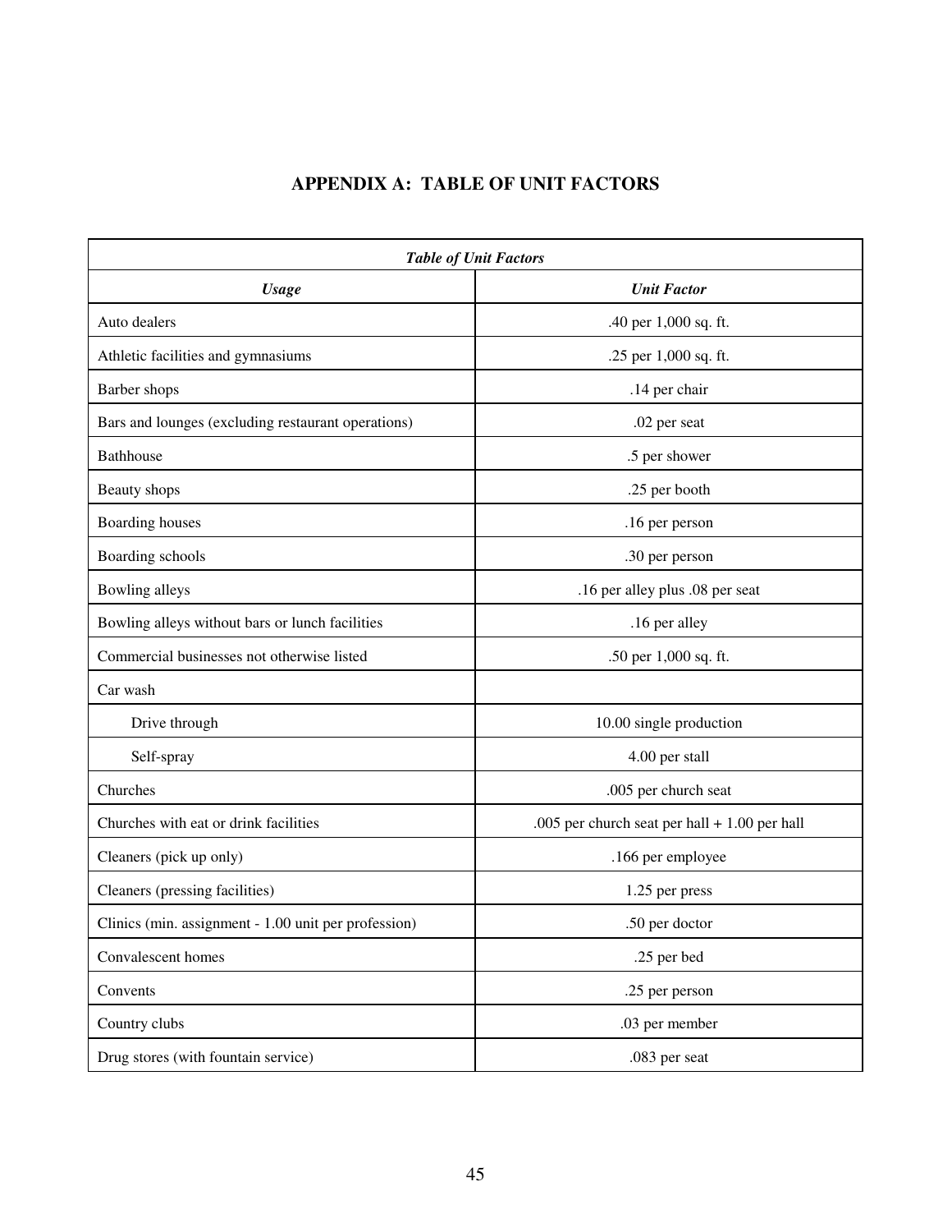# APPENDIX A: TABLE OF UNIT FACTORS

| *Table of Unit Factors* | |
|---|---|
| ***Usage*** | ***Unit Factor*** |
| Auto dealers | .40 per 1,000 sq. ft. |
| Athletic facilities and gymnasiums | .25 per 1,000 sq. ft. |
| Barber shops | .14 per chair |
| Bars and lounges (excluding restaurant operations) | .02 per seat |
| Bathhouse | .5 per shower |
| Beauty shops | .25 per booth |
| Boarding houses | .16 per person |
| Boarding schools | .30 per person |
| Bowling alleys | .16 per alley plus .08 per seat |
| Bowling alleys without bars or lunch facilities | .16 per alley |
| Commercial businesses not otherwise listed | .50 per 1,000 sq. ft. |
| Car wash | |
| Drive through | 10.00 single production |
| Self-spray | 4.00 per stall |
| Churches | .005 per church seat |
| Churches with eat or drink facilities | .005 per church seat per hall + 1.00 per hall |
| Cleaners (pick up only) | .166 per employee |
| Cleaners (pressing facilities) | 1.25 per press |
| Clinics (min. assignment - 1.00 unit per profession) | .50 per doctor |
| Convalescent homes | .25 per bed |
| Convents | .25 per person |
| Country clubs | .03 per member |
| Drug stores (with fountain service) | .083 per seat |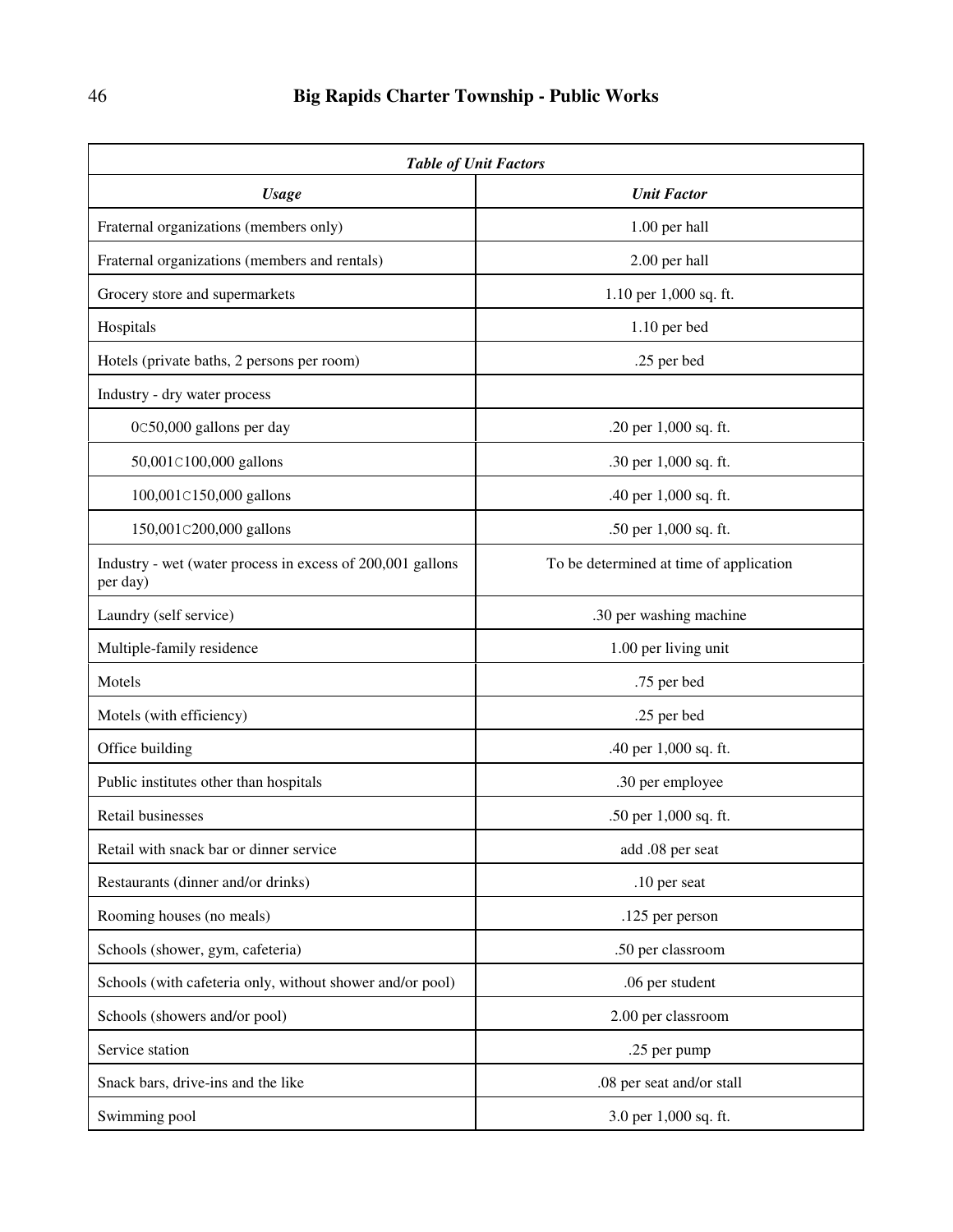| *Table of Unit Factors* | |
|---|---|
| ***Usage*** | ***Unit Factor*** |
| Fraternal organizations (members only) | 1.00 per hall |
| Fraternal organizations (members and rentals) | 2.00 per hall |
| Grocery store and supermarkets | 1.10 per 1,000 sq. ft. |
| Hospitals | 1.10 per bed |
| Hotels (private baths, 2 persons per room) | .25 per bed |
| Industry - dry water process | |
| 0C50,000 gallons per day | .20 per 1,000 sq. ft. |
| 50,001C100,000 gallons | .30 per 1,000 sq. ft. |
| 100,001C150,000 gallons | .40 per 1,000 sq. ft. |
| 150,001C200,000 gallons | .50 per 1,000 sq. ft. |
| Industry - wet (water process in excess of 200,001 gallons per day) | To be determined at time of application |
| Laundry (self service) | .30 per washing machine |
| Multiple-family residence | 1.00 per living unit |
| Motels | .75 per bed |
| Motels (with efficiency) | .25 per bed |
| Office building | .40 per 1,000 sq. ft. |
| Public institutes other than hospitals | .30 per employee |
| Retail businesses | .50 per 1,000 sq. ft. |
| Retail with snack bar or dinner service | add .08 per seat |
| Restaurants (dinner and/or drinks) | .10 per seat |
| Rooming houses (no meals) | .125 per person |
| Schools (shower, gym, cafeteria) | .50 per classroom |
| Schools (with cafeteria only, without shower and/or pool) | .06 per student |
| Schools (showers and/or pool) | 2.00 per classroom |
| Service station | .25 per pump |
| Snack bars, drive-ins and the like | .08 per seat and/or stall |
| Swimming pool | 3.0 per 1,000 sq. ft. |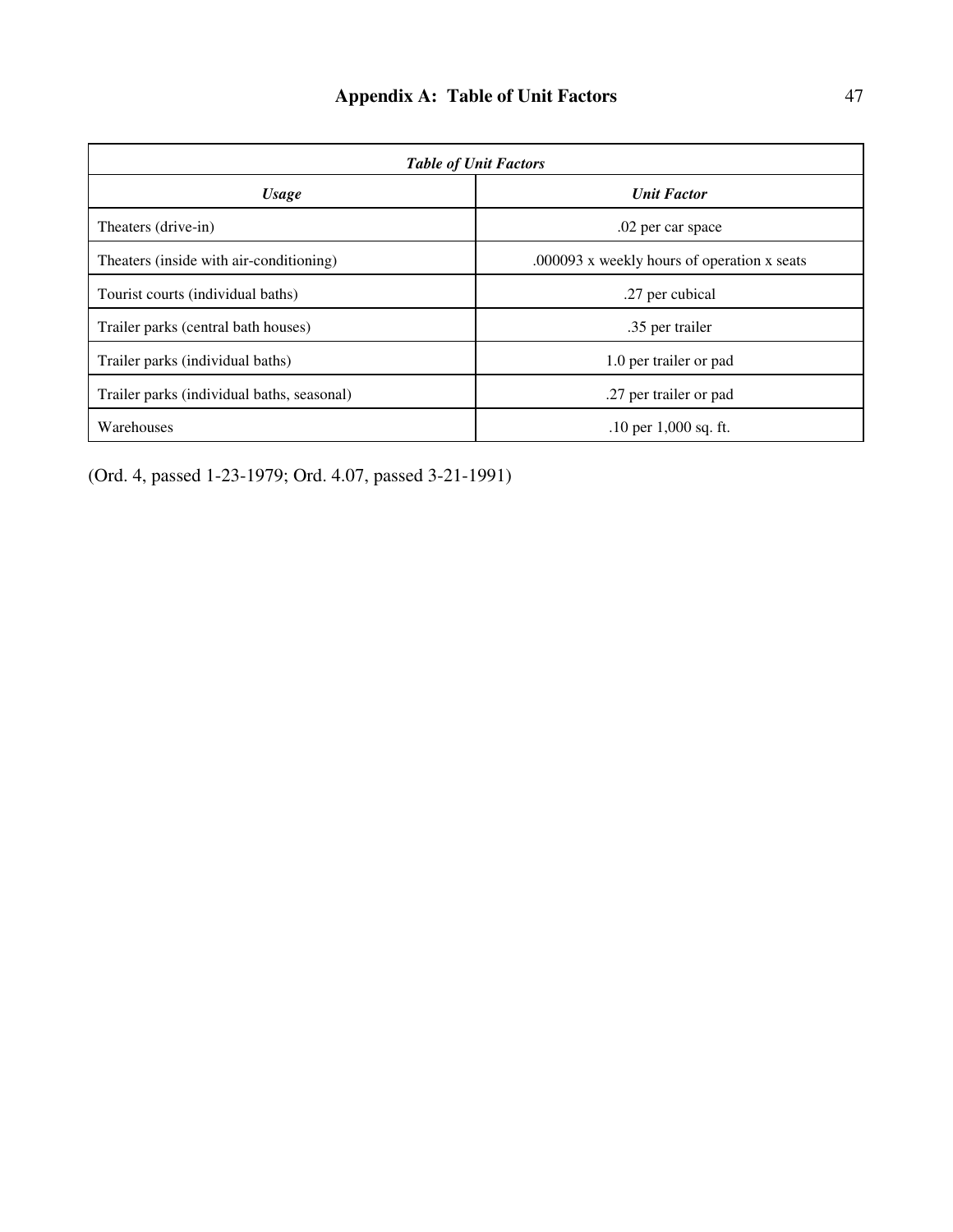## Appendix A: Table of Unit Factors

| *Table of Unit Factors* | |
|---|---|
| ***Usage*** | ***Unit Factor*** |
| Theaters (drive-in) | .02 per car space |
| Theaters (inside with air-conditioning) | .000093 x weekly hours of operation x seats |
| Tourist courts (individual baths) | .27 per cubical |
| Trailer parks (central bath houses) | .35 per trailer |
| Trailer parks (individual baths) | 1.0 per trailer or pad |
| Trailer parks (individual baths, seasonal) | .27 per trailer or pad |
| Warehouses | .10 per 1,000 sq. ft. |

(Ord. 4, passed 1-23-1979; Ord. 4.07, passed 3-21-1991)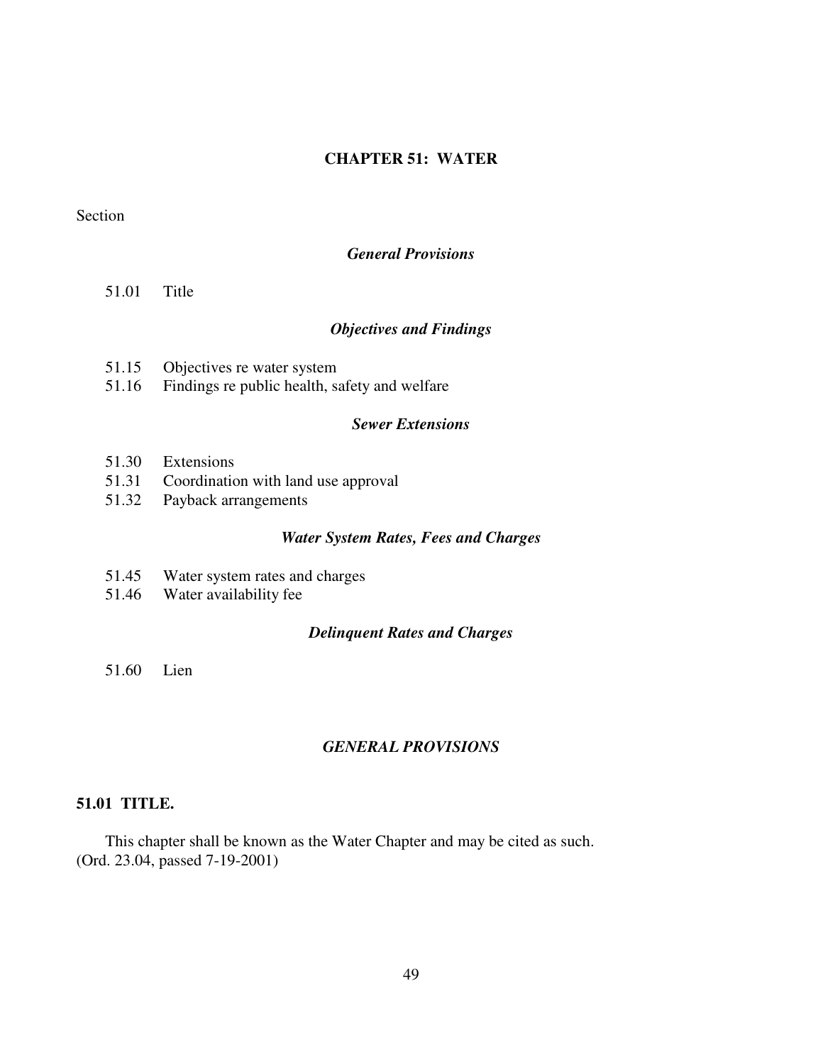# CHAPTER 51: WATER

Section

*General Provisions*

51.01 Title

*Objectives and Findings*

51.15 Objectives re water system
51.16 Findings re public health, safety and welfare

*Sewer Extensions*

51.30 Extensions
51.31 Coordination with land use approval
51.32 Payback arrangements

*Water System Rates, Fees and Charges*

51.45 Water system rates and charges
51.46 Water availability fee

*Delinquent Rates and Charges*

51.60 Lien

## *GENERAL PROVISIONS*

### 51.01 TITLE.

This chapter shall be known as the Water Chapter and may be cited as such.
(Ord. 23.04, passed 7-19-2001)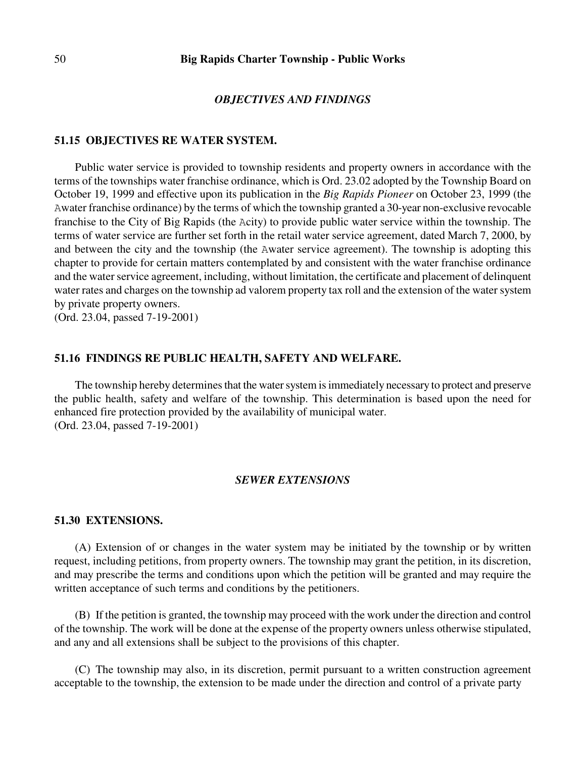### *OBJECTIVES AND FINDINGS*

#### 51.15 OBJECTIVES RE WATER SYSTEM.

Public water service is provided to township residents and property owners in accordance with the terms of the townships water franchise ordinance, which is Ord. 23.02 adopted by the Township Board on October 19, 1999 and effective upon its publication in the *Big Rapids Pioneer* on October 23, 1999 (the Awater franchise ordinance) by the terms of which the township granted a 30-year non-exclusive revocable franchise to the City of Big Rapids (the Acity) to provide public water service within the township. The terms of water service are further set forth in the retail water service agreement, dated March 7, 2000, by and between the city and the township (the Awater service agreement). The township is adopting this chapter to provide for certain matters contemplated by and consistent with the water franchise ordinance and the water service agreement, including, without limitation, the certificate and placement of delinquent water rates and charges on the township ad valorem property tax roll and the extension of the water system by private property owners.
(Ord. 23.04, passed 7-19-2001)

#### 51.16 FINDINGS RE PUBLIC HEALTH, SAFETY AND WELFARE.

The township hereby determines that the water system is immediately necessary to protect and preserve the public health, safety and welfare of the township. This determination is based upon the need for enhanced fire protection provided by the availability of municipal water.
(Ord. 23.04, passed 7-19-2001)

### *SEWER EXTENSIONS*

#### 51.30 EXTENSIONS.

(A) Extension of or changes in the water system may be initiated by the township or by written request, including petitions, from property owners. The township may grant the petition, in its discretion, and may prescribe the terms and conditions upon which the petition will be granted and may require the written acceptance of such terms and conditions by the petitioners.

(B) If the petition is granted, the township may proceed with the work under the direction and control of the township. The work will be done at the expense of the property owners unless otherwise stipulated, and any and all extensions shall be subject to the provisions of this chapter.

(C) The township may also, in its discretion, permit pursuant to a written construction agreement acceptable to the township, the extension to be made under the direction and control of a private party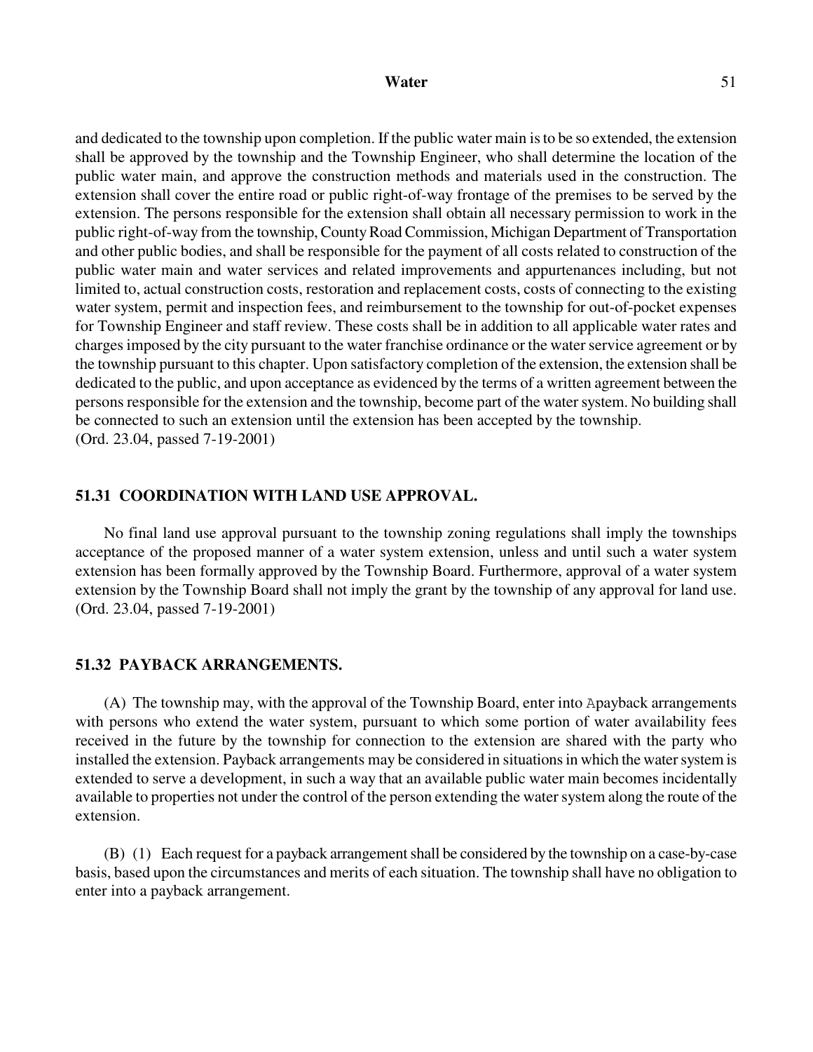and dedicated to the township upon completion. If the public water main is to be so extended, the extension shall be approved by the township and the Township Engineer, who shall determine the location of the public water main, and approve the construction methods and materials used in the construction. The extension shall cover the entire road or public right-of-way frontage of the premises to be served by the extension. The persons responsible for the extension shall obtain all necessary permission to work in the public right-of-way from the township, County Road Commission, Michigan Department of Transportation and other public bodies, and shall be responsible for the payment of all costs related to construction of the public water main and water services and related improvements and appurtenances including, but not limited to, actual construction costs, restoration and replacement costs, costs of connecting to the existing water system, permit and inspection fees, and reimbursement to the township for out-of-pocket expenses for Township Engineer and staff review. These costs shall be in addition to all applicable water rates and charges imposed by the city pursuant to the water franchise ordinance or the water service agreement or by the township pursuant to this chapter. Upon satisfactory completion of the extension, the extension shall be dedicated to the public, and upon acceptance as evidenced by the terms of a written agreement between the persons responsible for the extension and the township, become part of the water system. No building shall be connected to such an extension until the extension has been accepted by the township.
(Ord. 23.04, passed 7-19-2001)

### 51.31 COORDINATION WITH LAND USE APPROVAL.

No final land use approval pursuant to the township zoning regulations shall imply the townships acceptance of the proposed manner of a water system extension, unless and until such a water system extension has been formally approved by the Township Board. Furthermore, approval of a water system extension by the Township Board shall not imply the grant by the township of any approval for land use.
(Ord. 23.04, passed 7-19-2001)

### 51.32 PAYBACK ARRANGEMENTS.

(A) The township may, with the approval of the Township Board, enter into Apayback arrangements with persons who extend the water system, pursuant to which some portion of water availability fees received in the future by the township for connection to the extension are shared with the party who installed the extension. Payback arrangements may be considered in situations in which the water system is extended to serve a development, in such a way that an available public water main becomes incidentally available to properties not under the control of the person extending the water system along the route of the extension.

(B) (1) Each request for a payback arrangement shall be considered by the township on a case-by-case basis, based upon the circumstances and merits of each situation. The township shall have no obligation to enter into a payback arrangement.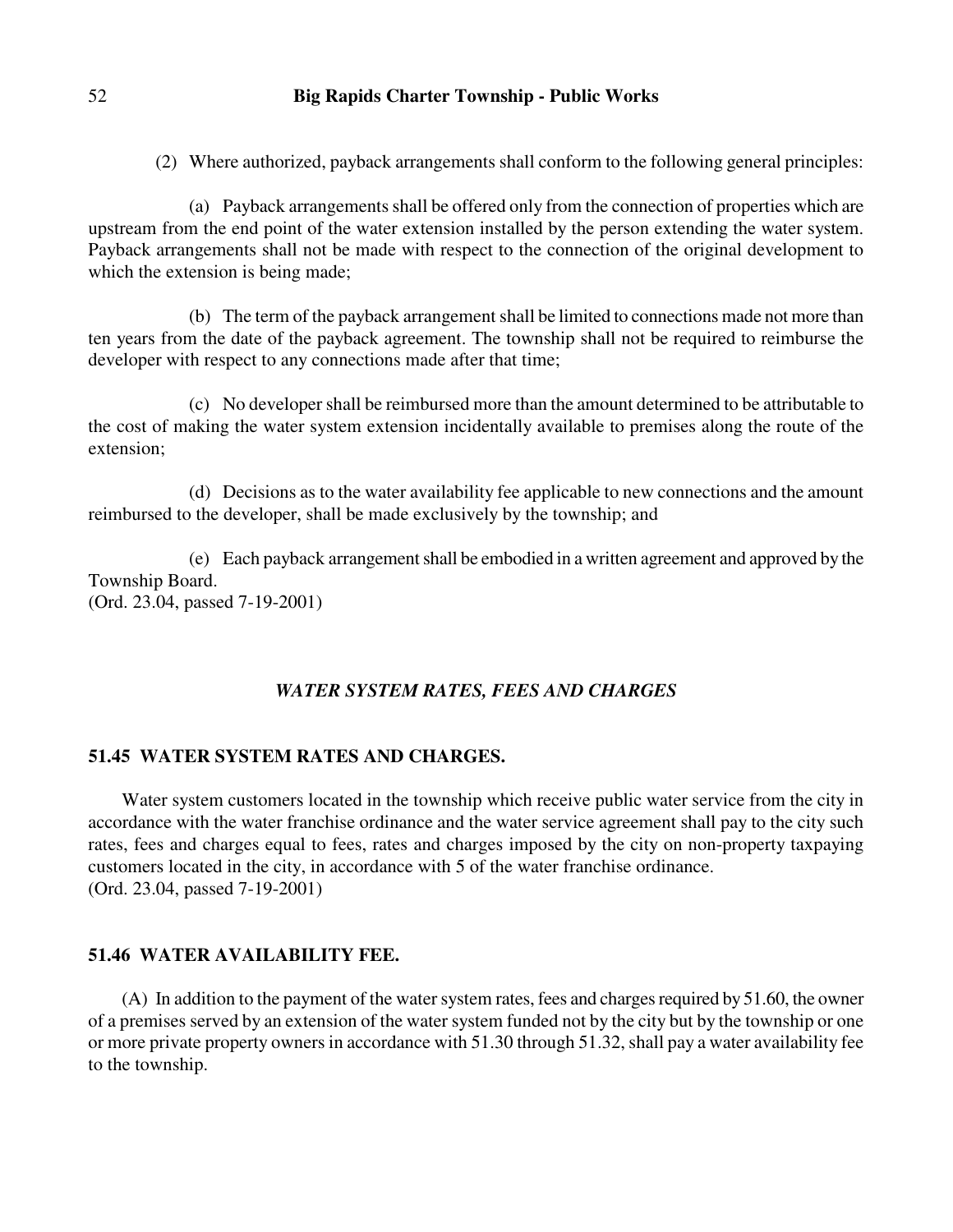(2) Where authorized, payback arrangements shall conform to the following general principles:

(a) Payback arrangements shall be offered only from the connection of properties which are upstream from the end point of the water extension installed by the person extending the water system. Payback arrangements shall not be made with respect to the connection of the original development to which the extension is being made;

(b) The term of the payback arrangement shall be limited to connections made not more than ten years from the date of the payback agreement. The township shall not be required to reimburse the developer with respect to any connections made after that time;

(c) No developer shall be reimbursed more than the amount determined to be attributable to the cost of making the water system extension incidentally available to premises along the route of the extension;

(d) Decisions as to the water availability fee applicable to new connections and the amount reimbursed to the developer, shall be made exclusively by the township; and

(e) Each payback arrangement shall be embodied in a written agreement and approved by the Township Board.
(Ord. 23.04, passed 7-19-2001)

## *WATER SYSTEM RATES, FEES AND CHARGES*

### 51.45 WATER SYSTEM RATES AND CHARGES.

Water system customers located in the township which receive public water service from the city in accordance with the water franchise ordinance and the water service agreement shall pay to the city such rates, fees and charges equal to fees, rates and charges imposed by the city on non-property taxpaying customers located in the city, in accordance with 5 of the water franchise ordinance.
(Ord. 23.04, passed 7-19-2001)

### 51.46 WATER AVAILABILITY FEE.

(A) In addition to the payment of the water system rates, fees and charges required by 51.60, the owner of a premises served by an extension of the water system funded not by the city but by the township or one or more private property owners in accordance with 51.30 through 51.32, shall pay a water availability fee to the township.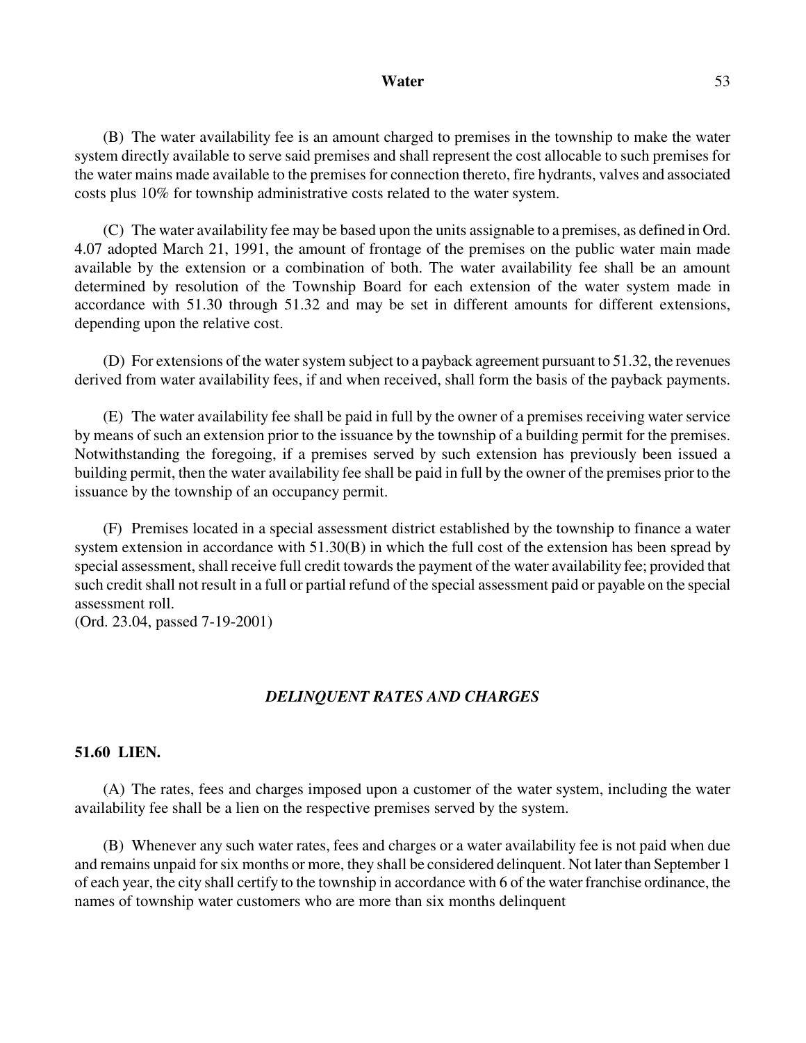(B) The water availability fee is an amount charged to premises in the township to make the water system directly available to serve said premises and shall represent the cost allocable to such premises for the water mains made available to the premises for connection thereto, fire hydrants, valves and associated costs plus 10% for township administrative costs related to the water system.

(C) The water availability fee may be based upon the units assignable to a premises, as defined in Ord. 4.07 adopted March 21, 1991, the amount of frontage of the premises on the public water main made available by the extension or a combination of both. The water availability fee shall be an amount determined by resolution of the Township Board for each extension of the water system made in accordance with 51.30 through 51.32 and may be set in different amounts for different extensions, depending upon the relative cost.

(D) For extensions of the water system subject to a payback agreement pursuant to 51.32, the revenues derived from water availability fees, if and when received, shall form the basis of the payback payments.

(E) The water availability fee shall be paid in full by the owner of a premises receiving water service by means of such an extension prior to the issuance by the township of a building permit for the premises. Notwithstanding the foregoing, if a premises served by such extension has previously been issued a building permit, then the water availability fee shall be paid in full by the owner of the premises prior to the issuance by the township of an occupancy permit.

(F) Premises located in a special assessment district established by the township to finance a water system extension in accordance with 51.30(B) in which the full cost of the extension has been spread by special assessment, shall receive full credit towards the payment of the water availability fee; provided that such credit shall not result in a full or partial refund of the special assessment paid or payable on the special assessment roll.
(Ord. 23.04, passed 7-19-2001)

## *DELINQUENT RATES AND CHARGES*

### **51.60 LIEN.**

(A) The rates, fees and charges imposed upon a customer of the water system, including the water availability fee shall be a lien on the respective premises served by the system.

(B) Whenever any such water rates, fees and charges or a water availability fee is not paid when due and remains unpaid for six months or more, they shall be considered delinquent. Not later than September 1 of each year, the city shall certify to the township in accordance with 6 of the water franchise ordinance, the names of township water customers who are more than six months delinquent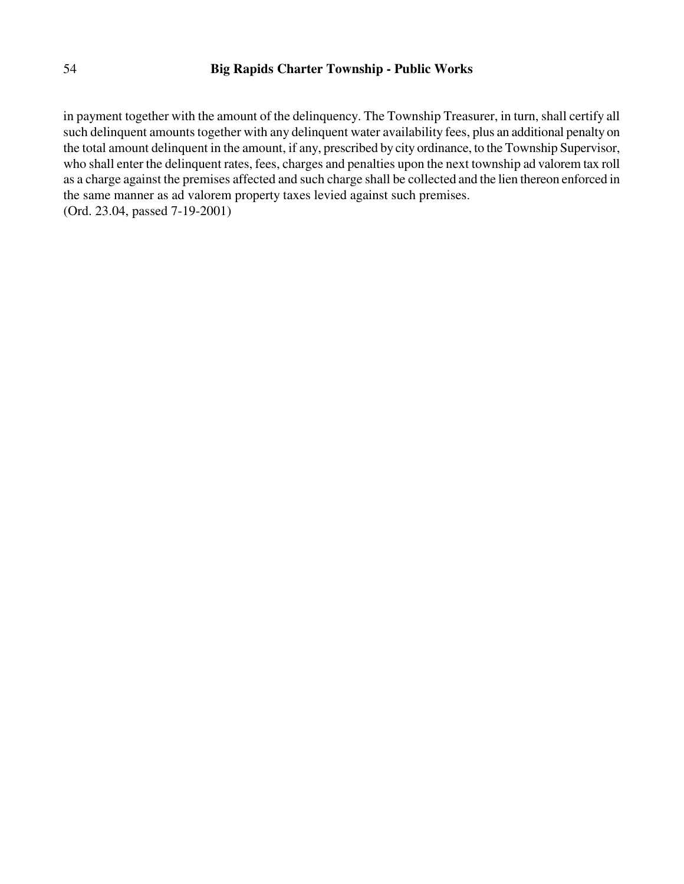in payment together with the amount of the delinquency. The Township Treasurer, in turn, shall certify all such delinquent amounts together with any delinquent water availability fees, plus an additional penalty on the total amount delinquent in the amount, if any, prescribed by city ordinance, to the Township Supervisor, who shall enter the delinquent rates, fees, charges and penalties upon the next township ad valorem tax roll as a charge against the premises affected and such charge shall be collected and the lien thereon enforced in the same manner as ad valorem property taxes levied against such premises.
(Ord. 23.04, passed 7-19-2001)